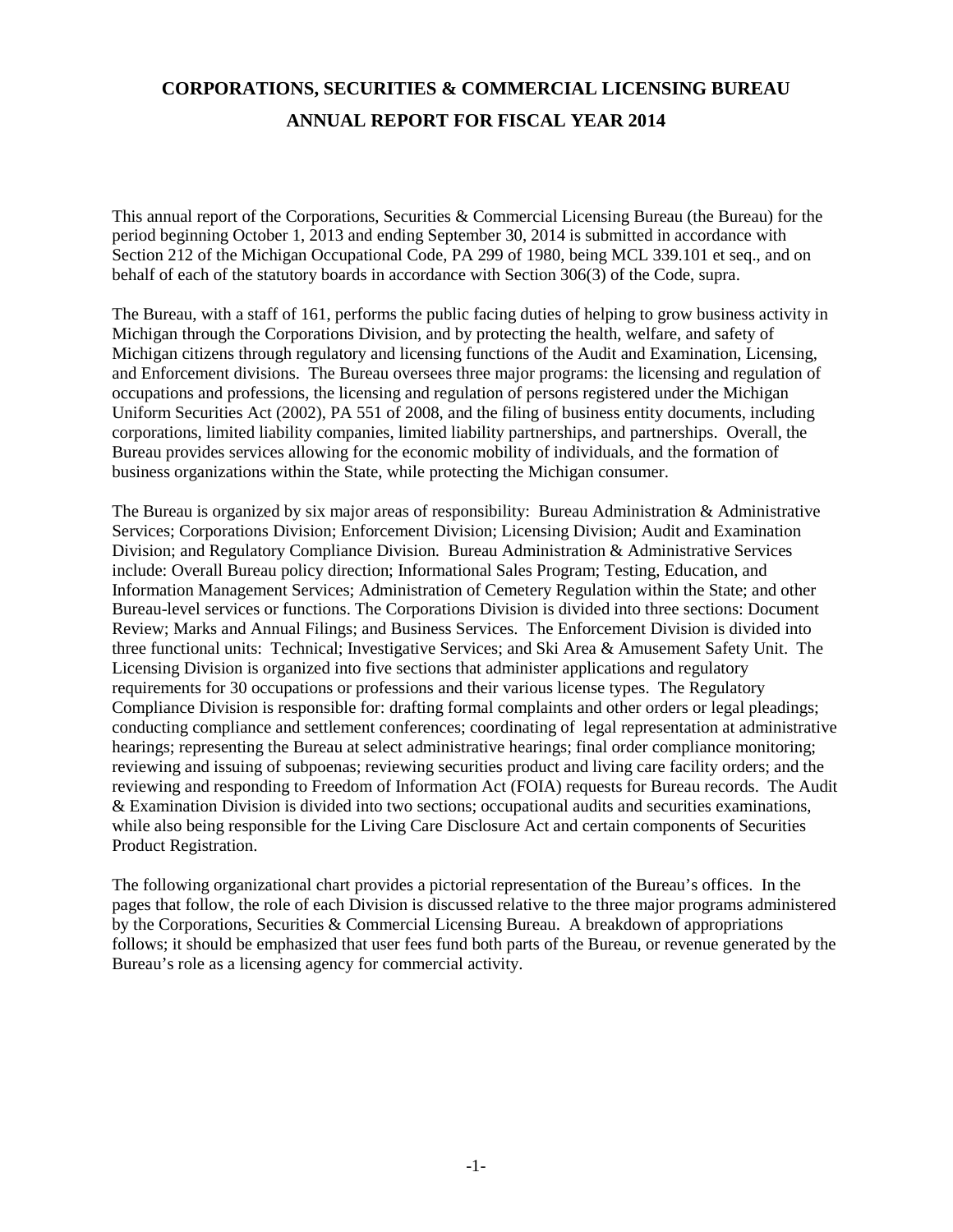# CORPORATIONS, SECURITIES & COMMERCIAL LICENSING BUREAU
# ANNUAL REPORT FOR FISCAL YEAR 2014

This annual report of the Corporations, Securities & Commercial Licensing Bureau (the Bureau) for the period beginning October 1, 2013 and ending September 30, 2014 is submitted in accordance with Section 212 of the Michigan Occupational Code, PA 299 of 1980, being MCL 339.101 et seq., and on behalf of each of the statutory boards in accordance with Section 306(3) of the Code, supra.

The Bureau, with a staff of 161, performs the public facing duties of helping to grow business activity in Michigan through the Corporations Division, and by protecting the health, welfare, and safety of Michigan citizens through regulatory and licensing functions of the Audit and Examination, Licensing, and Enforcement divisions. The Bureau oversees three major programs: the licensing and regulation of occupations and professions, the licensing and regulation of persons registered under the Michigan Uniform Securities Act (2002), PA 551 of 2008, and the filing of business entity documents, including corporations, limited liability companies, limited liability partnerships, and partnerships. Overall, the Bureau provides services allowing for the economic mobility of individuals, and the formation of business organizations within the State, while protecting the Michigan consumer.

The Bureau is organized by six major areas of responsibility: Bureau Administration & Administrative Services; Corporations Division; Enforcement Division; Licensing Division; Audit and Examination Division; and Regulatory Compliance Division. Bureau Administration & Administrative Services include: Overall Bureau policy direction; Informational Sales Program; Testing, Education, and Information Management Services; Administration of Cemetery Regulation within the State; and other Bureau-level services or functions. The Corporations Division is divided into three sections: Document Review; Marks and Annual Filings; and Business Services. The Enforcement Division is divided into three functional units: Technical; Investigative Services; and Ski Area & Amusement Safety Unit. The Licensing Division is organized into five sections that administer applications and regulatory requirements for 30 occupations or professions and their various license types. The Regulatory Compliance Division is responsible for: drafting formal complaints and other orders or legal pleadings; conducting compliance and settlement conferences; coordinating of legal representation at administrative hearings; representing the Bureau at select administrative hearings; final order compliance monitoring; reviewing and issuing of subpoenas; reviewing securities product and living care facility orders; and the reviewing and responding to Freedom of Information Act (FOIA) requests for Bureau records. The Audit & Examination Division is divided into two sections; occupational audits and securities examinations, while also being responsible for the Living Care Disclosure Act and certain components of Securities Product Registration.

The following organizational chart provides a pictorial representation of the Bureau's offices. In the pages that follow, the role of each Division is discussed relative to the three major programs administered by the Corporations, Securities & Commercial Licensing Bureau. A breakdown of appropriations follows; it should be emphasized that user fees fund both parts of the Bureau, or revenue generated by the Bureau's role as a licensing agency for commercial activity.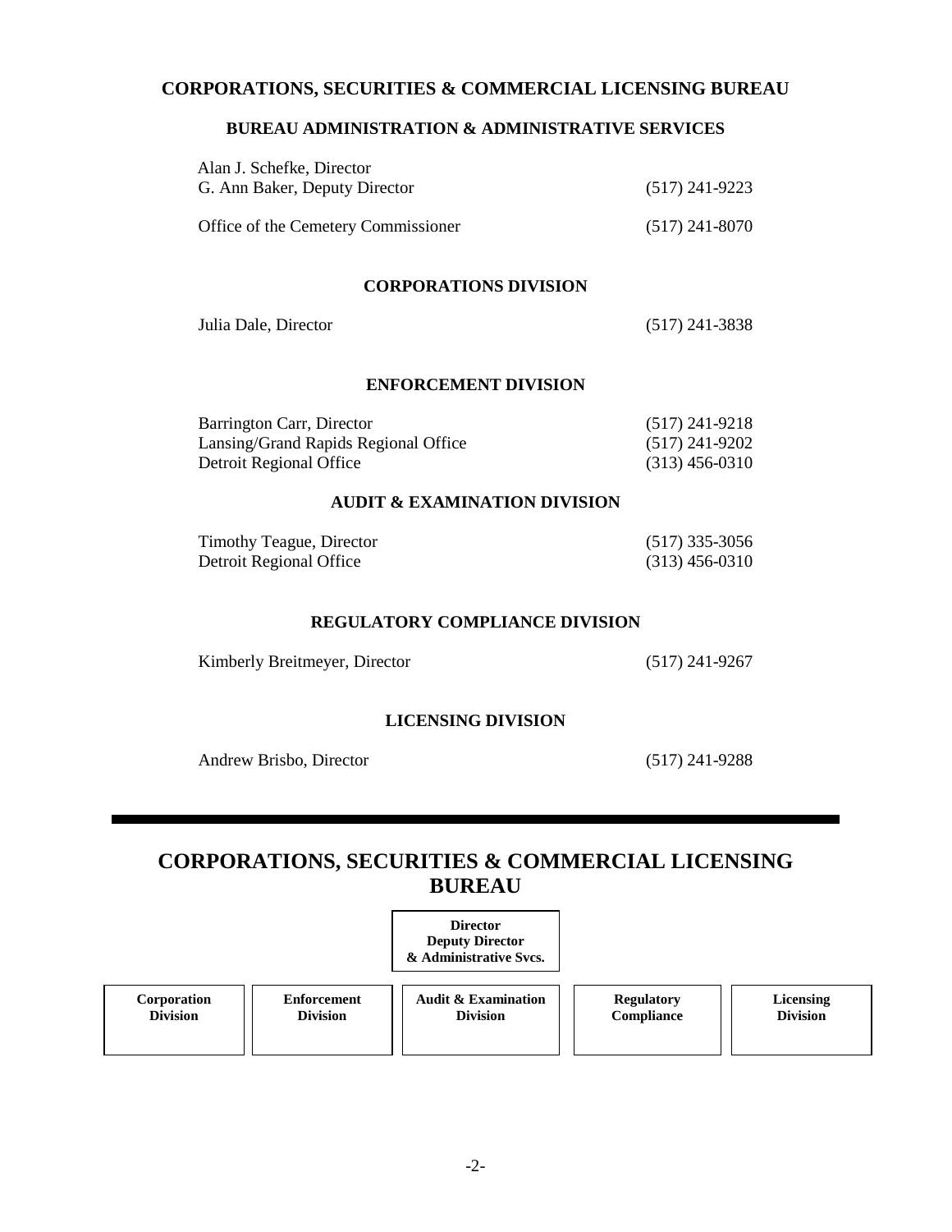# CORPORATIONS, SECURITIES & COMMERCIAL LICENSING BUREAU

## BUREAU ADMINISTRATION & ADMINISTRATIVE SERVICES

| | |
|---|---|
| Alan J. Schefke, Director | |
| G. Ann Baker, Deputy Director | (517) 241-9223 |
| Office of the Cemetery Commissioner | (517) 241-8070 |

## CORPORATIONS DIVISION

| | |
|---|---|
| Julia Dale, Director | (517) 241-3838 |

## ENFORCEMENT DIVISION

| | |
|---|---|
| Barrington Carr, Director | (517) 241-9218 |
| Lansing/Grand Rapids Regional Office | (517) 241-9202 |
| Detroit Regional Office | (313) 456-0310 |

## AUDIT & EXAMINATION DIVISION

| | |
|---|---|
| Timothy Teague, Director | (517) 335-3056 |
| Detroit Regional Office | (313) 456-0310 |

## REGULATORY COMPLIANCE DIVISION

| | |
|---|---|
| Kimberly Breitmeyer, Director | (517) 241-9267 |

## LICENSING DIVISION

| | |
|---|---|
| Andrew Brisbo, Director | (517) 241-9288 |

---

# CORPORATIONS, SECURITIES & COMMERCIAL LICENSING BUREAU

**Director**
**Deputy Director**
**& Administrative Svcs.**

| Corporation Division | Enforcement Division | Audit & Examination Division | Regulatory Compliance | Licensing Division |
|---|---|---|---|---|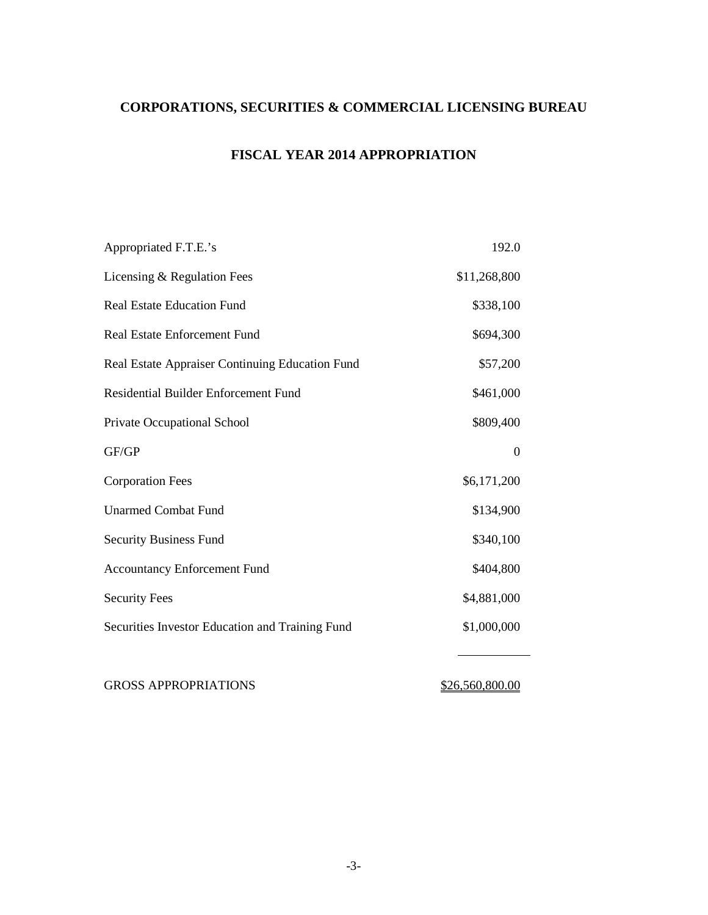# CORPORATIONS, SECURITIES & COMMERCIAL LICENSING BUREAU

## FISCAL YEAR 2014 APPROPRIATION

| | |
|---|---:|
| Appropriated F.T.E.'s | 192.0 |
| Licensing & Regulation Fees | $11,268,800 |
| Real Estate Education Fund | $338,100 |
| Real Estate Enforcement Fund | $694,300 |
| Real Estate Appraiser Continuing Education Fund | $57,200 |
| Residential Builder Enforcement Fund | $461,000 |
| Private Occupational School | $809,400 |
| GF/GP | 0 |
| Corporation Fees | $6,171,200 |
| Unarmed Combat Fund | $134,900 |
| Security Business Fund | $340,100 |
| Accountancy Enforcement Fund | $404,800 |
| Security Fees | $4,881,000 |
| Securities Investor Education and Training Fund | $1,000,000 |
| GROSS APPROPRIATIONS | $26,560,800.00 |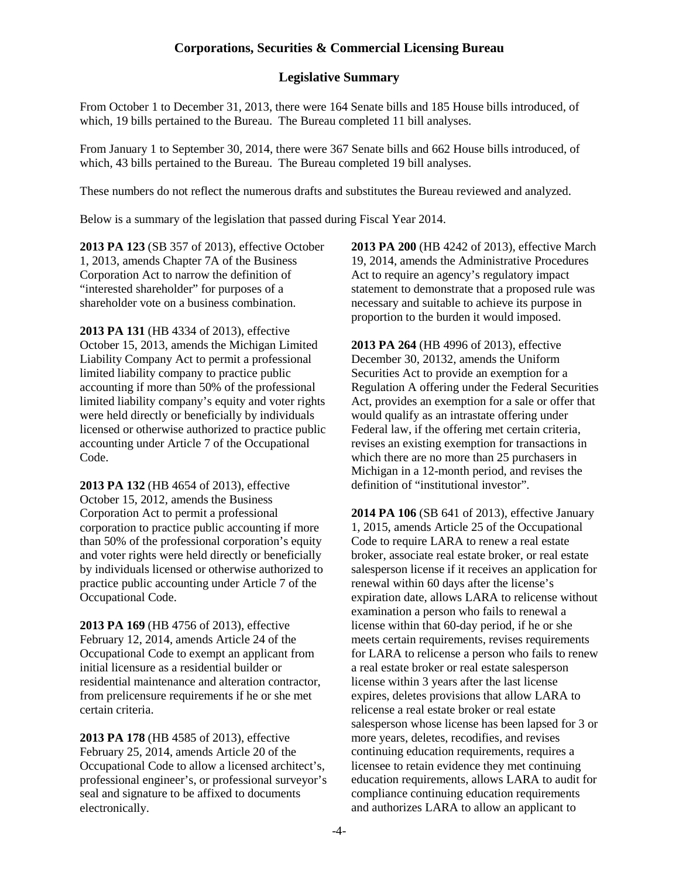## Corporations, Securities & Commercial Licensing Bureau

### Legislative Summary

From October 1 to December 31, 2013, there were 164 Senate bills and 185 House bills introduced, of which, 19 bills pertained to the Bureau. The Bureau completed 11 bill analyses.

From January 1 to September 30, 2014, there were 367 Senate bills and 662 House bills introduced, of which, 43 bills pertained to the Bureau. The Bureau completed 19 bill analyses.

These numbers do not reflect the numerous drafts and substitutes the Bureau reviewed and analyzed.

Below is a summary of the legislation that passed during Fiscal Year 2014.

**2013 PA 123** (SB 357 of 2013), effective October 1, 2013, amends Chapter 7A of the Business Corporation Act to narrow the definition of "interested shareholder" for purposes of a shareholder vote on a business combination.

**2013 PA 131** (HB 4334 of 2013), effective October 15, 2013, amends the Michigan Limited Liability Company Act to permit a professional limited liability company to practice public accounting if more than 50% of the professional limited liability company's equity and voter rights were held directly or beneficially by individuals licensed or otherwise authorized to practice public accounting under Article 7 of the Occupational Code.

**2013 PA 132** (HB 4654 of 2013), effective October 15, 2012, amends the Business Corporation Act to permit a professional corporation to practice public accounting if more than 50% of the professional corporation's equity and voter rights were held directly or beneficially by individuals licensed or otherwise authorized to practice public accounting under Article 7 of the Occupational Code.

**2013 PA 169** (HB 4756 of 2013), effective February 12, 2014, amends Article 24 of the Occupational Code to exempt an applicant from initial licensure as a residential builder or residential maintenance and alteration contractor, from prelicensure requirements if he or she met certain criteria.

**2013 PA 178** (HB 4585 of 2013), effective February 25, 2014, amends Article 20 of the Occupational Code to allow a licensed architect's, professional engineer's, or professional surveyor's seal and signature to be affixed to documents electronically.

**2013 PA 200** (HB 4242 of 2013), effective March 19, 2014, amends the Administrative Procedures Act to require an agency's regulatory impact statement to demonstrate that a proposed rule was necessary and suitable to achieve its purpose in proportion to the burden it would imposed.

**2013 PA 264** (HB 4996 of 2013), effective December 30, 20132, amends the Uniform Securities Act to provide an exemption for a Regulation A offering under the Federal Securities Act, provides an exemption for a sale or offer that would qualify as an intrastate offering under Federal law, if the offering met certain criteria, revises an existing exemption for transactions in which there are no more than 25 purchasers in Michigan in a 12-month period, and revises the definition of "institutional investor".

**2014 PA 106** (SB 641 of 2013), effective January 1, 2015, amends Article 25 of the Occupational Code to require LARA to renew a real estate broker, associate real estate broker, or real estate salesperson license if it receives an application for renewal within 60 days after the license's expiration date, allows LARA to relicense without examination a person who fails to renewal a license within that 60-day period, if he or she meets certain requirements, revises requirements for LARA to relicense a person who fails to renew a real estate broker or real estate salesperson license within 3 years after the last license expires, deletes provisions that allow LARA to relicense a real estate broker or real estate salesperson whose license has been lapsed for 3 or more years, deletes, recodifies, and revises continuing education requirements, requires a licensee to retain evidence they met continuing education requirements, allows LARA to audit for compliance continuing education requirements and authorizes LARA to allow an applicant to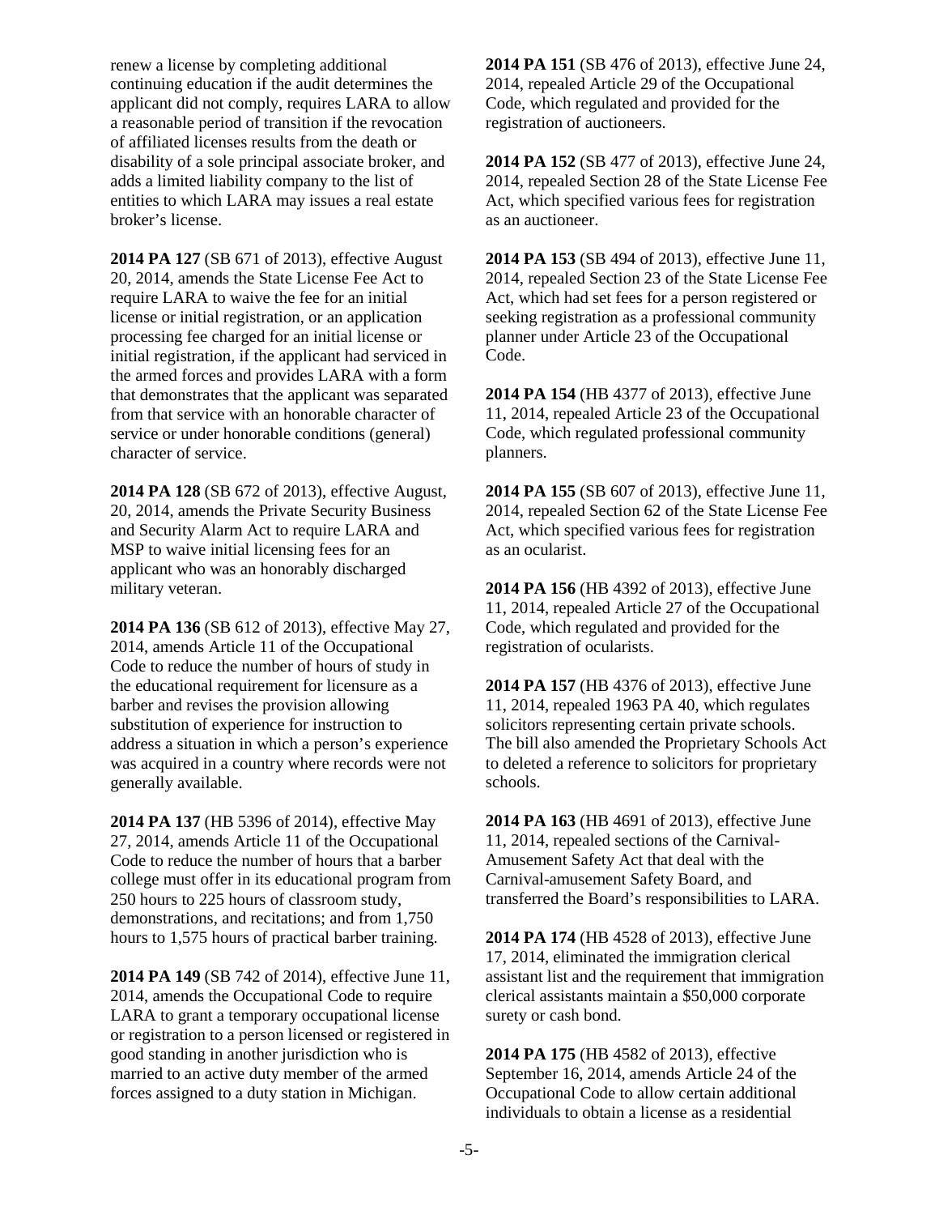renew a license by completing additional continuing education if the audit determines the applicant did not comply, requires LARA to allow a reasonable period of transition if the revocation of affiliated licenses results from the death or disability of a sole principal associate broker, and adds a limited liability company to the list of entities to which LARA may issues a real estate broker's license.

**2014 PA 127** (SB 671 of 2013), effective August 20, 2014, amends the State License Fee Act to require LARA to waive the fee for an initial license or initial registration, or an application processing fee charged for an initial license or initial registration, if the applicant had serviced in the armed forces and provides LARA with a form that demonstrates that the applicant was separated from that service with an honorable character of service or under honorable conditions (general) character of service.

**2014 PA 128** (SB 672 of 2013), effective August, 20, 2014, amends the Private Security Business and Security Alarm Act to require LARA and MSP to waive initial licensing fees for an applicant who was an honorably discharged military veteran.

**2014 PA 136** (SB 612 of 2013), effective May 27, 2014, amends Article 11 of the Occupational Code to reduce the number of hours of study in the educational requirement for licensure as a barber and revises the provision allowing substitution of experience for instruction to address a situation in which a person's experience was acquired in a country where records were not generally available.

**2014 PA 137** (HB 5396 of 2014), effective May 27, 2014, amends Article 11 of the Occupational Code to reduce the number of hours that a barber college must offer in its educational program from 250 hours to 225 hours of classroom study, demonstrations, and recitations; and from 1,750 hours to 1,575 hours of practical barber training.

**2014 PA 149** (SB 742 of 2014), effective June 11, 2014, amends the Occupational Code to require LARA to grant a temporary occupational license or registration to a person licensed or registered in good standing in another jurisdiction who is married to an active duty member of the armed forces assigned to a duty station in Michigan.

**2014 PA 151** (SB 476 of 2013), effective June 24, 2014, repealed Article 29 of the Occupational Code, which regulated and provided for the registration of auctioneers.

**2014 PA 152** (SB 477 of 2013), effective June 24, 2014, repealed Section 28 of the State License Fee Act, which specified various fees for registration as an auctioneer.

**2014 PA 153** (SB 494 of 2013), effective June 11, 2014, repealed Section 23 of the State License Fee Act, which had set fees for a person registered or seeking registration as a professional community planner under Article 23 of the Occupational Code.

**2014 PA 154** (HB 4377 of 2013), effective June 11, 2014, repealed Article 23 of the Occupational Code, which regulated professional community planners.

**2014 PA 155** (SB 607 of 2013), effective June 11, 2014, repealed Section 62 of the State License Fee Act, which specified various fees for registration as an ocularist.

**2014 PA 156** (HB 4392 of 2013), effective June 11, 2014, repealed Article 27 of the Occupational Code, which regulated and provided for the registration of ocularists.

**2014 PA 157** (HB 4376 of 2013), effective June 11, 2014, repealed 1963 PA 40, which regulates solicitors representing certain private schools. The bill also amended the Proprietary Schools Act to deleted a reference to solicitors for proprietary schools.

**2014 PA 163** (HB 4691 of 2013), effective June 11, 2014, repealed sections of the Carnival-Amusement Safety Act that deal with the Carnival-amusement Safety Board, and transferred the Board's responsibilities to LARA.

**2014 PA 174** (HB 4528 of 2013), effective June 17, 2014, eliminated the immigration clerical assistant list and the requirement that immigration clerical assistants maintain a $50,000 corporate surety or cash bond.

**2014 PA 175** (HB 4582 of 2013), effective September 16, 2014, amends Article 24 of the Occupational Code to allow certain additional individuals to obtain a license as a residential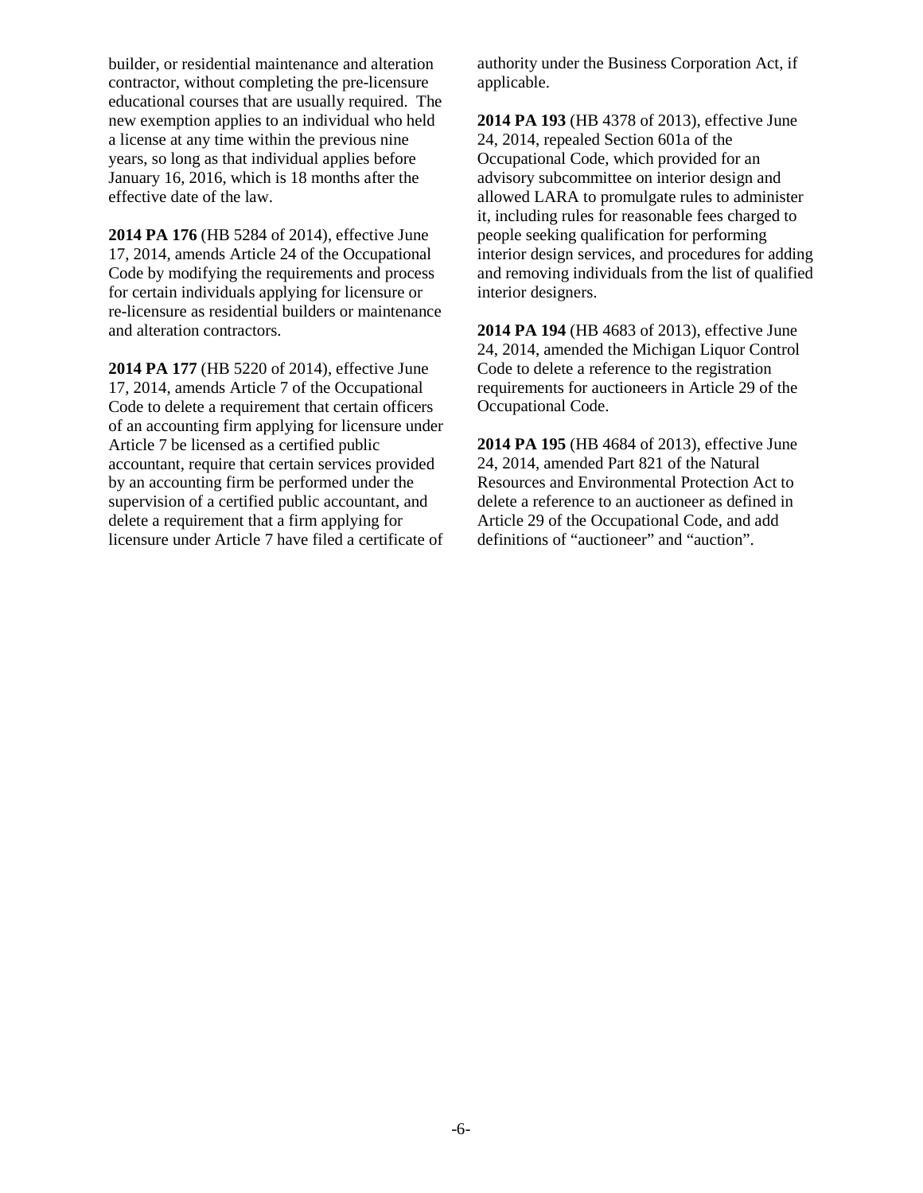builder, or residential maintenance and alteration contractor, without completing the pre-licensure educational courses that are usually required. The new exemption applies to an individual who held a license at any time within the previous nine years, so long as that individual applies before January 16, 2016, which is 18 months after the effective date of the law.

**2014 PA 176** (HB 5284 of 2014), effective June 17, 2014, amends Article 24 of the Occupational Code by modifying the requirements and process for certain individuals applying for licensure or re-licensure as residential builders or maintenance and alteration contractors.

**2014 PA 177** (HB 5220 of 2014), effective June 17, 2014, amends Article 7 of the Occupational Code to delete a requirement that certain officers of an accounting firm applying for licensure under Article 7 be licensed as a certified public accountant, require that certain services provided by an accounting firm be performed under the supervision of a certified public accountant, and delete a requirement that a firm applying for licensure under Article 7 have filed a certificate of authority under the Business Corporation Act, if applicable.

**2014 PA 193** (HB 4378 of 2013), effective June 24, 2014, repealed Section 601a of the Occupational Code, which provided for an advisory subcommittee on interior design and allowed LARA to promulgate rules to administer it, including rules for reasonable fees charged to people seeking qualification for performing interior design services, and procedures for adding and removing individuals from the list of qualified interior designers.

**2014 PA 194** (HB 4683 of 2013), effective June 24, 2014, amended the Michigan Liquor Control Code to delete a reference to the registration requirements for auctioneers in Article 29 of the Occupational Code.

**2014 PA 195** (HB 4684 of 2013), effective June 24, 2014, amended Part 821 of the Natural Resources and Environmental Protection Act to delete a reference to an auctioneer as defined in Article 29 of the Occupational Code, and add definitions of "auctioneer" and "auction".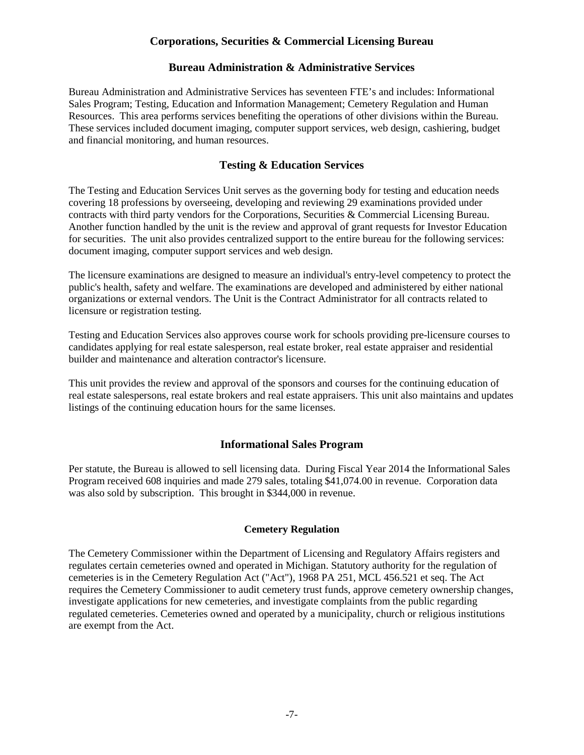# Corporations, Securities & Commercial Licensing Bureau

## Bureau Administration & Administrative Services

Bureau Administration and Administrative Services has seventeen FTE's and includes: Informational Sales Program; Testing, Education and Information Management; Cemetery Regulation and Human Resources. This area performs services benefiting the operations of other divisions within the Bureau. These services included document imaging, computer support services, web design, cashiering, budget and financial monitoring, and human resources.

## Testing & Education Services

The Testing and Education Services Unit serves as the governing body for testing and education needs covering 18 professions by overseeing, developing and reviewing 29 examinations provided under contracts with third party vendors for the Corporations, Securities & Commercial Licensing Bureau. Another function handled by the unit is the review and approval of grant requests for Investor Education for securities. The unit also provides centralized support to the entire bureau for the following services: document imaging, computer support services and web design.

The licensure examinations are designed to measure an individual's entry-level competency to protect the public's health, safety and welfare. The examinations are developed and administered by either national organizations or external vendors. The Unit is the Contract Administrator for all contracts related to licensure or registration testing.

Testing and Education Services also approves course work for schools providing pre-licensure courses to candidates applying for real estate salesperson, real estate broker, real estate appraiser and residential builder and maintenance and alteration contractor's licensure.

This unit provides the review and approval of the sponsors and courses for the continuing education of real estate salespersons, real estate brokers and real estate appraisers. This unit also maintains and updates listings of the continuing education hours for the same licenses.

## Informational Sales Program

Per statute, the Bureau is allowed to sell licensing data. During Fiscal Year 2014 the Informational Sales Program received 608 inquiries and made 279 sales, totaling $41,074.00 in revenue. Corporation data was also sold by subscription. This brought in $344,000 in revenue.

### Cemetery Regulation

The Cemetery Commissioner within the Department of Licensing and Regulatory Affairs registers and regulates certain cemeteries owned and operated in Michigan. Statutory authority for the regulation of cemeteries is in the Cemetery Regulation Act ("Act"), 1968 PA 251, MCL 456.521 et seq. The Act requires the Cemetery Commissioner to audit cemetery trust funds, approve cemetery ownership changes, investigate applications for new cemeteries, and investigate complaints from the public regarding regulated cemeteries. Cemeteries owned and operated by a municipality, church or religious institutions are exempt from the Act.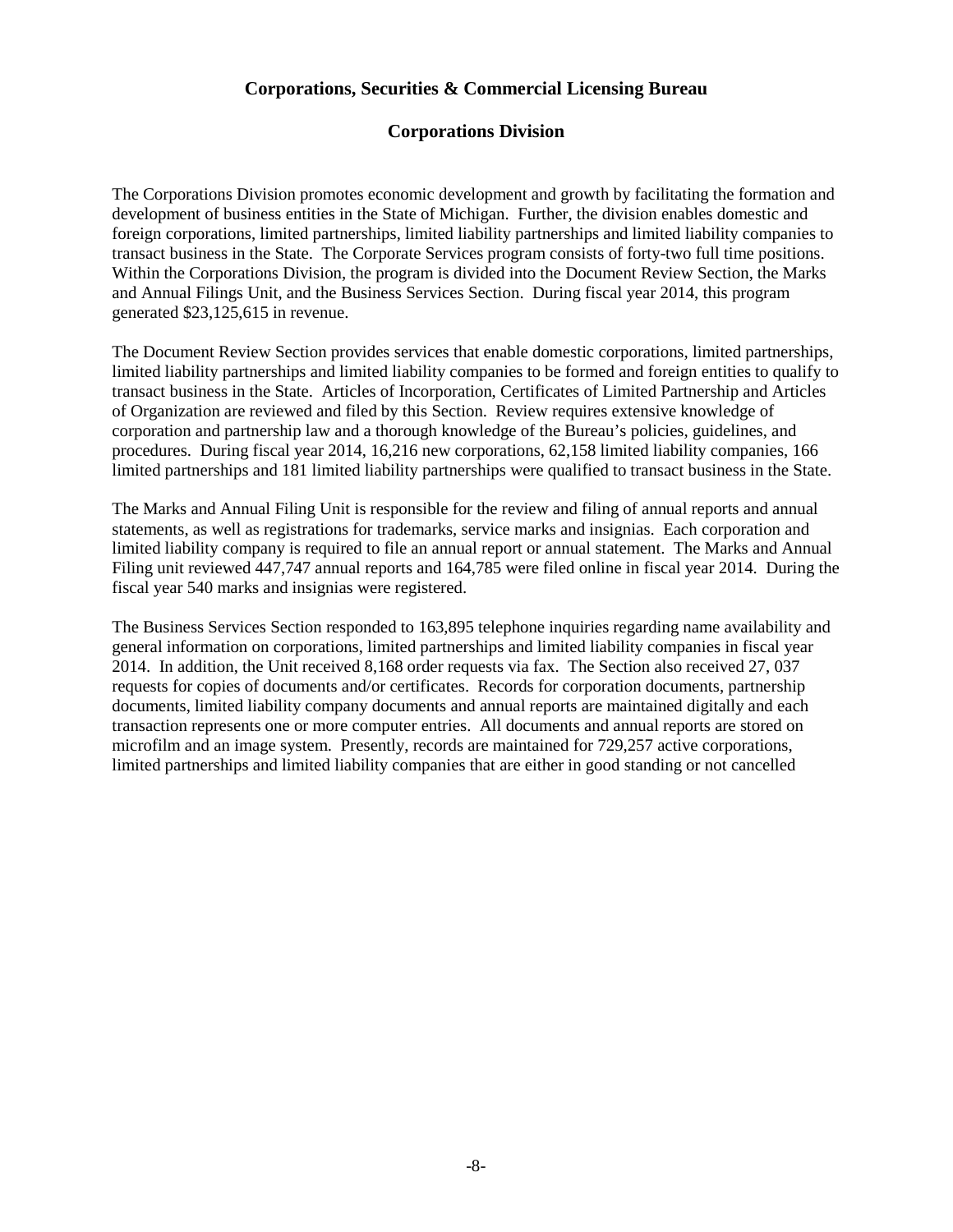## Corporations, Securities & Commercial Licensing Bureau

### Corporations Division

The Corporations Division promotes economic development and growth by facilitating the formation and development of business entities in the State of Michigan. Further, the division enables domestic and foreign corporations, limited partnerships, limited liability partnerships and limited liability companies to transact business in the State. The Corporate Services program consists of forty-two full time positions. Within the Corporations Division, the program is divided into the Document Review Section, the Marks and Annual Filings Unit, and the Business Services Section. During fiscal year 2014, this program generated $23,125,615 in revenue.

The Document Review Section provides services that enable domestic corporations, limited partnerships, limited liability partnerships and limited liability companies to be formed and foreign entities to qualify to transact business in the State. Articles of Incorporation, Certificates of Limited Partnership and Articles of Organization are reviewed and filed by this Section. Review requires extensive knowledge of corporation and partnership law and a thorough knowledge of the Bureau's policies, guidelines, and procedures. During fiscal year 2014, 16,216 new corporations, 62,158 limited liability companies, 166 limited partnerships and 181 limited liability partnerships were qualified to transact business in the State.

The Marks and Annual Filing Unit is responsible for the review and filing of annual reports and annual statements, as well as registrations for trademarks, service marks and insignias. Each corporation and limited liability company is required to file an annual report or annual statement. The Marks and Annual Filing unit reviewed 447,747 annual reports and 164,785 were filed online in fiscal year 2014. During the fiscal year 540 marks and insignias were registered.

The Business Services Section responded to 163,895 telephone inquiries regarding name availability and general information on corporations, limited partnerships and limited liability companies in fiscal year 2014. In addition, the Unit received 8,168 order requests via fax. The Section also received 27, 037 requests for copies of documents and/or certificates. Records for corporation documents, partnership documents, limited liability company documents and annual reports are maintained digitally and each transaction represents one or more computer entries. All documents and annual reports are stored on microfilm and an image system. Presently, records are maintained for 729,257 active corporations, limited partnerships and limited liability companies that are either in good standing or not cancelled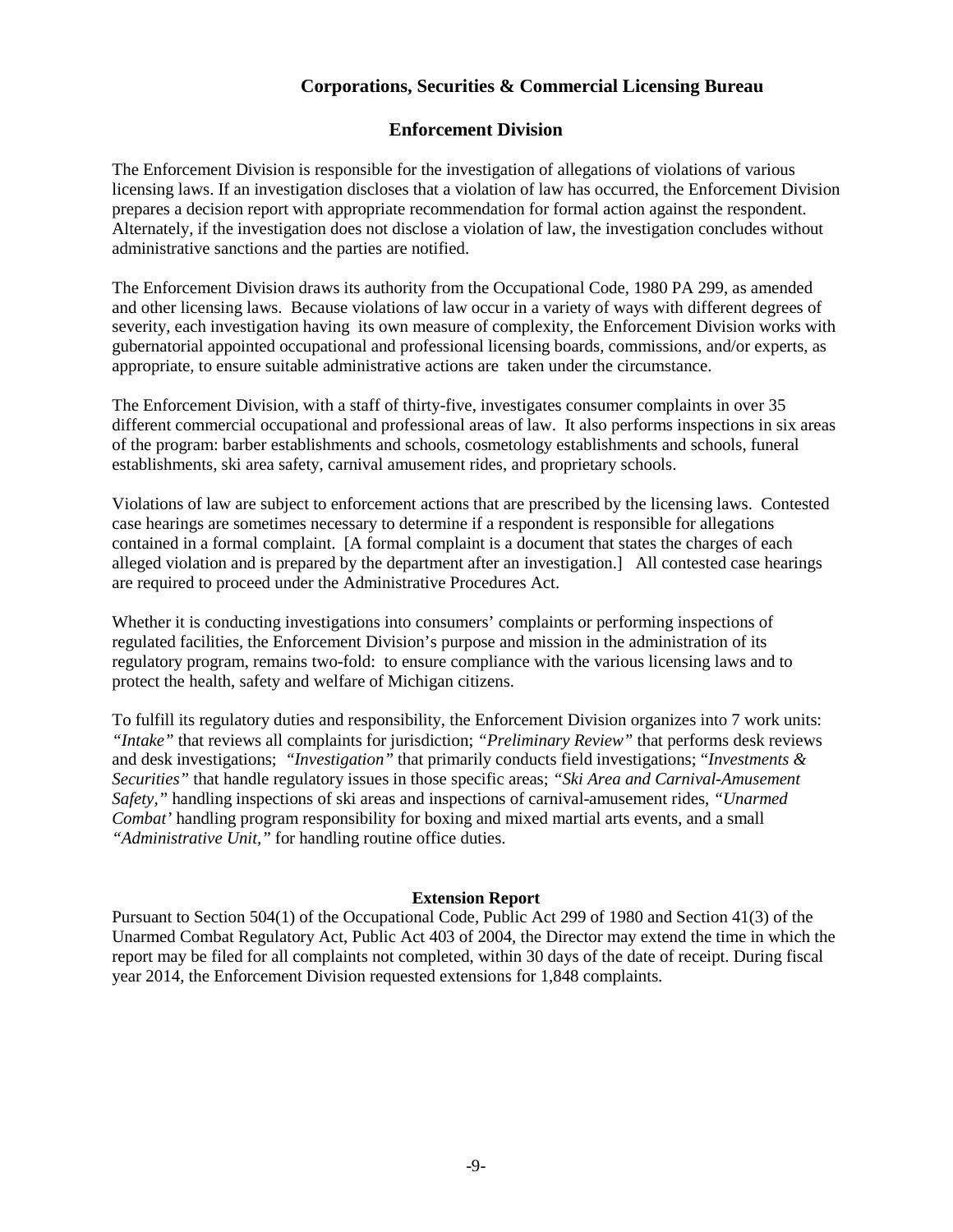## Corporations, Securities & Commercial Licensing Bureau

### Enforcement Division

The Enforcement Division is responsible for the investigation of allegations of violations of various licensing laws. If an investigation discloses that a violation of law has occurred, the Enforcement Division prepares a decision report with appropriate recommendation for formal action against the respondent. Alternately, if the investigation does not disclose a violation of law, the investigation concludes without administrative sanctions and the parties are notified.

The Enforcement Division draws its authority from the Occupational Code, 1980 PA 299, as amended and other licensing laws. Because violations of law occur in a variety of ways with different degrees of severity, each investigation having its own measure of complexity, the Enforcement Division works with gubernatorial appointed occupational and professional licensing boards, commissions, and/or experts, as appropriate, to ensure suitable administrative actions are taken under the circumstance.

The Enforcement Division, with a staff of thirty-five, investigates consumer complaints in over 35 different commercial occupational and professional areas of law. It also performs inspections in six areas of the program: barber establishments and schools, cosmetology establishments and schools, funeral establishments, ski area safety, carnival amusement rides, and proprietary schools.

Violations of law are subject to enforcement actions that are prescribed by the licensing laws. Contested case hearings are sometimes necessary to determine if a respondent is responsible for allegations contained in a formal complaint. [A formal complaint is a document that states the charges of each alleged violation and is prepared by the department after an investigation.] All contested case hearings are required to proceed under the Administrative Procedures Act.

Whether it is conducting investigations into consumers' complaints or performing inspections of regulated facilities, the Enforcement Division's purpose and mission in the administration of its regulatory program, remains two-fold: to ensure compliance with the various licensing laws and to protect the health, safety and welfare of Michigan citizens.

To fulfill its regulatory duties and responsibility, the Enforcement Division organizes into 7 work units: *"Intake"* that reviews all complaints for jurisdiction; *"Preliminary Review"* that performs desk reviews and desk investigations; *"Investigation"* that primarily conducts field investigations; "*Investments & Securities"* that handle regulatory issues in those specific areas; *"Ski Area and Carnival-Amusement Safety,"* handling inspections of ski areas and inspections of carnival-amusement rides, *"Unarmed Combat'* handling program responsibility for boxing and mixed martial arts events, and a small *"Administrative Unit,"* for handling routine office duties.

**Extension Report**

Pursuant to Section 504(1) of the Occupational Code, Public Act 299 of 1980 and Section 41(3) of the Unarmed Combat Regulatory Act, Public Act 403 of 2004, the Director may extend the time in which the report may be filed for all complaints not completed, within 30 days of the date of receipt. During fiscal year 2014, the Enforcement Division requested extensions for 1,848 complaints.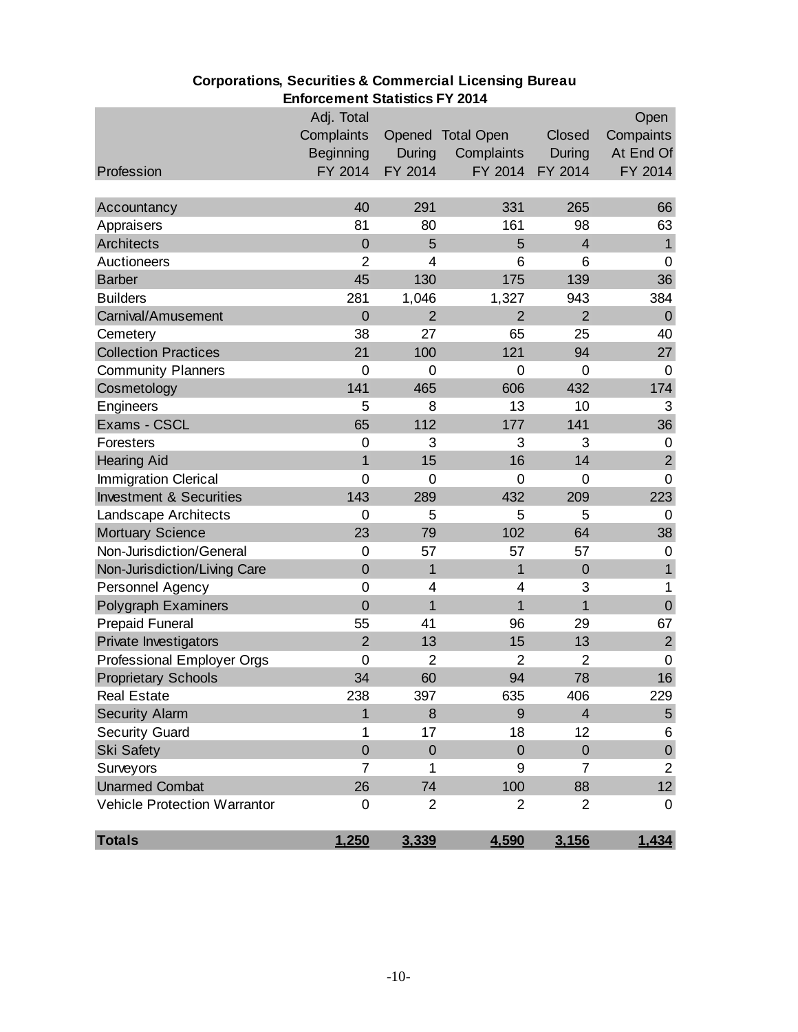**Corporations, Securities & Commercial Licensing Bureau**
**Enforcement Statistics FY 2014**

| Profession | Adj. Total Complaints Beginning FY 2014 | Opened During FY 2014 | Total Open Complaints FY 2014 | Closed During FY 2014 | Open Compaints At End Of FY 2014 |
|---|---|---|---|---|---|
| Accountancy | 40 | 291 | 331 | 265 | 66 |
| Appraisers | 81 | 80 | 161 | 98 | 63 |
| Architects | 0 | 5 | 5 | 4 | 1 |
| Auctioneers | 2 | 4 | 6 | 6 | 0 |
| Barber | 45 | 130 | 175 | 139 | 36 |
| Builders | 281 | 1,046 | 1,327 | 943 | 384 |
| Carnival/Amusement | 0 | 2 | 2 | 2 | 0 |
| Cemetery | 38 | 27 | 65 | 25 | 40 |
| Collection Practices | 21 | 100 | 121 | 94 | 27 |
| Community Planners | 0 | 0 | 0 | 0 | 0 |
| Cosmetology | 141 | 465 | 606 | 432 | 174 |
| Engineers | 5 | 8 | 13 | 10 | 3 |
| Exams - CSCL | 65 | 112 | 177 | 141 | 36 |
| Foresters | 0 | 3 | 3 | 3 | 0 |
| Hearing Aid | 1 | 15 | 16 | 14 | 2 |
| Immigration Clerical | 0 | 0 | 0 | 0 | 0 |
| Investment & Securities | 143 | 289 | 432 | 209 | 223 |
| Landscape Architects | 0 | 5 | 5 | 5 | 0 |
| Mortuary Science | 23 | 79 | 102 | 64 | 38 |
| Non-Jurisdiction/General | 0 | 57 | 57 | 57 | 0 |
| Non-Jurisdiction/Living Care | 0 | 1 | 1 | 0 | 1 |
| Personnel Agency | 0 | 4 | 4 | 3 | 1 |
| Polygraph Examiners | 0 | 1 | 1 | 1 | 0 |
| Prepaid Funeral | 55 | 41 | 96 | 29 | 67 |
| Private Investigators | 2 | 13 | 15 | 13 | 2 |
| Professional Employer Orgs | 0 | 2 | 2 | 2 | 0 |
| Proprietary Schools | 34 | 60 | 94 | 78 | 16 |
| Real Estate | 238 | 397 | 635 | 406 | 229 |
| Security Alarm | 1 | 8 | 9 | 4 | 5 |
| Security Guard | 1 | 17 | 18 | 12 | 6 |
| Ski Safety | 0 | 0 | 0 | 0 | 0 |
| Surveyors | 7 | 1 | 9 | 7 | 2 |
| Unarmed Combat | 26 | 74 | 100 | 88 | 12 |
| Vehicle Protection Warrantor | 0 | 2 | 2 | 2 | 0 |
| **Totals** | **1,250** | **3,339** | **4,590** | **3,156** | **1,434** |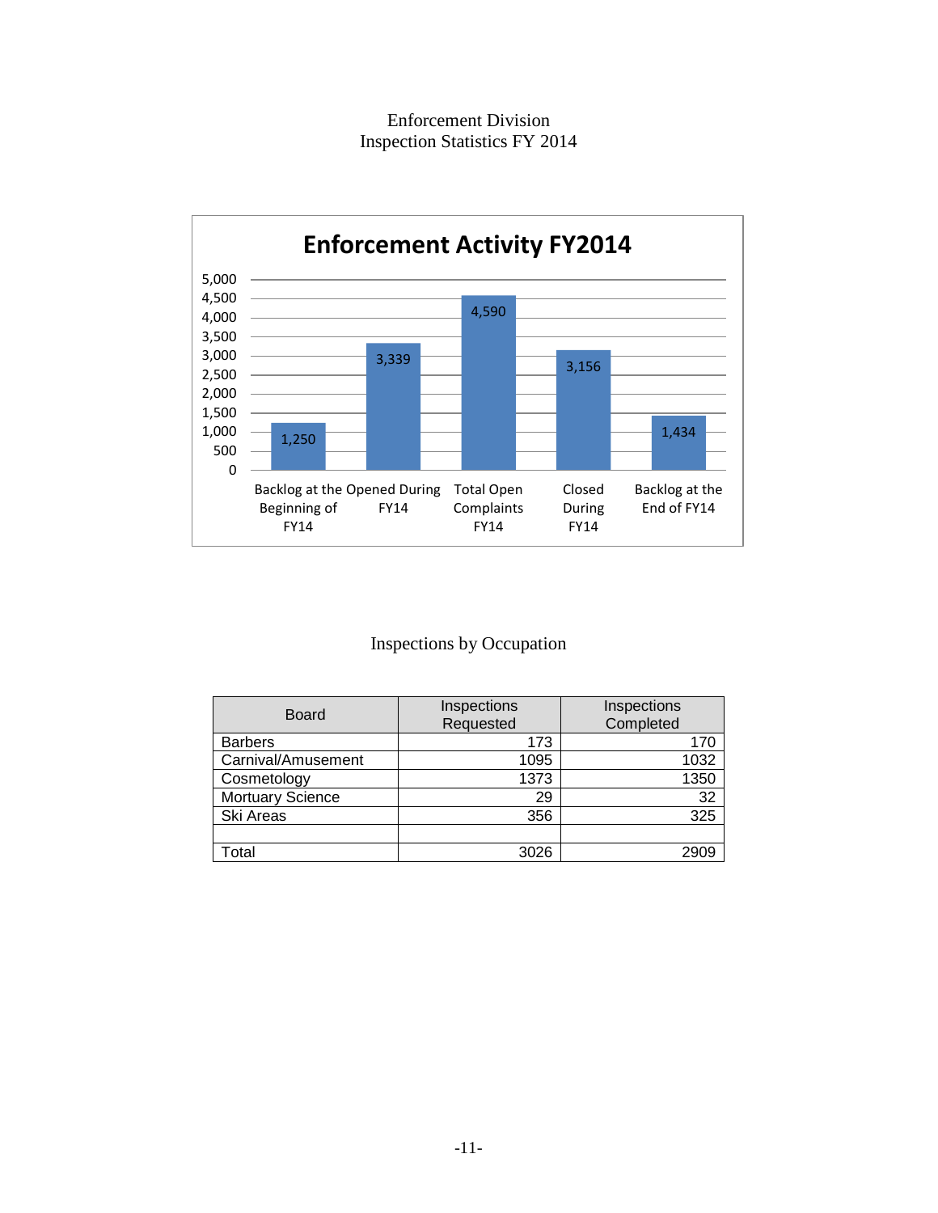Enforcement Division
Inspection Statistics FY 2014

**Enforcement Activity FY2014**

| Category | Count |
|---|---|
| Backlog at the Beginning of FY14 | 1,250 |
| Opened During FY14 | 3,339 |
| Total Open Complaints FY14 | 4,590 |
| Closed During FY14 | 3,156 |
| Backlog at the End of FY14 | 1,434 |

Inspections by Occupation

| Board | Inspections Requested | Inspections Completed |
|---|---|---|
| Barbers | 173 | 170 |
| Carnival/Amusement | 1095 | 1032 |
| Cosmetology | 1373 | 1350 |
| Mortuary Science | 29 | 32 |
| Ski Areas | 356 | 325 |
| | | |
| Total | 3026 | 2909 |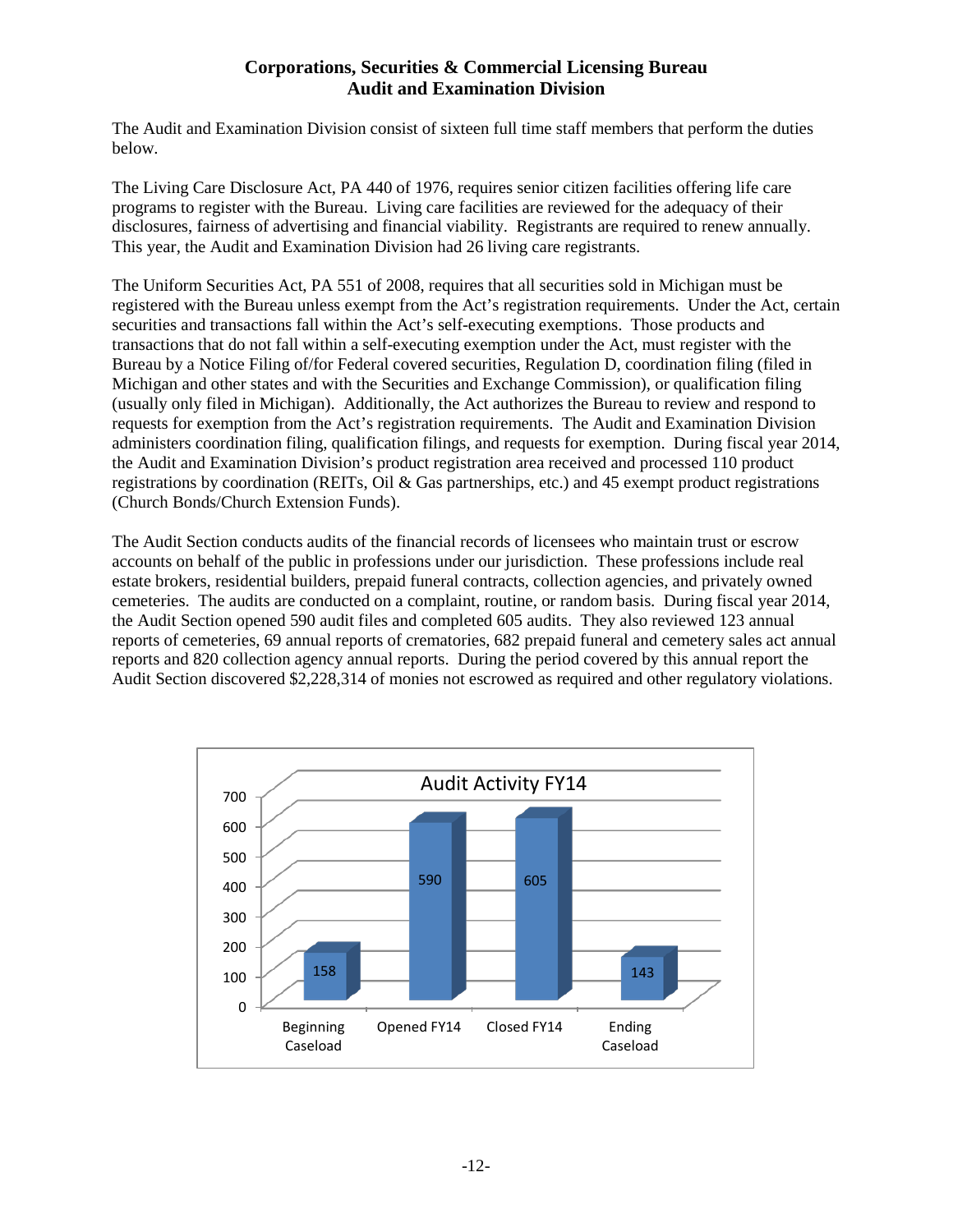# Corporations, Securities & Commercial Licensing Bureau
## Audit and Examination Division

The Audit and Examination Division consist of sixteen full time staff members that perform the duties below.

The Living Care Disclosure Act, PA 440 of 1976, requires senior citizen facilities offering life care programs to register with the Bureau. Living care facilities are reviewed for the adequacy of their disclosures, fairness of advertising and financial viability. Registrants are required to renew annually. This year, the Audit and Examination Division had 26 living care registrants.

The Uniform Securities Act, PA 551 of 2008, requires that all securities sold in Michigan must be registered with the Bureau unless exempt from the Act's registration requirements. Under the Act, certain securities and transactions fall within the Act's self-executing exemptions. Those products and transactions that do not fall within a self-executing exemption under the Act, must register with the Bureau by a Notice Filing of/for Federal covered securities, Regulation D, coordination filing (filed in Michigan and other states and with the Securities and Exchange Commission), or qualification filing (usually only filed in Michigan). Additionally, the Act authorizes the Bureau to review and respond to requests for exemption from the Act's registration requirements. The Audit and Examination Division administers coordination filing, qualification filings, and requests for exemption. During fiscal year 2014, the Audit and Examination Division's product registration area received and processed 110 product registrations by coordination (REITs, Oil & Gas partnerships, etc.) and 45 exempt product registrations (Church Bonds/Church Extension Funds).

The Audit Section conducts audits of the financial records of licensees who maintain trust or escrow accounts on behalf of the public in professions under our jurisdiction. These professions include real estate brokers, residential builders, prepaid funeral contracts, collection agencies, and privately owned cemeteries. The audits are conducted on a complaint, routine, or random basis. During fiscal year 2014, the Audit Section opened 590 audit files and completed 605 audits. They also reviewed 123 annual reports of cemeteries, 69 annual reports of crematories, 682 prepaid funeral and cemetery sales act annual reports and 820 collection agency annual reports. During the period covered by this annual report the Audit Section discovered $2,228,314 of monies not escrowed as required and other regulatory violations.

**Audit Activity FY14**

| Beginning Caseload | Opened FY14 | Closed FY14 | Ending Caseload |
|---|---|---|---|
| 158 | 590 | 605 | 143 |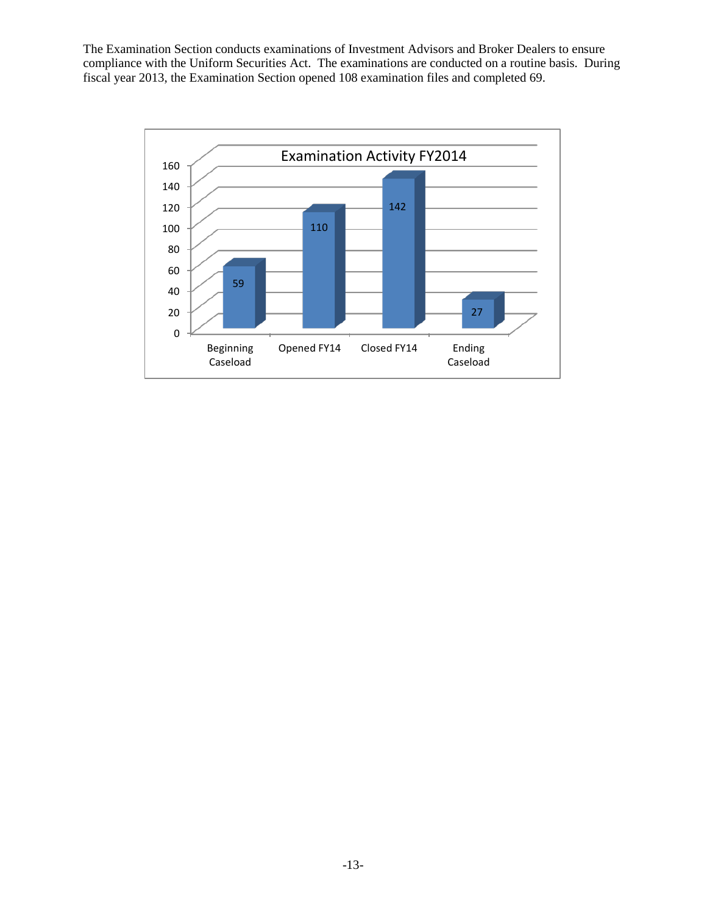The Examination Section conducts examinations of Investment Advisors and Broker Dealers to ensure compliance with the Uniform Securities Act. The examinations are conducted on a routine basis. During fiscal year 2013, the Examination Section opened 108 examination files and completed 69.

**Examination Activity FY2014**

| Category | Value |
| --- | --- |
| Beginning Caseload | 59 |
| Opened FY14 | 110 |
| Closed FY14 | 142 |
| Ending Caseload | 27 |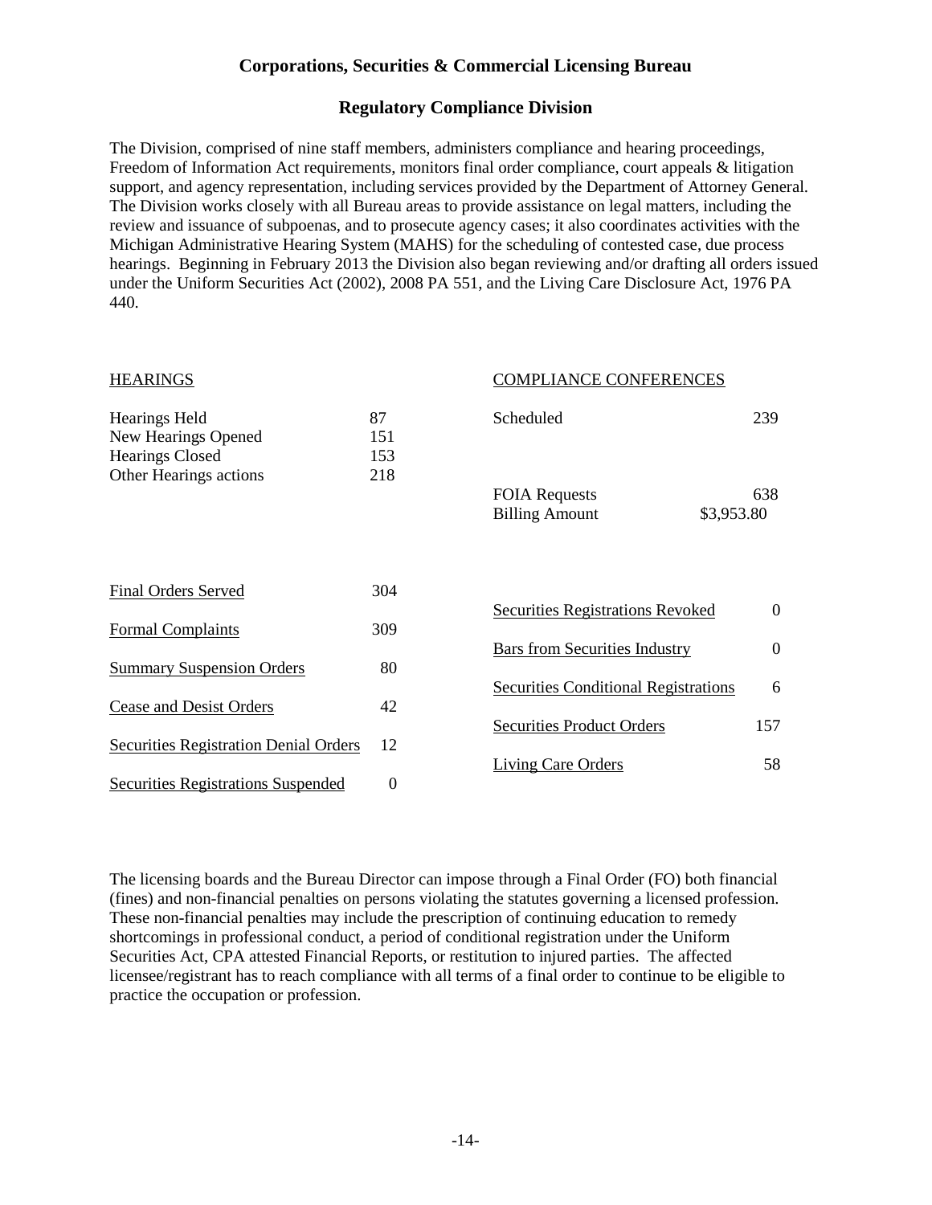# Corporations, Securities & Commercial Licensing Bureau

## Regulatory Compliance Division

The Division, comprised of nine staff members, administers compliance and hearing proceedings, Freedom of Information Act requirements, monitors final order compliance, court appeals & litigation support, and agency representation, including services provided by the Department of Attorney General. The Division works closely with all Bureau areas to provide assistance on legal matters, including the review and issuance of subpoenas, and to prosecute agency cases; it also coordinates activities with the Michigan Administrative Hearing System (MAHS) for the scheduling of contested case, due process hearings. Beginning in February 2013 the Division also began reviewing and/or drafting all orders issued under the Uniform Securities Act (2002), 2008 PA 551, and the Living Care Disclosure Act, 1976 PA 440.

| HEARINGS | |
|---|---|
| Hearings Held | 87 |
| New Hearings Opened | 151 |
| Hearings Closed | 153 |
| Other Hearings actions | 218 |

| COMPLIANCE CONFERENCES | |
|---|---|
| Scheduled | 239 |
| FOIA Requests | 638 |
| Billing Amount | $3,953.80 |

| | |
|---|---|
| Final Orders Served | 304 |
| Formal Complaints | 309 |
| Summary Suspension Orders | 80 |
| Cease and Desist Orders | 42 |
| Securities Registration Denial Orders | 12 |
| Securities Registrations Suspended | 0 |
| Securities Registrations Revoked | 0 |
| Bars from Securities Industry | 0 |
| Securities Conditional Registrations | 6 |
| Securities Product Orders | 157 |
| Living Care Orders | 58 |

The licensing boards and the Bureau Director can impose through a Final Order (FO) both financial (fines) and non-financial penalties on persons violating the statutes governing a licensed profession. These non-financial penalties may include the prescription of continuing education to remedy shortcomings in professional conduct, a period of conditional registration under the Uniform Securities Act, CPA attested Financial Reports, or restitution to injured parties. The affected licensee/registrant has to reach compliance with all terms of a final order to continue to be eligible to practice the occupation or profession.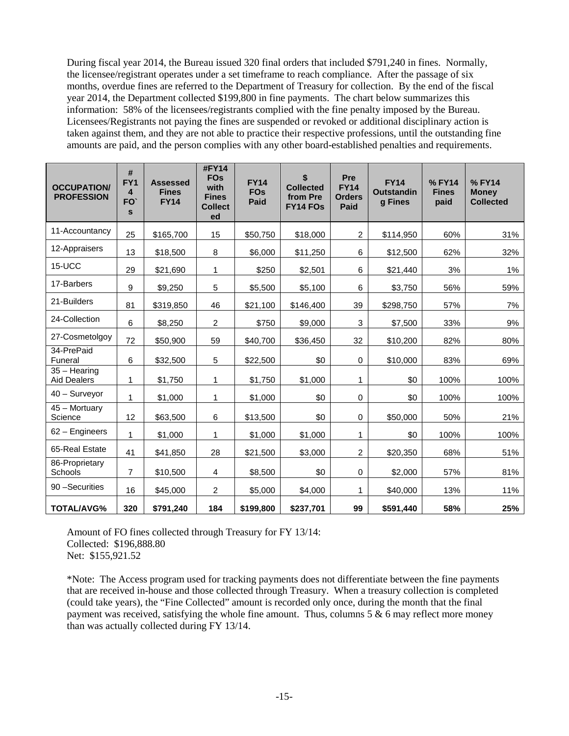During fiscal year 2014, the Bureau issued 320 final orders that included $791,240 in fines. Normally, the licensee/registrant operates under a set timeframe to reach compliance. After the passage of six months, overdue fines are referred to the Department of Treasury for collection. By the end of the fiscal year 2014, the Department collected $199,800 in fine payments. The chart below summarizes this information: 58% of the licensees/registrants complied with the fine penalty imposed by the Bureau. Licensees/Registrants not paying the fines are suspended or revoked or additional disciplinary action is taken against them, and they are not able to practice their respective professions, until the outstanding fine amounts are paid, and the person complies with any other board-established penalties and requirements.

| OCCUPATION/ PROFESSION | # FY14 FO`s | Assessed Fines FY14 | #FY14 FOs with Fines Collected | FY14 FOs Paid | $ Collected from Pre FY14 FOs | Pre FY14 Orders Paid | FY14 Outstanding Fines | % FY14 Fines paid | % FY14 Money Collected |
|---|---|---|---|---|---|---|---|---|---|
| 11-Accountancy | 25 | $165,700 | 15 | $50,750 | $18,000 | 2 | $114,950 | 60% | 31% |
| 12-Appraisers | 13 | $18,500 | 8 | $6,000 | $11,250 | 6 | $12,500 | 62% | 32% |
| 15-UCC | 29 | $21,690 | 1 | $250 | $2,501 | 6 | $21,440 | 3% | 1% |
| 17-Barbers | 9 | $9,250 | 5 | $5,500 | $5,100 | 6 | $3,750 | 56% | 59% |
| 21-Builders | 81 | $319,850 | 46 | $21,100 | $146,400 | 39 | $298,750 | 57% | 7% |
| 24-Collection | 6 | $8,250 | 2 | $750 | $9,000 | 3 | $7,500 | 33% | 9% |
| 27-Cosmetolgoy | 72 | $50,900 | 59 | $40,700 | $36,450 | 32 | $10,200 | 82% | 80% |
| 34-PrePaid Funeral | 6 | $32,500 | 5 | $22,500 | $0 | 0 | $10,000 | 83% | 69% |
| 35 – Hearing Aid Dealers | 1 | $1,750 | 1 | $1,750 | $1,000 | 1 | $0 | 100% | 100% |
| 40 – Surveyor | 1 | $1,000 | 1 | $1,000 | $0 | 0 | $0 | 100% | 100% |
| 45 – Mortuary Science | 12 | $63,500 | 6 | $13,500 | $0 | 0 | $50,000 | 50% | 21% |
| 62 – Engineers | 1 | $1,000 | 1 | $1,000 | $1,000 | 1 | $0 | 100% | 100% |
| 65-Real Estate | 41 | $41,850 | 28 | $21,500 | $3,000 | 2 | $20,350 | 68% | 51% |
| 86-Proprietary Schools | 7 | $10,500 | 4 | $8,500 | $0 | 0 | $2,000 | 57% | 81% |
| 90 –Securities | 16 | $45,000 | 2 | $5,000 | $4,000 | 1 | $40,000 | 13% | 11% |
| **TOTAL/AVG%** | **320** | **$791,240** | **184** | **$199,800** | **$237,701** | **99** | **$591,440** | **58%** | **25%** |

Amount of FO fines collected through Treasury for FY 13/14:
Collected: $196,888.80
Net: $155,921.52

*Note: The Access program used for tracking payments does not differentiate between the fine payments that are received in-house and those collected through Treasury. When a treasury collection is completed (could take years), the "Fine Collected" amount is recorded only once, during the month that the final payment was received, satisfying the whole fine amount. Thus, columns 5 & 6 may reflect more money than was actually collected during FY 13/14.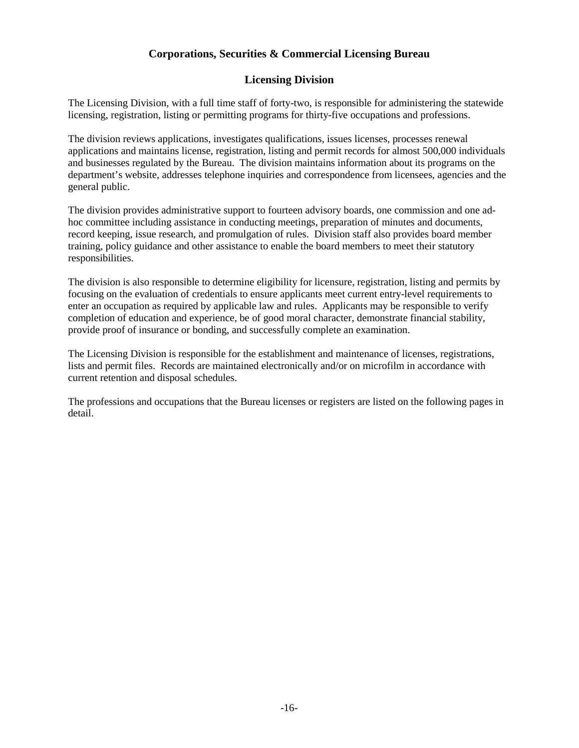## Corporations, Securities & Commercial Licensing Bureau

### Licensing Division

The Licensing Division, with a full time staff of forty-two, is responsible for administering the statewide licensing, registration, listing or permitting programs for thirty-five occupations and professions.

The division reviews applications, investigates qualifications, issues licenses, processes renewal applications and maintains license, registration, listing and permit records for almost 500,000 individuals and businesses regulated by the Bureau. The division maintains information about its programs on the department's website, addresses telephone inquiries and correspondence from licensees, agencies and the general public.

The division provides administrative support to fourteen advisory boards, one commission and one ad-hoc committee including assistance in conducting meetings, preparation of minutes and documents, record keeping, issue research, and promulgation of rules. Division staff also provides board member training, policy guidance and other assistance to enable the board members to meet their statutory responsibilities.

The division is also responsible to determine eligibility for licensure, registration, listing and permits by focusing on the evaluation of credentials to ensure applicants meet current entry-level requirements to enter an occupation as required by applicable law and rules. Applicants may be responsible to verify completion of education and experience, be of good moral character, demonstrate financial stability, provide proof of insurance or bonding, and successfully complete an examination.

The Licensing Division is responsible for the establishment and maintenance of licenses, registrations, lists and permit files. Records are maintained electronically and/or on microfilm in accordance with current retention and disposal schedules.

The professions and occupations that the Bureau licenses or registers are listed on the following pages in detail.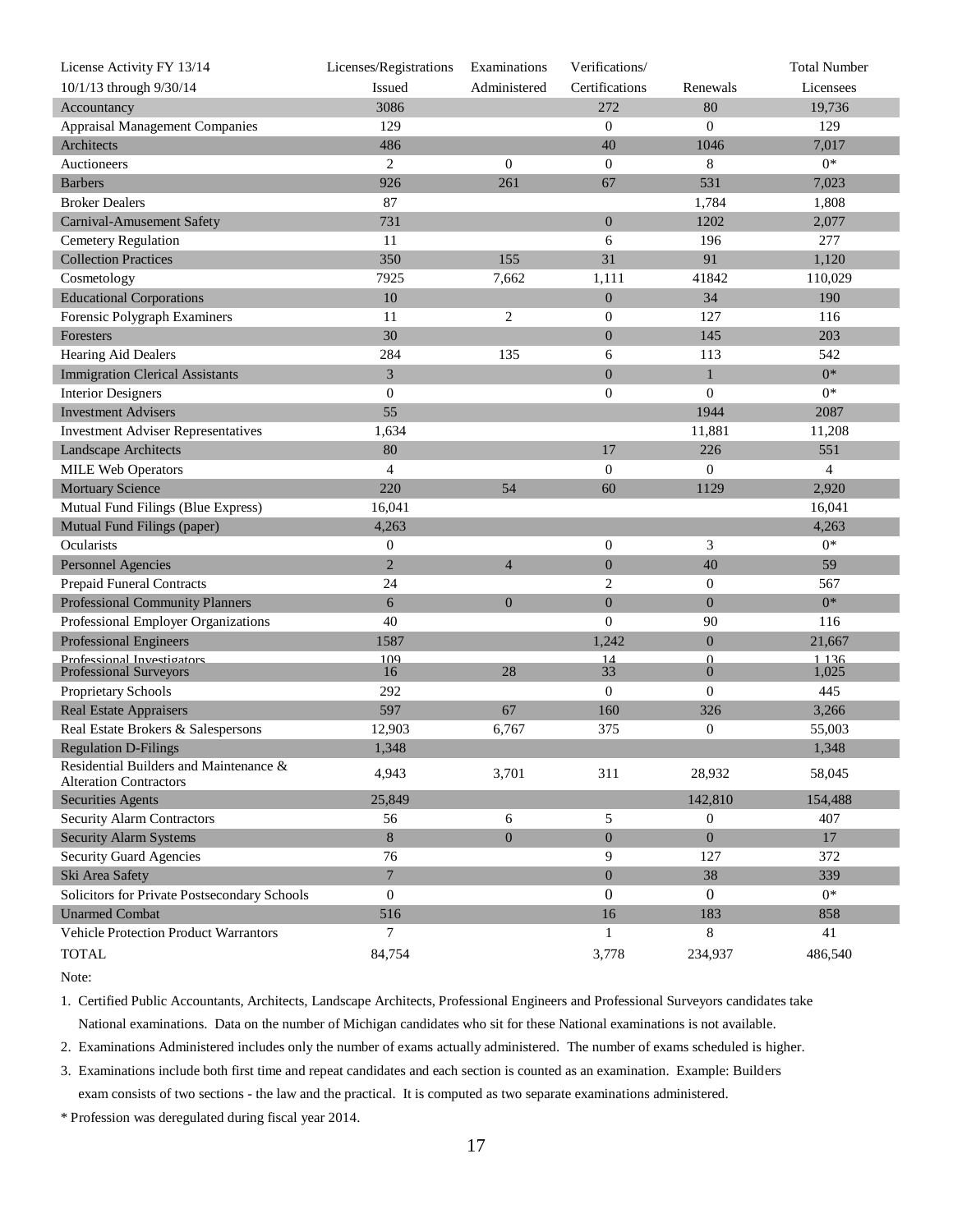| License Activity FY 13/14<br>10/1/13 through 9/30/14 | Licenses/Registrations<br>Issued | Examinations<br>Administered | Verifications/<br>Certifications | Renewals | Total Number<br>Licensees |
|---|---|---|---|---|---|
| Accountancy | 3086 | | 272 | 80 | 19,736 |
| Appraisal Management Companies | 129 | | 0 | 0 | 129 |
| Architects | 486 | | 40 | 1046 | 7,017 |
| Auctioneers | 2 | 0 | 0 | 8 | 0* |
| Barbers | 926 | 261 | 67 | 531 | 7,023 |
| Broker Dealers | 87 | | | 1,784 | 1,808 |
| Carnival-Amusement Safety | 731 | | 0 | 1202 | 2,077 |
| Cemetery Regulation | 11 | | 6 | 196 | 277 |
| Collection Practices | 350 | 155 | 31 | 91 | 1,120 |
| Cosmetology | 7925 | 7,662 | 1,111 | 41842 | 110,029 |
| Educational Corporations | 10 | | 0 | 34 | 190 |
| Forensic Polygraph Examiners | 11 | 2 | 0 | 127 | 116 |
| Foresters | 30 | | 0 | 145 | 203 |
| Hearing Aid Dealers | 284 | 135 | 6 | 113 | 542 |
| Immigration Clerical Assistants | 3 | | 0 | 1 | 0* |
| Interior Designers | 0 | | 0 | 0 | 0* |
| Investment Advisers | 55 | | | 1944 | 2087 |
| Investment Adviser Representatives | 1,634 | | | 11,881 | 11,208 |
| Landscape Architects | 80 | | 17 | 226 | 551 |
| MILE Web Operators | 4 | | 0 | 0 | 4 |
| Mortuary Science | 220 | 54 | 60 | 1129 | 2,920 |
| Mutual Fund Filings (Blue Express) | 16,041 | | | | 16,041 |
| Mutual Fund Filings (paper) | 4,263 | | | | 4,263 |
| Ocularists | 0 | | 0 | 3 | 0* |
| Personnel Agencies | 2 | 4 | 0 | 40 | 59 |
| Prepaid Funeral Contracts | 24 | | 2 | 0 | 567 |
| Professional Community Planners | 6 | 0 | 0 | 0 | 0* |
| Professional Employer Organizations | 40 | | 0 | 90 | 116 |
| Professional Engineers | 1587 | | 1,242 | 0 | 21,667 |
| Professional Investigators | 109 | | 14 | 0 | 1,136 |
| Professional Surveyors | 16 | 28 | 33 | 0 | 1,025 |
| Proprietary Schools | 292 | | 0 | 0 | 445 |
| Real Estate Appraisers | 597 | 67 | 160 | 326 | 3,266 |
| Real Estate Brokers & Salespersons | 12,903 | 6,767 | 375 | 0 | 55,003 |
| Regulation D-Filings | 1,348 | | | | 1,348 |
| Residential Builders and Maintenance & Alteration Contractors | 4,943 | 3,701 | 311 | 28,932 | 58,045 |
| Securities Agents | 25,849 | | | 142,810 | 154,488 |
| Security Alarm Contractors | 56 | 6 | 5 | 0 | 407 |
| Security Alarm Systems | 8 | 0 | 0 | 0 | 17 |
| Security Guard Agencies | 76 | | 9 | 127 | 372 |
| Ski Area Safety | 7 | | 0 | 38 | 339 |
| Solicitors for Private Postsecondary Schools | 0 | | 0 | 0 | 0* |
| Unarmed Combat | 516 | | 16 | 183 | 858 |
| Vehicle Protection Product Warrantors | 7 | | 1 | 8 | 41 |
| TOTAL | 84,754 | | 3,778 | 234,937 | 486,540 |

Note:

1. Certified Public Accountants, Architects, Landscape Architects, Professional Engineers and Professional Surveyors candidates take National examinations. Data on the number of Michigan candidates who sit for these National examinations is not available.
2. Examinations Administered includes only the number of exams actually administered. The number of exams scheduled is higher.
3. Examinations include both first time and repeat candidates and each section is counted as an examination. Example: Builders exam consists of two sections - the law and the practical. It is computed as two separate examinations administered.

\* Profession was deregulated during fiscal year 2014.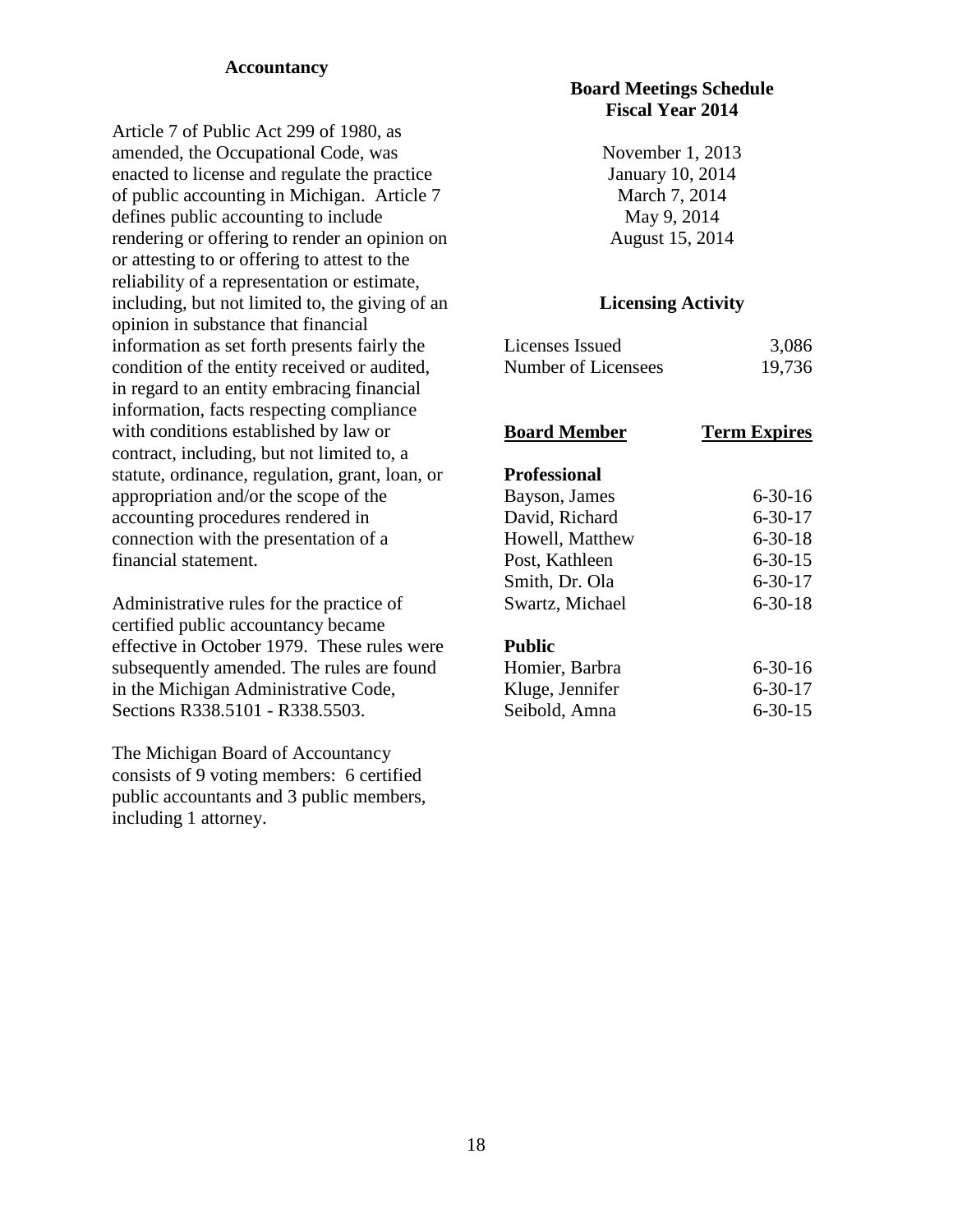## Accountancy

Article 7 of Public Act 299 of 1980, as amended, the Occupational Code, was enacted to license and regulate the practice of public accounting in Michigan. Article 7 defines public accounting to include rendering or offering to render an opinion on or attesting to or offering to attest to the reliability of a representation or estimate, including, but not limited to, the giving of an opinion in substance that financial information as set forth presents fairly the condition of the entity received or audited, in regard to an entity embracing financial information, facts respecting compliance with conditions established by law or contract, including, but not limited to, a statute, ordinance, regulation, grant, loan, or appropriation and/or the scope of the accounting procedures rendered in connection with the presentation of a financial statement.

Administrative rules for the practice of certified public accountancy became effective in October 1979. These rules were subsequently amended. The rules are found in the Michigan Administrative Code, Sections R338.5101 - R338.5503.

The Michigan Board of Accountancy consists of 9 voting members: 6 certified public accountants and 3 public members, including 1 attorney.

### Board Meetings Schedule Fiscal Year 2014

November 1, 2013
January 10, 2014
March 7, 2014
May 9, 2014
August 15, 2014

### Licensing Activity

| | |
|---|---|
| Licenses Issued | 3,086 |
| Number of Licensees | 19,736 |

| Board Member | Term Expires |
|---|---|
| **Professional** | |
| Bayson, James | 6-30-16 |
| David, Richard | 6-30-17 |
| Howell, Matthew | 6-30-18 |
| Post, Kathleen | 6-30-15 |
| Smith, Dr. Ola | 6-30-17 |
| Swartz, Michael | 6-30-18 |
| **Public** | |
| Homier, Barbra | 6-30-16 |
| Kluge, Jennifer | 6-30-17 |
| Seibold, Amna | 6-30-15 |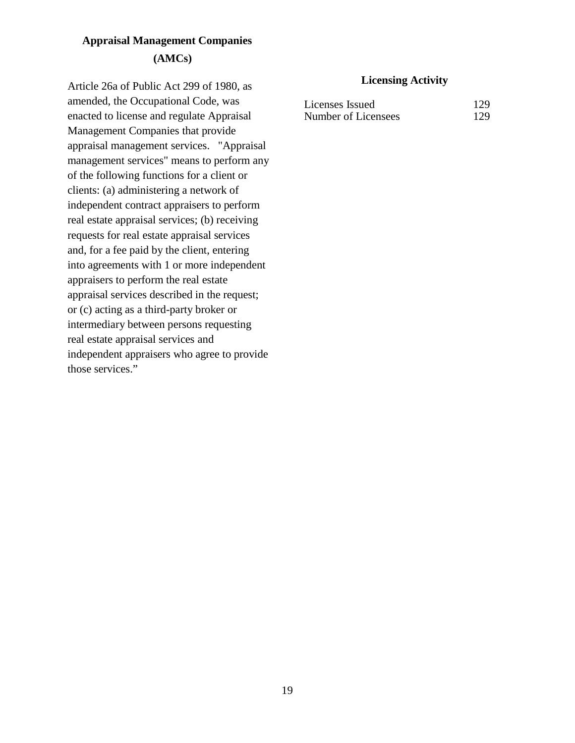## Appraisal Management Companies (AMCs)

Article 26a of Public Act 299 of 1980, as amended, the Occupational Code, was enacted to license and regulate Appraisal Management Companies that provide appraisal management services. "Appraisal management services" means to perform any of the following functions for a client or clients: (a) administering a network of independent contract appraisers to perform real estate appraisal services; (b) receiving requests for real estate appraisal services and, for a fee paid by the client, entering into agreements with 1 or more independent appraisers to perform the real estate appraisal services described in the request; or (c) acting as a third-party broker or intermediary between persons requesting real estate appraisal services and independent appraisers who agree to provide those services."

### Licensing Activity

| | |
|---|---|
| Licenses Issued | 129 |
| Number of Licensees | 129 |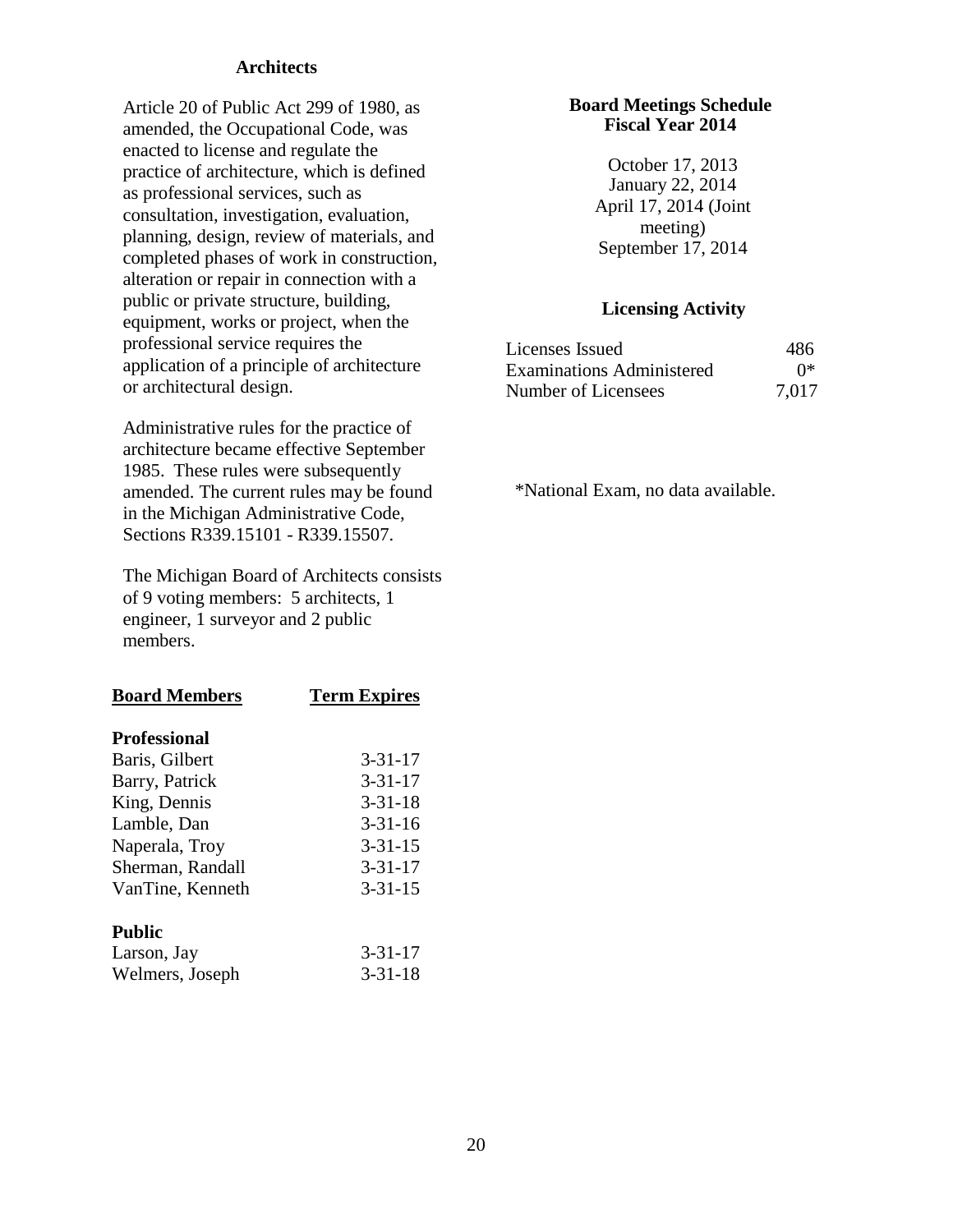## Architects

Article 20 of Public Act 299 of 1980, as amended, the Occupational Code, was enacted to license and regulate the practice of architecture, which is defined as professional services, such as consultation, investigation, evaluation, planning, design, review of materials, and completed phases of work in construction, alteration or repair in connection with a public or private structure, building, equipment, works or project, when the professional service requires the application of a principle of architecture or architectural design.

Administrative rules for the practice of architecture became effective September 1985. These rules were subsequently amended. The current rules may be found in the Michigan Administrative Code, Sections R339.15101 - R339.15507.

The Michigan Board of Architects consists of 9 voting members: 5 architects, 1 engineer, 1 surveyor and 2 public members.

| Board Members | Term Expires |
|---|---|
| **Professional** | |
| Baris, Gilbert | 3-31-17 |
| Barry, Patrick | 3-31-17 |
| King, Dennis | 3-31-18 |
| Lamble, Dan | 3-31-16 |
| Naperala, Troy | 3-31-15 |
| Sherman, Randall | 3-31-17 |
| VanTine, Kenneth | 3-31-15 |
| **Public** | |
| Larson, Jay | 3-31-17 |
| Welmers, Joseph | 3-31-18 |

### Board Meetings Schedule Fiscal Year 2014

October 17, 2013
January 22, 2014
April 17, 2014 (Joint meeting)
September 17, 2014

### Licensing Activity

| | |
|---|---|
| Licenses Issued | 486 |
| Examinations Administered | 0* |
| Number of Licensees | 7,017 |

*National Exam, no data available.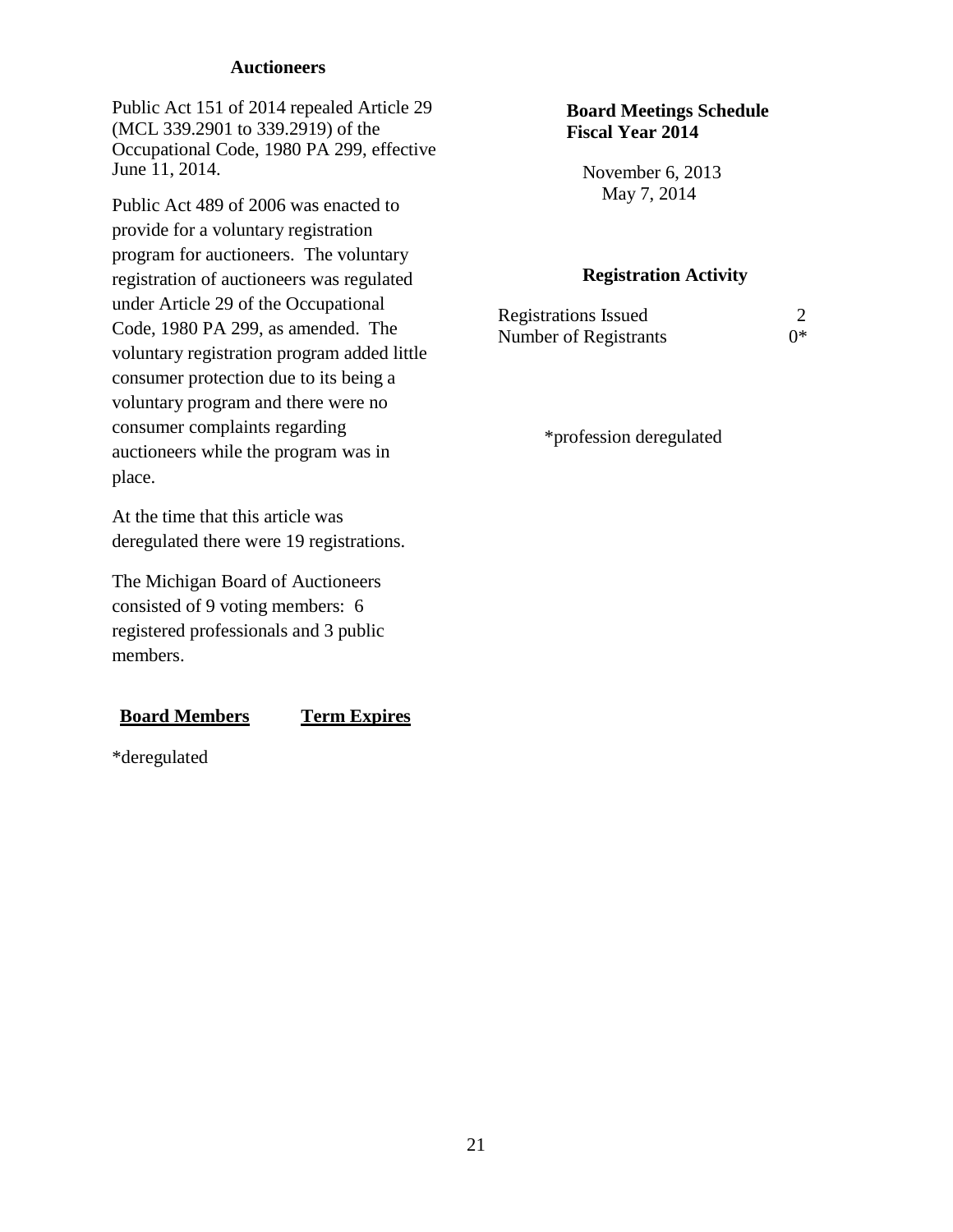## Auctioneers

Public Act 151 of 2014 repealed Article 29 (MCL 339.2901 to 339.2919) of the Occupational Code, 1980 PA 299, effective June 11, 2014.

Public Act 489 of 2006 was enacted to provide for a voluntary registration program for auctioneers. The voluntary registration of auctioneers was regulated under Article 29 of the Occupational Code, 1980 PA 299, as amended. The voluntary registration program added little consumer protection due to its being a voluntary program and there were no consumer complaints regarding auctioneers while the program was in place.

At the time that this article was deregulated there were 19 registrations.

The Michigan Board of Auctioneers consisted of 9 voting members: 6 registered professionals and 3 public members.

| **Board Members** | **Term Expires** |
|---|---|

*deregulated

### Board Meetings Schedule Fiscal Year 2014

November 6, 2013
May 7, 2014

### Registration Activity

| | |
|---|---|
| Registrations Issued | 2 |
| Number of Registrants | 0* |

*profession deregulated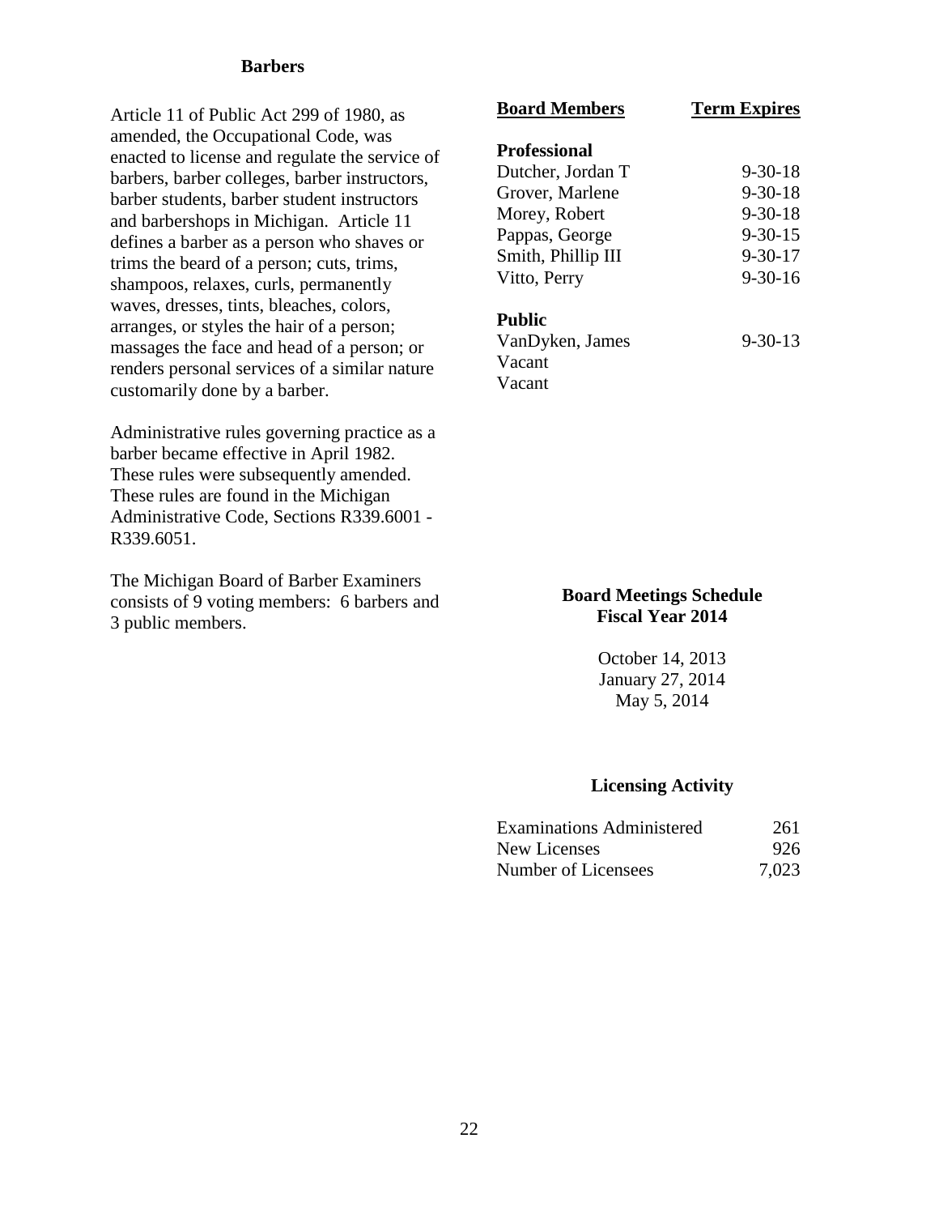## Barbers

Article 11 of Public Act 299 of 1980, as amended, the Occupational Code, was enacted to license and regulate the service of barbers, barber colleges, barber instructors, barber students, barber student instructors and barbershops in Michigan. Article 11 defines a barber as a person who shaves or trims the beard of a person; cuts, trims, shampoos, relaxes, curls, permanently waves, dresses, tints, bleaches, colors, arranges, or styles the hair of a person; massages the face and head of a person; or renders personal services of a similar nature customarily done by a barber.

Administrative rules governing practice as a barber became effective in April 1982. These rules were subsequently amended. These rules are found in the Michigan Administrative Code, Sections R339.6001 - R339.6051.

The Michigan Board of Barber Examiners consists of 9 voting members: 6 barbers and 3 public members.

| Board Members | Term Expires |
|---|---|
| **Professional** | |
| Dutcher, Jordan T | 9-30-18 |
| Grover, Marlene | 9-30-18 |
| Morey, Robert | 9-30-18 |
| Pappas, George | 9-30-15 |
| Smith, Phillip III | 9-30-17 |
| Vitto, Perry | 9-30-16 |
| **Public** | |
| VanDyken, James | 9-30-13 |
| Vacant | |
| Vacant | |

### Board Meetings Schedule Fiscal Year 2014

October 14, 2013
January 27, 2014
May 5, 2014

### Licensing Activity

| | |
|---|---|
| Examinations Administered | 261 |
| New Licenses | 926 |
| Number of Licensees | 7,023 |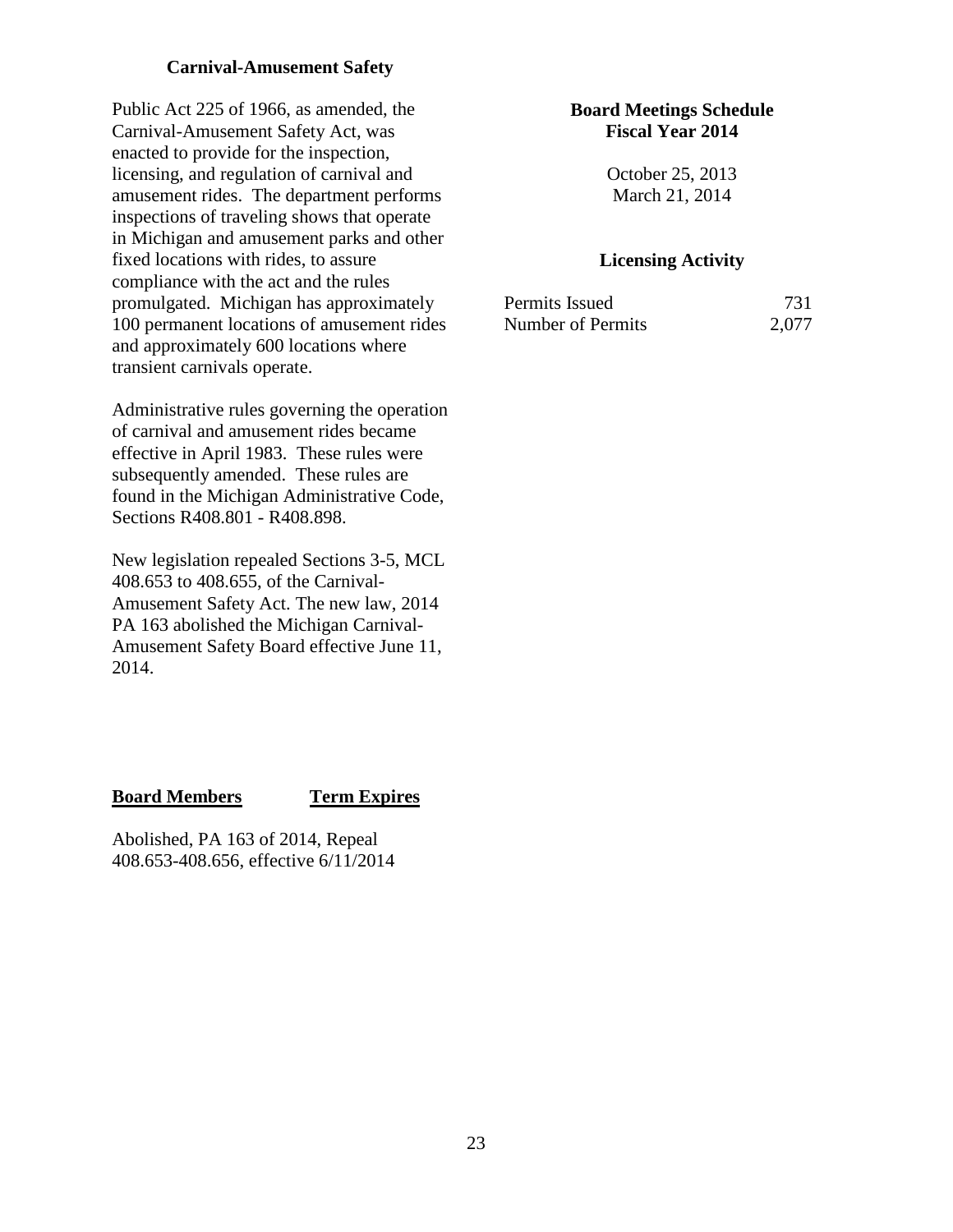## Carnival-Amusement Safety

Public Act 225 of 1966, as amended, the Carnival-Amusement Safety Act, was enacted to provide for the inspection, licensing, and regulation of carnival and amusement rides. The department performs inspections of traveling shows that operate in Michigan and amusement parks and other fixed locations with rides, to assure compliance with the act and the rules promulgated. Michigan has approximately 100 permanent locations of amusement rides and approximately 600 locations where transient carnivals operate.

Administrative rules governing the operation of carnival and amusement rides became effective in April 1983. These rules were subsequently amended. These rules are found in the Michigan Administrative Code, Sections R408.801 - R408.898.

New legislation repealed Sections 3-5, MCL 408.653 to 408.655, of the Carnival-Amusement Safety Act. The new law, 2014 PA 163 abolished the Michigan Carnival-Amusement Safety Board effective June 11, 2014.

### Board Meetings Schedule Fiscal Year 2014

October 25, 2013
March 21, 2014

### Licensing Activity

| | |
|---|---|
| Permits Issued | 731 |
| Number of Permits | 2,077 |

| **Board Members** | **Term Expires** |
|---|---|
| Abolished, PA 163 of 2014, Repeal 408.653-408.656, effective 6/11/2014 | |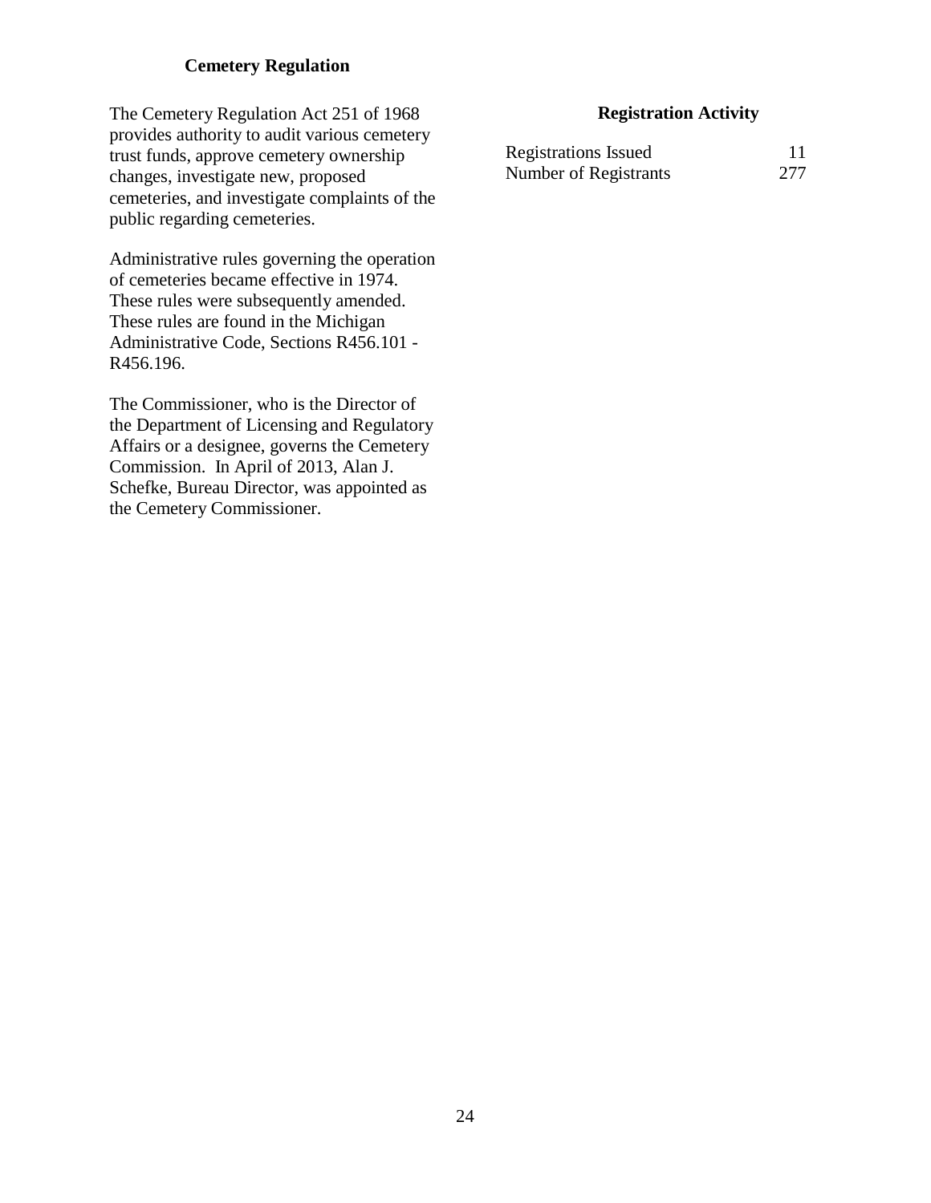## Cemetery Regulation

The Cemetery Regulation Act 251 of 1968 provides authority to audit various cemetery trust funds, approve cemetery ownership changes, investigate new, proposed cemeteries, and investigate complaints of the public regarding cemeteries.

Administrative rules governing the operation of cemeteries became effective in 1974. These rules were subsequently amended. These rules are found in the Michigan Administrative Code, Sections R456.101 - R456.196.

The Commissioner, who is the Director of the Department of Licensing and Regulatory Affairs or a designee, governs the Cemetery Commission. In April of 2013, Alan J. Schefke, Bureau Director, was appointed as the Cemetery Commissioner.

### Registration Activity

| | |
|---|---|
| Registrations Issued | 11 |
| Number of Registrants | 277 |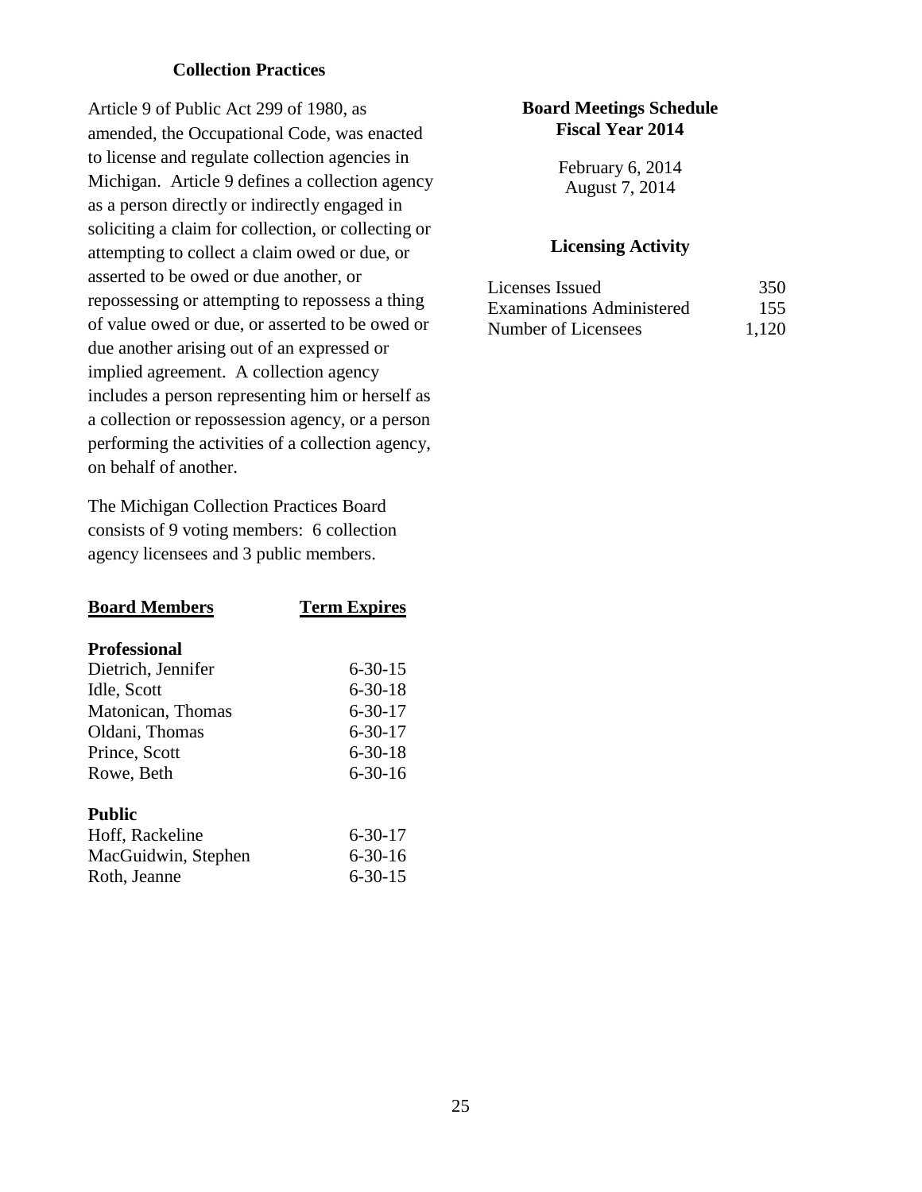## Collection Practices

Article 9 of Public Act 299 of 1980, as amended, the Occupational Code, was enacted to license and regulate collection agencies in Michigan. Article 9 defines a collection agency as a person directly or indirectly engaged in soliciting a claim for collection, or collecting or attempting to collect a claim owed or due, or asserted to be owed or due another, or repossessing or attempting to repossess a thing of value owed or due, or asserted to be owed or due another arising out of an expressed or implied agreement. A collection agency includes a person representing him or herself as a collection or repossession agency, or a person performing the activities of a collection agency, on behalf of another.

The Michigan Collection Practices Board consists of 9 voting members: 6 collection agency licensees and 3 public members.

| Board Members | Term Expires |
|---|---|
| **Professional** | |
| Dietrich, Jennifer | 6-30-15 |
| Idle, Scott | 6-30-18 |
| Matonican, Thomas | 6-30-17 |
| Oldani, Thomas | 6-30-17 |
| Prince, Scott | 6-30-18 |
| Rowe, Beth | 6-30-16 |
| **Public** | |
| Hoff, Rackeline | 6-30-17 |
| MacGuidwin, Stephen | 6-30-16 |
| Roth, Jeanne | 6-30-15 |

### Board Meetings Schedule Fiscal Year 2014

February 6, 2014
August 7, 2014

### Licensing Activity

| | |
|---|---|
| Licenses Issued | 350 |
| Examinations Administered | 155 |
| Number of Licensees | 1,120 |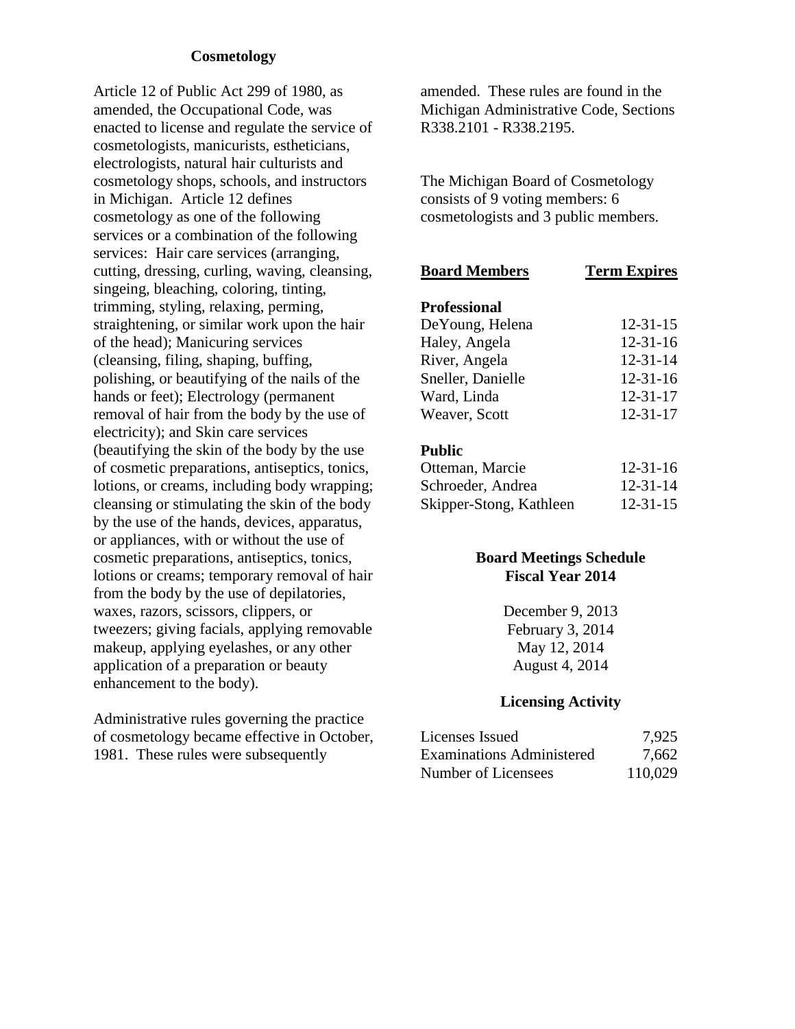## Cosmetology

Article 12 of Public Act 299 of 1980, as amended, the Occupational Code, was enacted to license and regulate the service of cosmetologists, manicurists, estheticians, electrologists, natural hair culturists and cosmetology shops, schools, and instructors in Michigan. Article 12 defines cosmetology as one of the following services or a combination of the following services: Hair care services (arranging, cutting, dressing, curling, waving, cleansing, singeing, bleaching, coloring, tinting, trimming, styling, relaxing, perming, straightening, or similar work upon the hair of the head); Manicuring services (cleansing, filing, shaping, buffing, polishing, or beautifying of the nails of the hands or feet); Electrology (permanent removal of hair from the body by the use of electricity); and Skin care services (beautifying the skin of the body by the use of cosmetic preparations, antiseptics, tonics, lotions, or creams, including body wrapping; cleansing or stimulating the skin of the body by the use of the hands, devices, apparatus, or appliances, with or without the use of cosmetic preparations, antiseptics, tonics, lotions or creams; temporary removal of hair from the body by the use of depilatories, waxes, razors, scissors, clippers, or tweezers; giving facials, applying removable makeup, applying eyelashes, or any other application of a preparation or beauty enhancement to the body).

Administrative rules governing the practice of cosmetology became effective in October, 1981. These rules were subsequently amended. These rules are found in the Michigan Administrative Code, Sections R338.2101 - R338.2195.

The Michigan Board of Cosmetology consists of 9 voting members: 6 cosmetologists and 3 public members.

| Board Members | Term Expires |
|---|---|
| **Professional** | |
| DeYoung, Helena | 12-31-15 |
| Haley, Angela | 12-31-16 |
| River, Angela | 12-31-14 |
| Sneller, Danielle | 12-31-16 |
| Ward, Linda | 12-31-17 |
| Weaver, Scott | 12-31-17 |
| **Public** | |
| Otteman, Marcie | 12-31-16 |
| Schroeder, Andrea | 12-31-14 |
| Skipper-Stong, Kathleen | 12-31-15 |

### Board Meetings Schedule
### Fiscal Year 2014

December 9, 2013
February 3, 2014
May 12, 2014
August 4, 2014

### Licensing Activity

| | |
|---|---|
| Licenses Issued | 7,925 |
| Examinations Administered | 7,662 |
| Number of Licensees | 110,029 |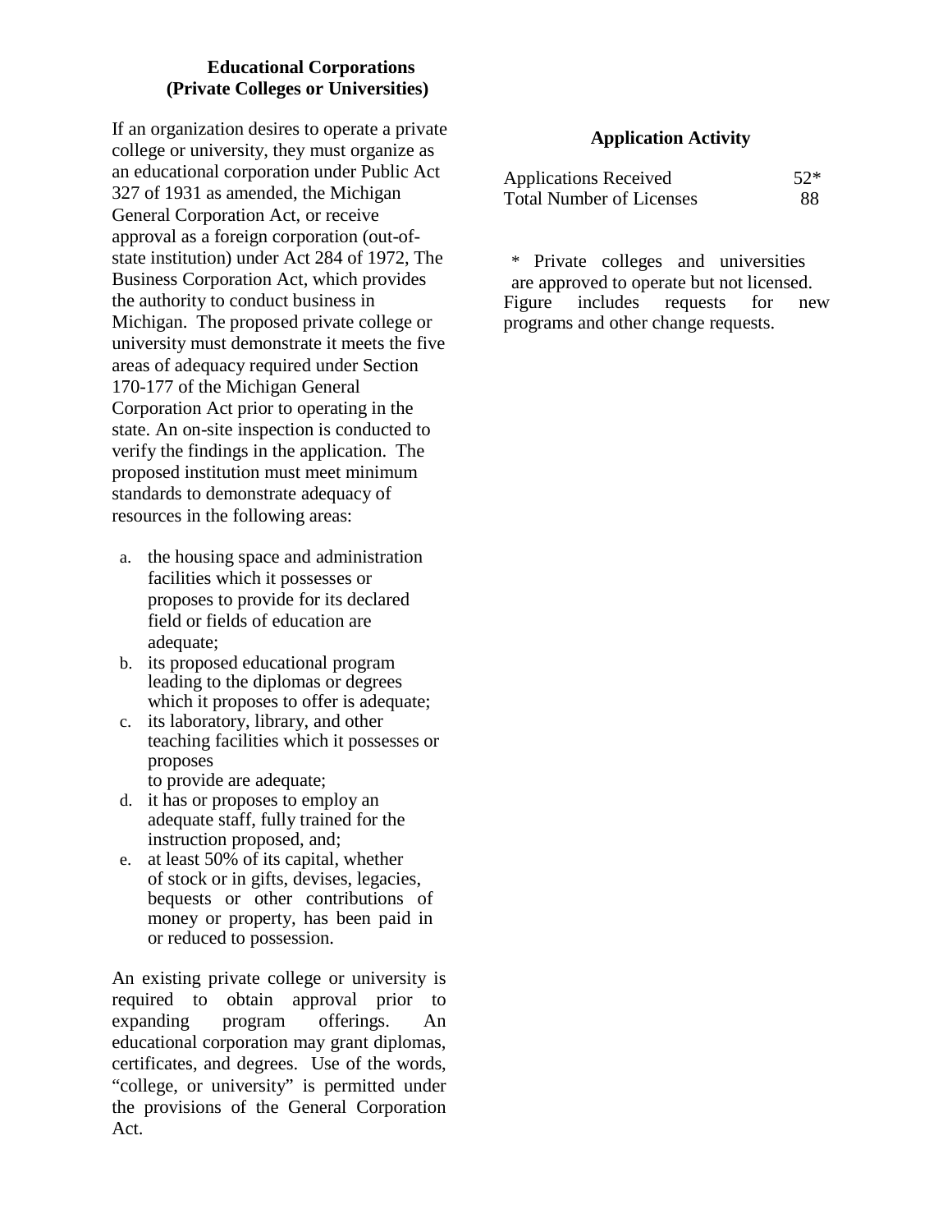## Educational Corporations
## (Private Colleges or Universities)

If an organization desires to operate a private college or university, they must organize as an educational corporation under Public Act 327 of 1931 as amended, the Michigan General Corporation Act, or receive approval as a foreign corporation (out-of-state institution) under Act 284 of 1972, The Business Corporation Act, which provides the authority to conduct business in Michigan. The proposed private college or university must demonstrate it meets the five areas of adequacy required under Section 170-177 of the Michigan General Corporation Act prior to operating in the state. An on-site inspection is conducted to verify the findings in the application. The proposed institution must meet minimum standards to demonstrate adequacy of resources in the following areas:

a. the housing space and administration facilities which it possesses or proposes to provide for its declared field or fields of education are adequate;
b. its proposed educational program leading to the diplomas or degrees which it proposes to offer is adequate;
c. its laboratory, library, and other teaching facilities which it possesses or proposes to provide are adequate;
d. it has or proposes to employ an adequate staff, fully trained for the instruction proposed, and;
e. at least 50% of its capital, whether of stock or in gifts, devises, legacies, bequests or other contributions of money or property, has been paid in or reduced to possession.

An existing private college or university is required to obtain approval prior to expanding program offerings. An educational corporation may grant diplomas, certificates, and degrees. Use of the words, "college, or university" is permitted under the provisions of the General Corporation Act.

### Application Activity

| | |
|---|---|
| Applications Received | 52* |
| Total Number of Licenses | 88 |

\* Private colleges and universities are approved to operate but not licensed. Figure includes requests for new programs and other change requests.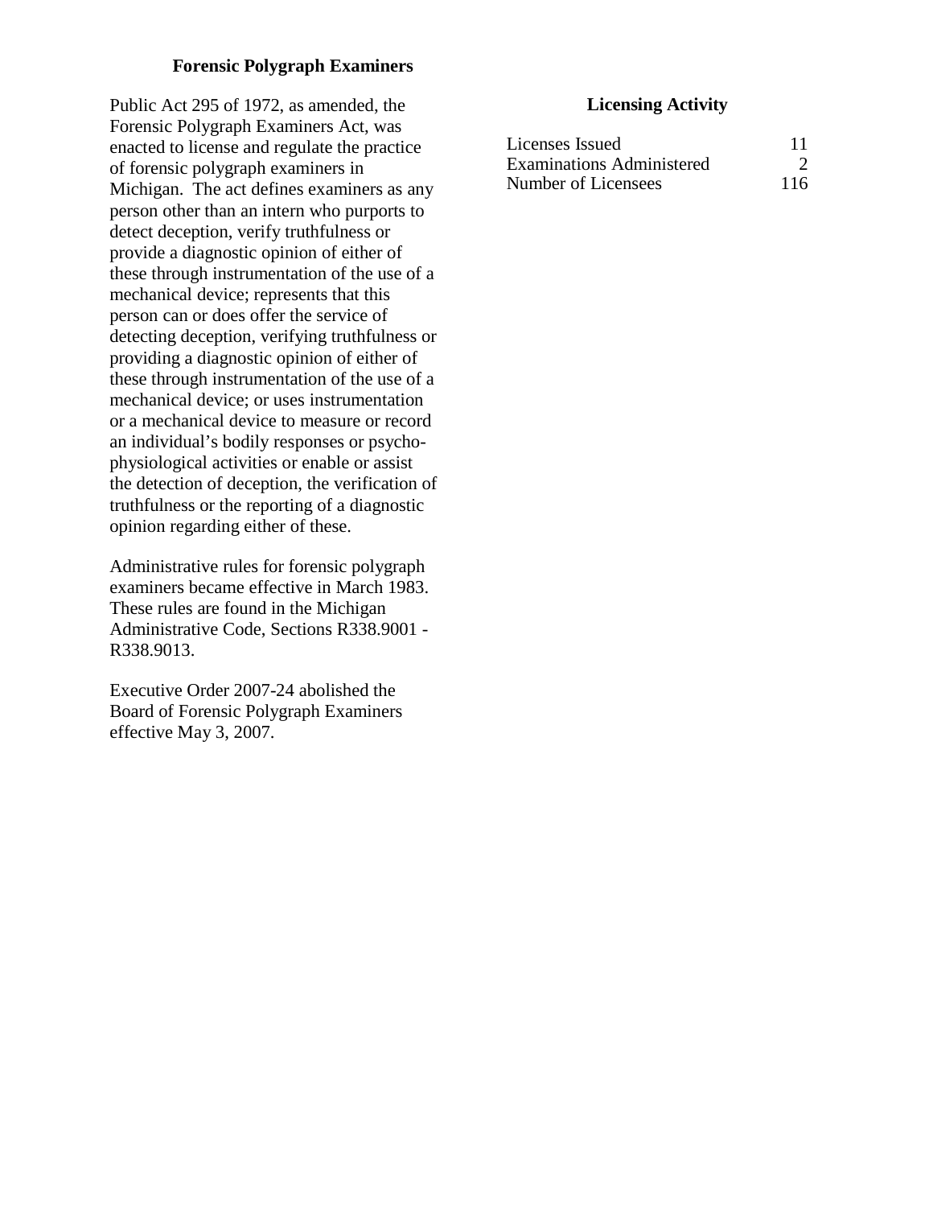## Forensic Polygraph Examiners

Public Act 295 of 1972, as amended, the Forensic Polygraph Examiners Act, was enacted to license and regulate the practice of forensic polygraph examiners in Michigan. The act defines examiners as any person other than an intern who purports to detect deception, verify truthfulness or provide a diagnostic opinion of either of these through instrumentation of the use of a mechanical device; represents that this person can or does offer the service of detecting deception, verifying truthfulness or providing a diagnostic opinion of either of these through instrumentation of the use of a mechanical device; or uses instrumentation or a mechanical device to measure or record an individual's bodily responses or psycho-physiological activities or enable or assist the detection of deception, the verification of truthfulness or the reporting of a diagnostic opinion regarding either of these.

Administrative rules for forensic polygraph examiners became effective in March 1983. These rules are found in the Michigan Administrative Code, Sections R338.9001 - R338.9013.

Executive Order 2007-24 abolished the Board of Forensic Polygraph Examiners effective May 3, 2007.

### Licensing Activity

| | |
|---|---|
| Licenses Issued | 11 |
| Examinations Administered | 2 |
| Number of Licensees | 116 |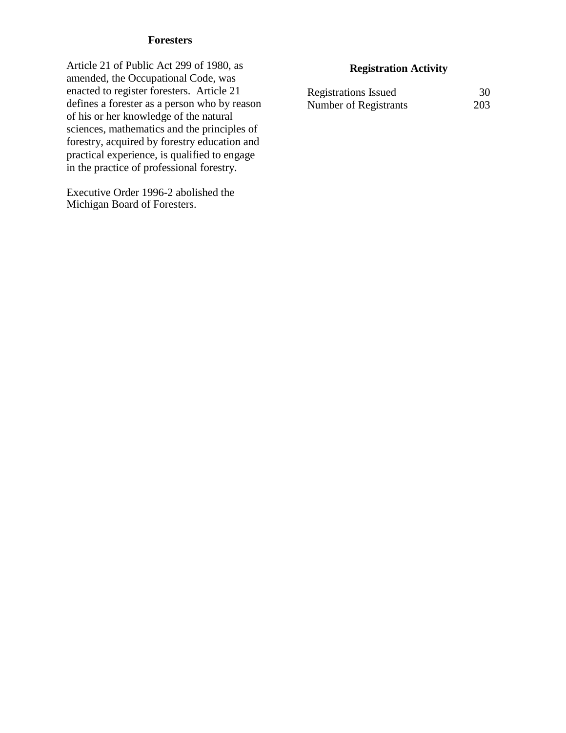## Foresters

Article 21 of Public Act 299 of 1980, as amended, the Occupational Code, was enacted to register foresters. Article 21 defines a forester as a person who by reason of his or her knowledge of the natural sciences, mathematics and the principles of forestry, acquired by forestry education and practical experience, is qualified to engage in the practice of professional forestry.

Executive Order 1996-2 abolished the Michigan Board of Foresters.

### Registration Activity

| | |
|---|---|
| Registrations Issued | 30 |
| Number of Registrants | 203 |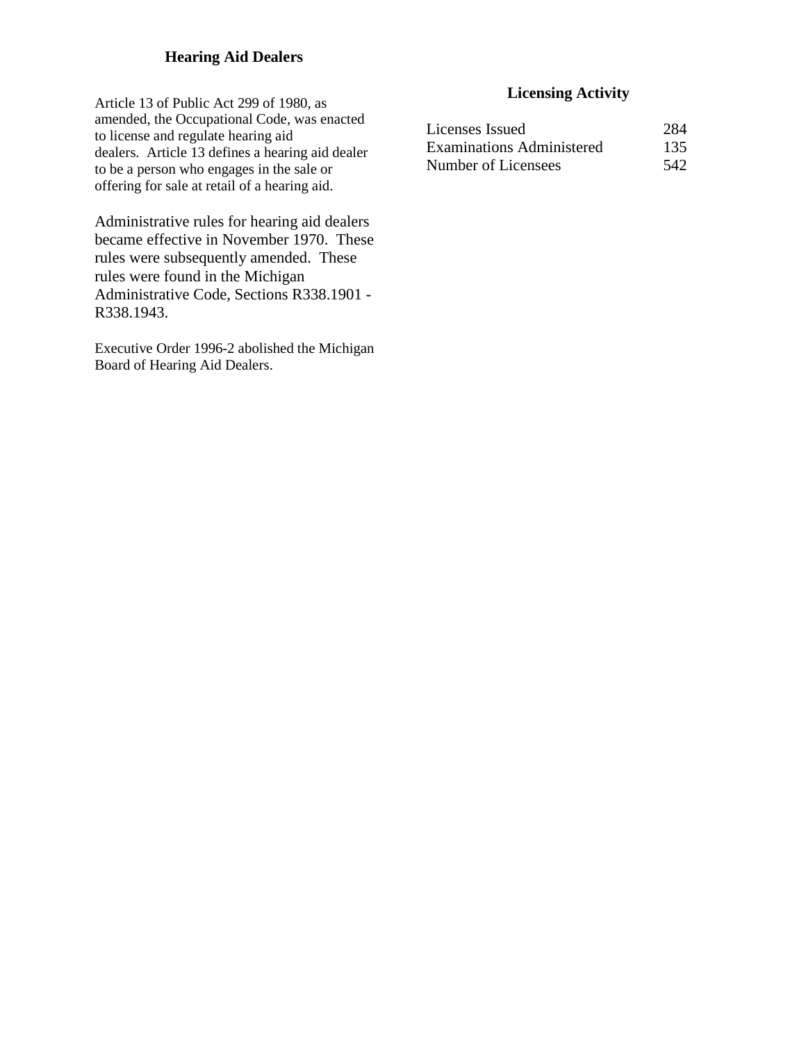## Hearing Aid Dealers

Article 13 of Public Act 299 of 1980, as amended, the Occupational Code, was enacted to license and regulate hearing aid dealers. Article 13 defines a hearing aid dealer to be a person who engages in the sale or offering for sale at retail of a hearing aid.

Administrative rules for hearing aid dealers became effective in November 1970. These rules were subsequently amended. These rules were found in the Michigan Administrative Code, Sections R338.1901 - R338.1943.

Executive Order 1996-2 abolished the Michigan Board of Hearing Aid Dealers.

### Licensing Activity

| | |
|---|---|
| Licenses Issued | 284 |
| Examinations Administered | 135 |
| Number of Licensees | 542 |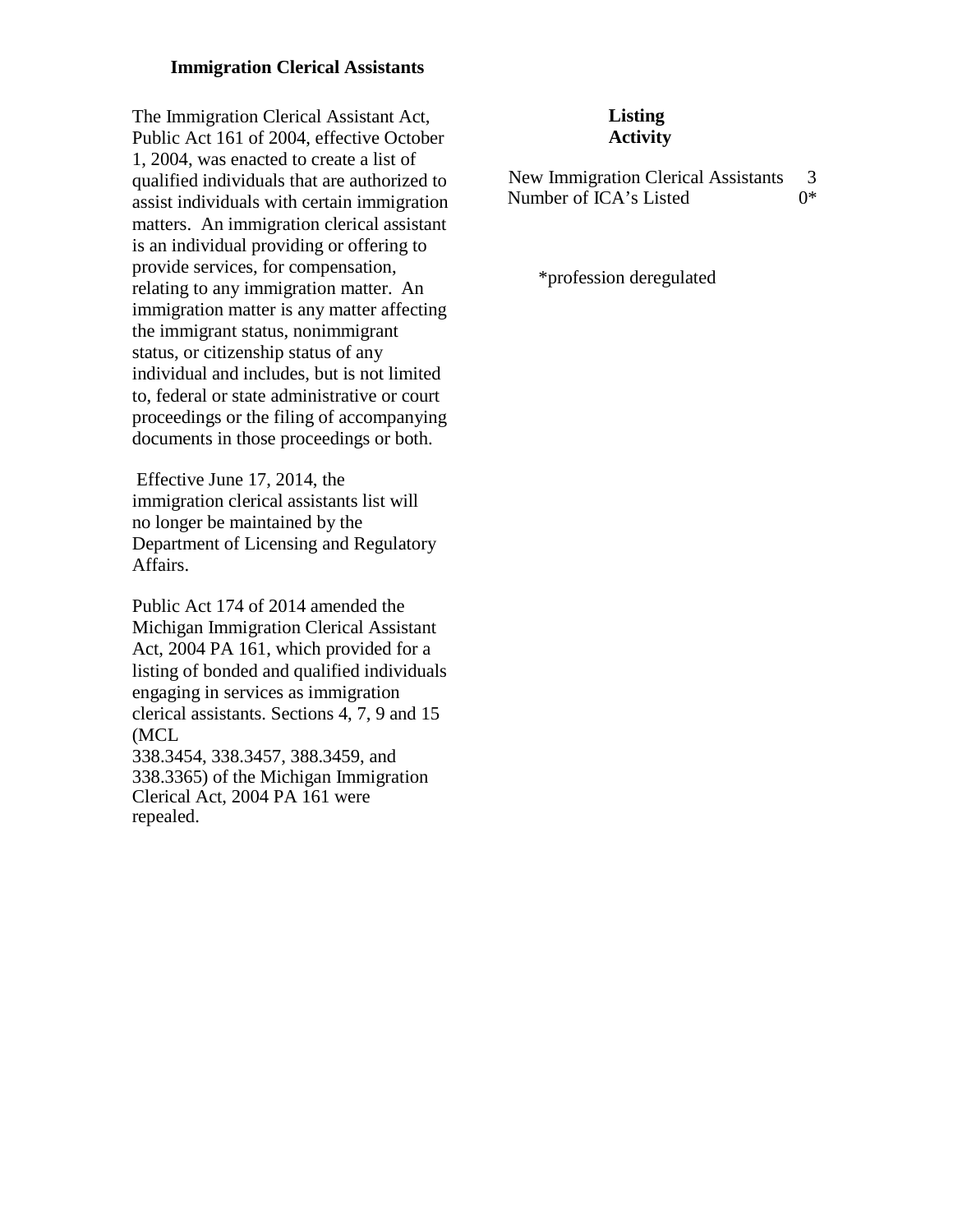## Immigration Clerical Assistants

The Immigration Clerical Assistant Act, Public Act 161 of 2004, effective October 1, 2004, was enacted to create a list of qualified individuals that are authorized to assist individuals with certain immigration matters. An immigration clerical assistant is an individual providing or offering to provide services, for compensation, relating to any immigration matter. An immigration matter is any matter affecting the immigrant status, nonimmigrant status, or citizenship status of any individual and includes, but is not limited to, federal or state administrative or court proceedings or the filing of accompanying documents in those proceedings or both.

Effective June 17, 2014, the immigration clerical assistants list will no longer be maintained by the Department of Licensing and Regulatory Affairs.

Public Act 174 of 2014 amended the Michigan Immigration Clerical Assistant Act, 2004 PA 161, which provided for a listing of bonded and qualified individuals engaging in services as immigration clerical assistants. Sections 4, 7, 9 and 15 (MCL 338.3454, 338.3457, 388.3459, and 338.3365) of the Michigan Immigration Clerical Act, 2004 PA 161 were repealed.

**Listing Activity**

| | |
|---|---|
| New Immigration Clerical Assistants | 3 |
| Number of ICA's Listed | 0* |

*profession deregulated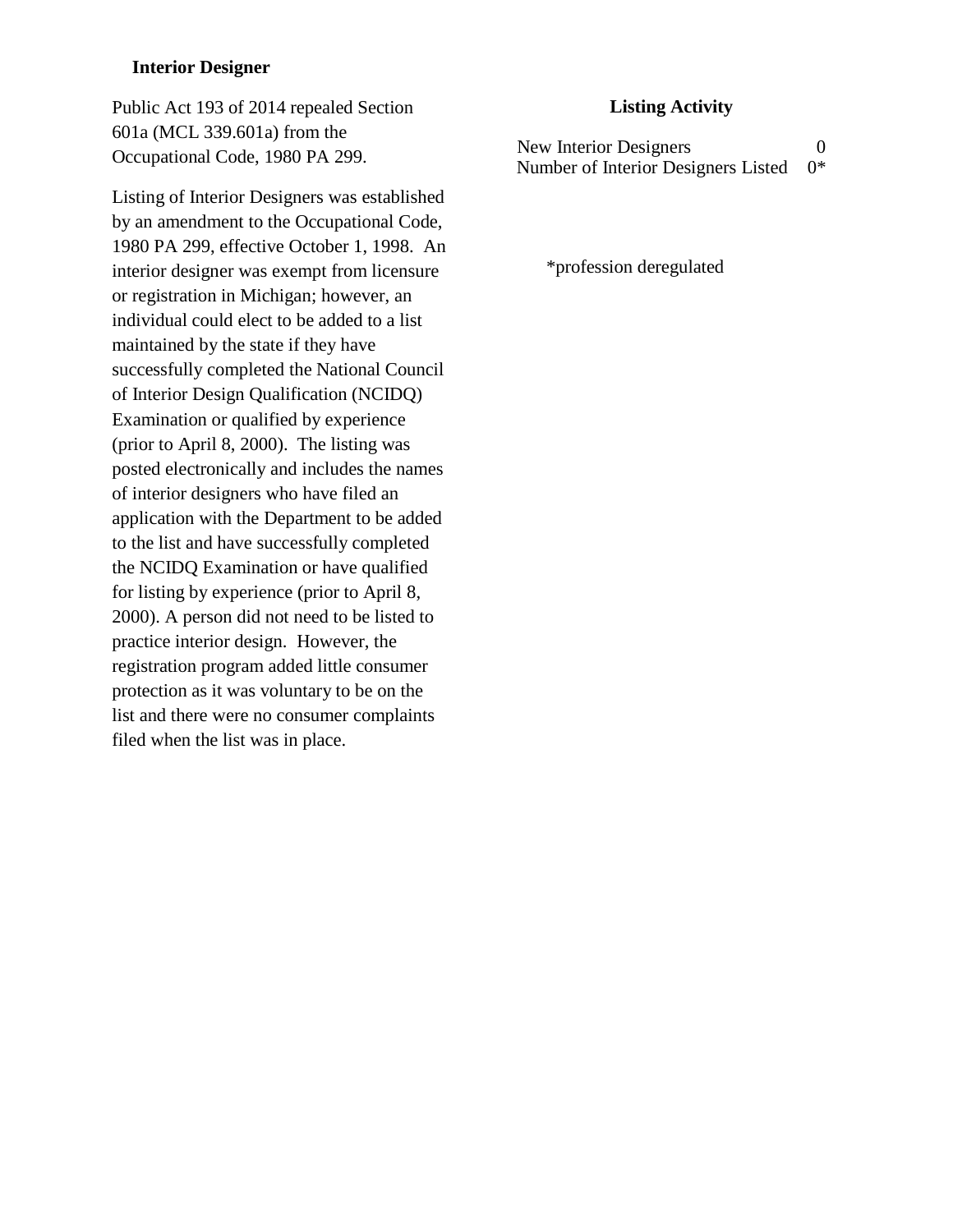## Interior Designer

Public Act 193 of 2014 repealed Section 601a (MCL 339.601a) from the Occupational Code, 1980 PA 299.

Listing of Interior Designers was established by an amendment to the Occupational Code, 1980 PA 299, effective October 1, 1998. An interior designer was exempt from licensure or registration in Michigan; however, an individual could elect to be added to a list maintained by the state if they have successfully completed the National Council of Interior Design Qualification (NCIDQ) Examination or qualified by experience (prior to April 8, 2000). The listing was posted electronically and includes the names of interior designers who have filed an application with the Department to be added to the list and have successfully completed the NCIDQ Examination or have qualified for listing by experience (prior to April 8, 2000). A person did not need to be listed to practice interior design. However, the registration program added little consumer protection as it was voluntary to be on the list and there were no consumer complaints filed when the list was in place.

### Listing Activity

| | |
|---|---|
| New Interior Designers | 0 |
| Number of Interior Designers Listed | 0* |

*profession deregulated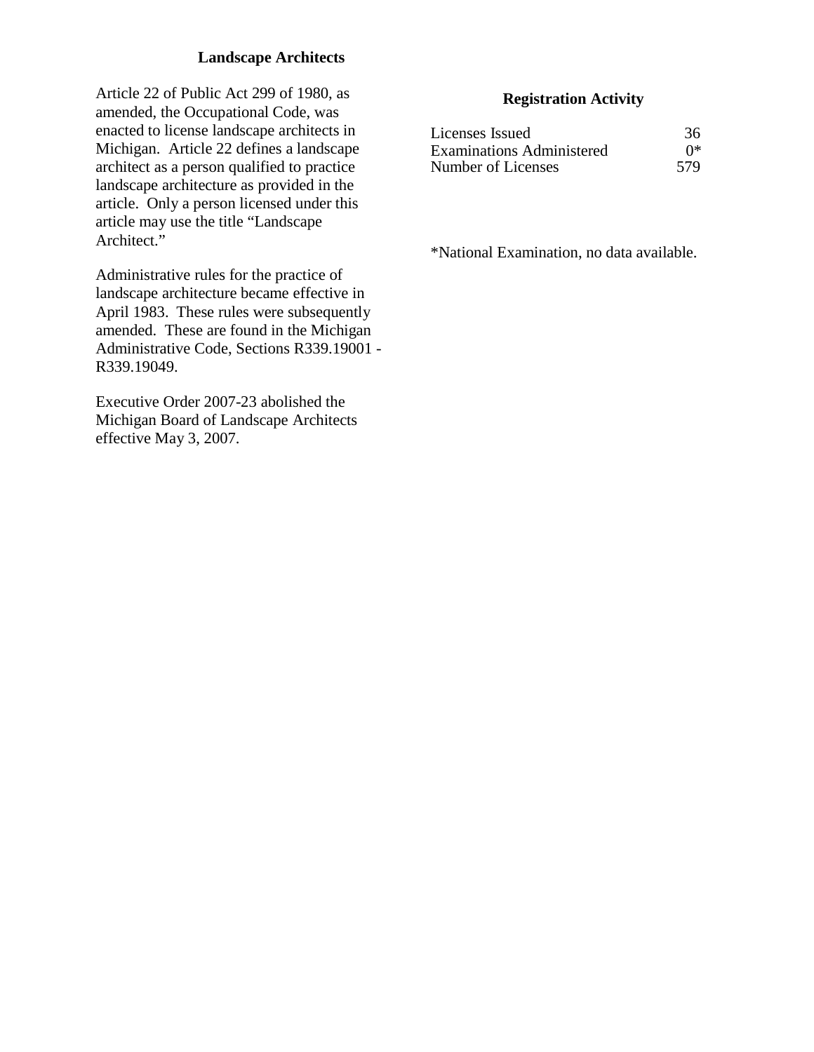## Landscape Architects

Article 22 of Public Act 299 of 1980, as amended, the Occupational Code, was enacted to license landscape architects in Michigan. Article 22 defines a landscape architect as a person qualified to practice landscape architecture as provided in the article. Only a person licensed under this article may use the title "Landscape Architect."

Administrative rules for the practice of landscape architecture became effective in April 1983. These rules were subsequently amended. These are found in the Michigan Administrative Code, Sections R339.19001 - R339.19049.

Executive Order 2007-23 abolished the Michigan Board of Landscape Architects effective May 3, 2007.

### Registration Activity

| | |
|---|---|
| Licenses Issued | 36 |
| Examinations Administered | 0* |
| Number of Licenses | 579 |

*National Examination, no data available.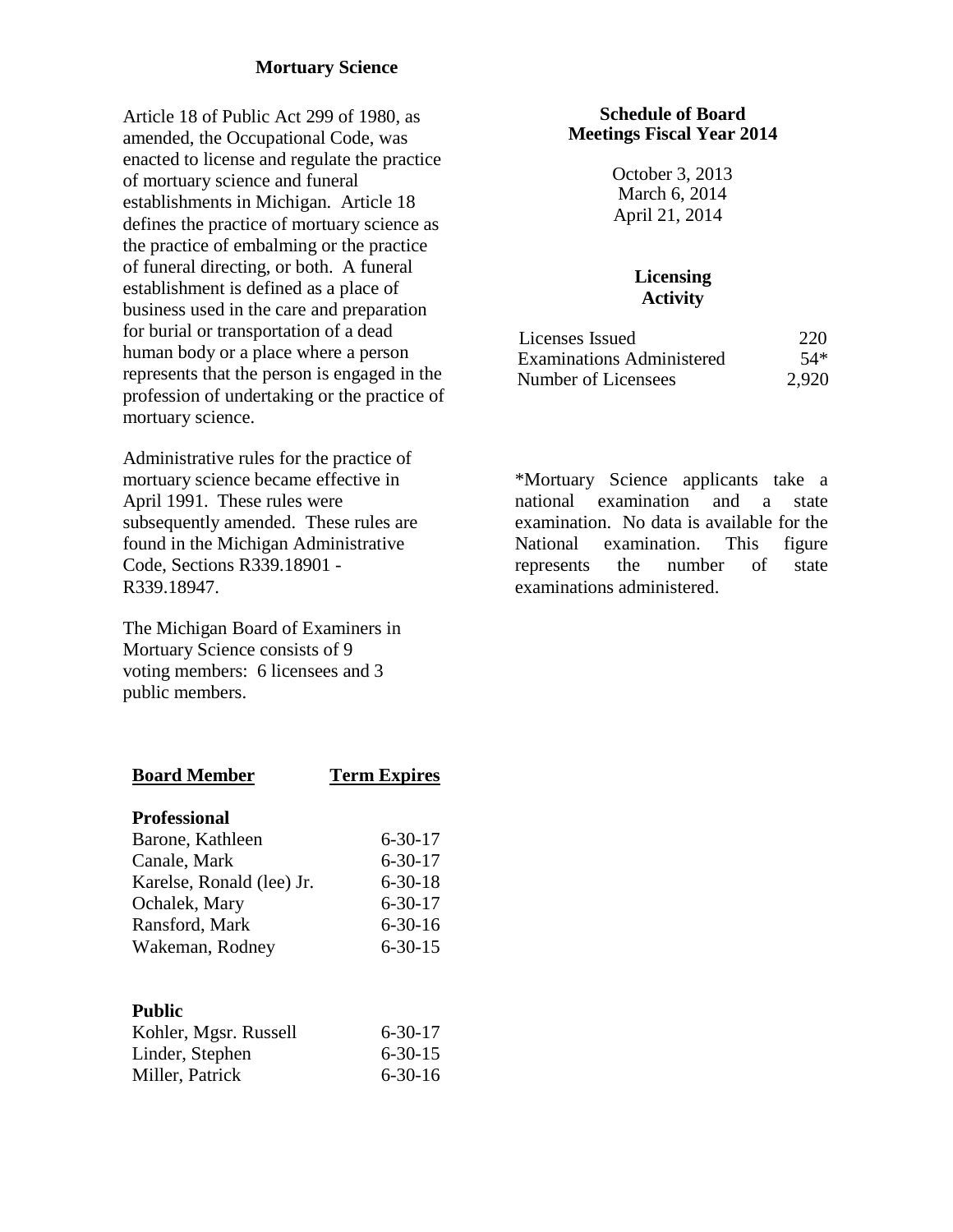## Mortuary Science

Article 18 of Public Act 299 of 1980, as amended, the Occupational Code, was enacted to license and regulate the practice of mortuary science and funeral establishments in Michigan. Article 18 defines the practice of mortuary science as the practice of embalming or the practice of funeral directing, or both. A funeral establishment is defined as a place of business used in the care and preparation for burial or transportation of a dead human body or a place where a person represents that the person is engaged in the profession of undertaking or the practice of mortuary science.

Administrative rules for the practice of mortuary science became effective in April 1991. These rules were subsequently amended. These rules are found in the Michigan Administrative Code, Sections R339.18901 - R339.18947.

The Michigan Board of Examiners in Mortuary Science consists of 9 voting members: 6 licensees and 3 public members.

| Board Member | Term Expires |
|---|---|
| **Professional** | |
| Barone, Kathleen | 6-30-17 |
| Canale, Mark | 6-30-17 |
| Karelse, Ronald (lee) Jr. | 6-30-18 |
| Ochalek, Mary | 6-30-17 |
| Ransford, Mark | 6-30-16 |
| Wakeman, Rodney | 6-30-15 |
| **Public** | |
| Kohler, Mgsr. Russell | 6-30-17 |
| Linder, Stephen | 6-30-15 |
| Miller, Patrick | 6-30-16 |

### Schedule of Board Meetings Fiscal Year 2014

October 3, 2013
March 6, 2014
April 21, 2014

### Licensing Activity

| | |
|---|---|
| Licenses Issued | 220 |
| Examinations Administered | 54* |
| Number of Licensees | 2,920 |

*Mortuary Science applicants take a national examination and a state examination. No data is available for the National examination. This figure represents the number of state examinations administered.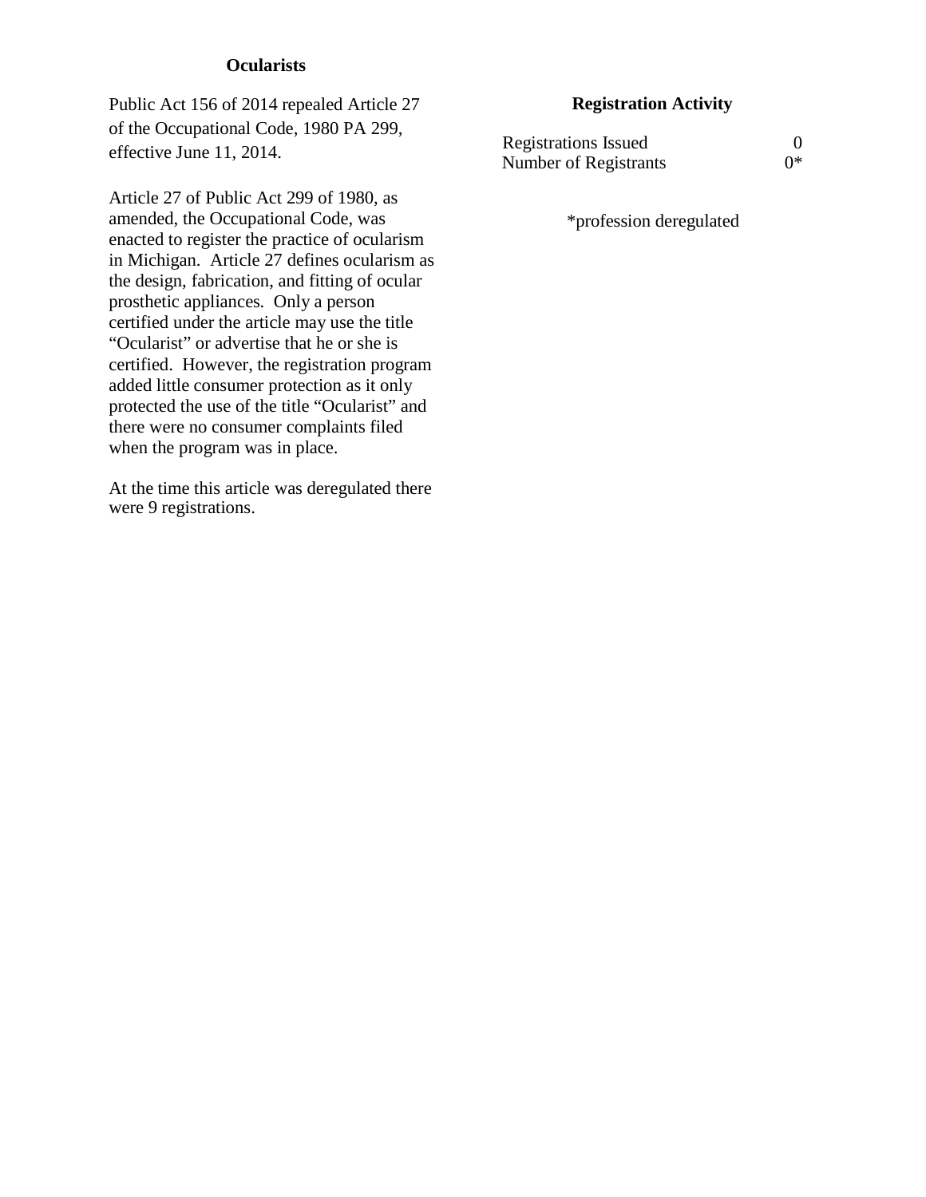## Ocularists

Public Act 156 of 2014 repealed Article 27 of the Occupational Code, 1980 PA 299, effective June 11, 2014.

Article 27 of Public Act 299 of 1980, as amended, the Occupational Code, was enacted to register the practice of ocularism in Michigan. Article 27 defines ocularism as the design, fabrication, and fitting of ocular prosthetic appliances. Only a person certified under the article may use the title "Ocularist" or advertise that he or she is certified. However, the registration program added little consumer protection as it only protected the use of the title "Ocularist" and there were no consumer complaints filed when the program was in place.

At the time this article was deregulated there were 9 registrations.

### Registration Activity

| | |
|---|---|
| Registrations Issued | 0 |
| Number of Registrants | 0* |

*profession deregulated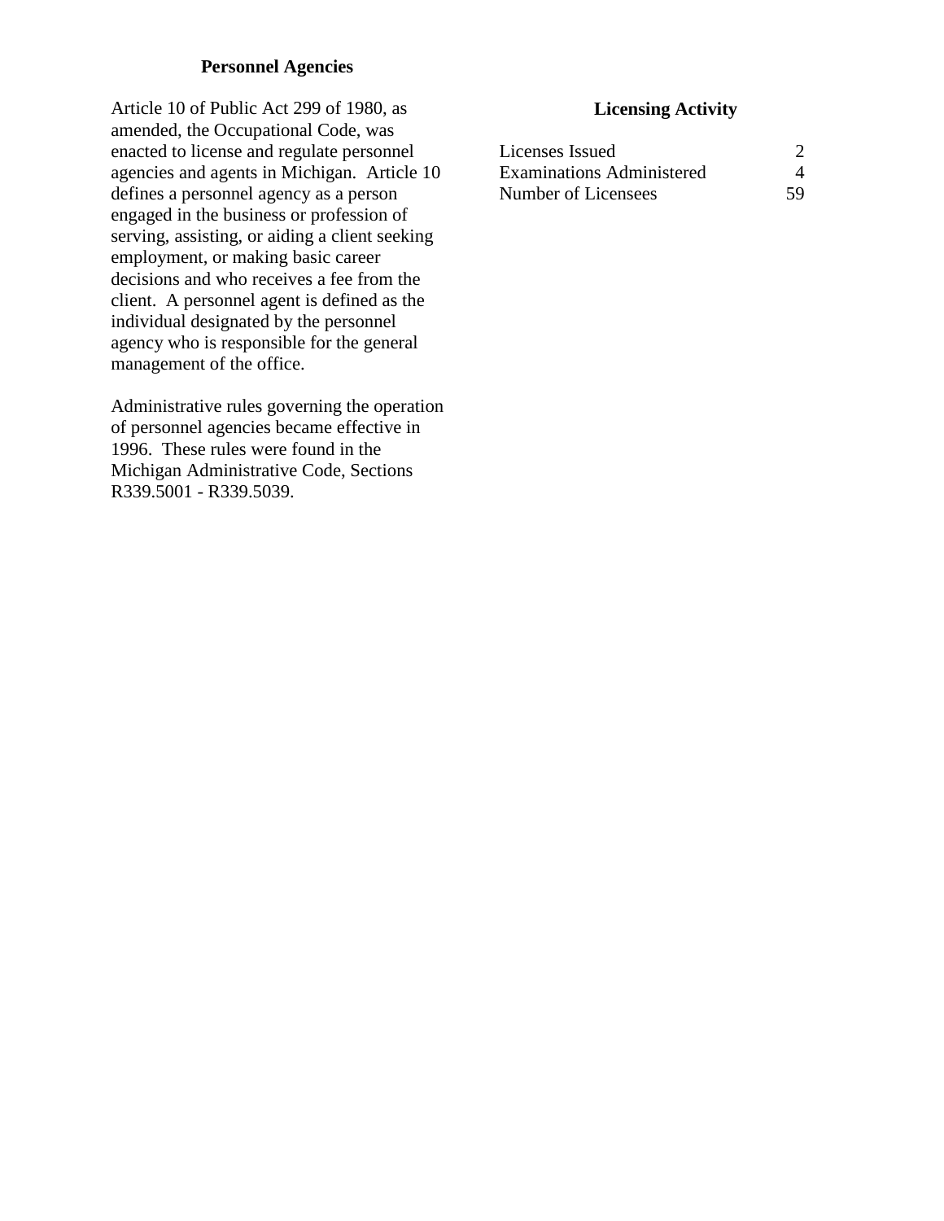## Personnel Agencies

Article 10 of Public Act 299 of 1980, as amended, the Occupational Code, was enacted to license and regulate personnel agencies and agents in Michigan. Article 10 defines a personnel agency as a person engaged in the business or profession of serving, assisting, or aiding a client seeking employment, or making basic career decisions and who receives a fee from the client. A personnel agent is defined as the individual designated by the personnel agency who is responsible for the general management of the office.

Administrative rules governing the operation of personnel agencies became effective in 1996. These rules were found in the Michigan Administrative Code, Sections R339.5001 - R339.5039.

### Licensing Activity

| | |
|---|---|
| Licenses Issued | 2 |
| Examinations Administered | 4 |
| Number of Licensees | 59 |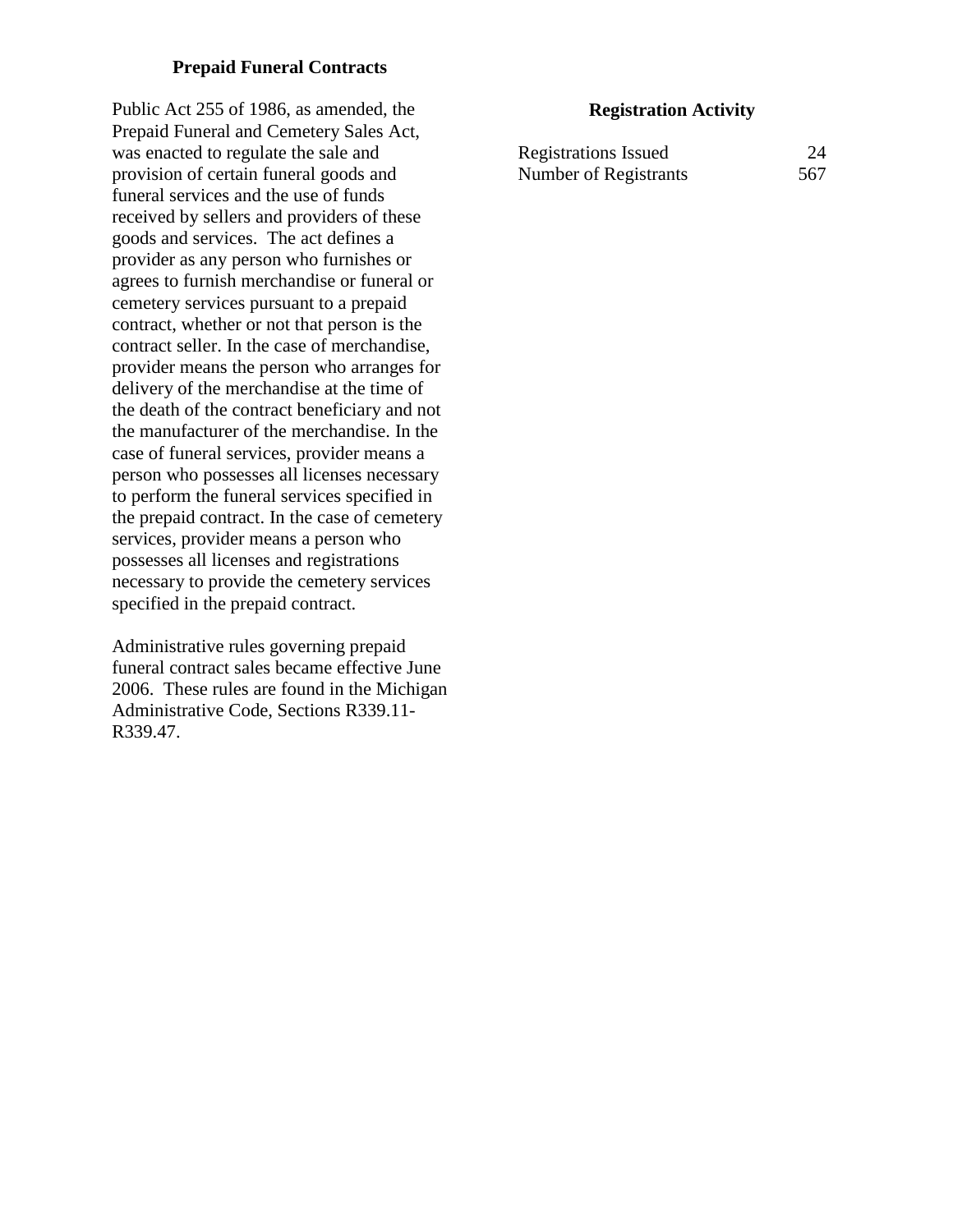## Prepaid Funeral Contracts

Public Act 255 of 1986, as amended, the Prepaid Funeral and Cemetery Sales Act, was enacted to regulate the sale and provision of certain funeral goods and funeral services and the use of funds received by sellers and providers of these goods and services. The act defines a provider as any person who furnishes or agrees to furnish merchandise or funeral or cemetery services pursuant to a prepaid contract, whether or not that person is the contract seller. In the case of merchandise, provider means the person who arranges for delivery of the merchandise at the time of the death of the contract beneficiary and not the manufacturer of the merchandise. In the case of funeral services, provider means a person who possesses all licenses necessary to perform the funeral services specified in the prepaid contract. In the case of cemetery services, provider means a person who possesses all licenses and registrations necessary to provide the cemetery services specified in the prepaid contract.

Administrative rules governing prepaid funeral contract sales became effective June 2006. These rules are found in the Michigan Administrative Code, Sections R339.11-R339.47.

### Registration Activity

| | |
|---|---|
| Registrations Issued | 24 |
| Number of Registrants | 567 |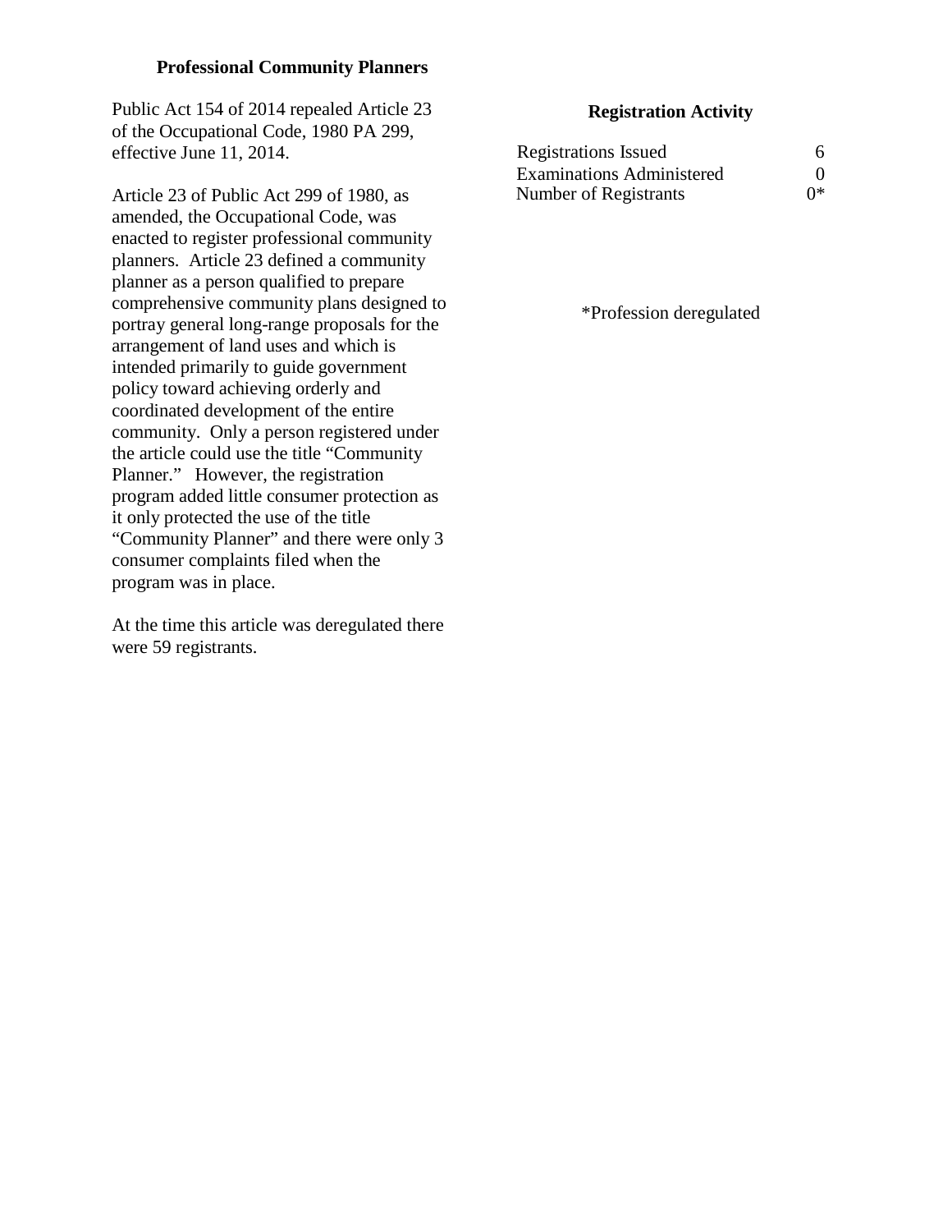## Professional Community Planners

Public Act 154 of 2014 repealed Article 23 of the Occupational Code, 1980 PA 299, effective June 11, 2014.

Article 23 of Public Act 299 of 1980, as amended, the Occupational Code, was enacted to register professional community planners. Article 23 defined a community planner as a person qualified to prepare comprehensive community plans designed to portray general long-range proposals for the arrangement of land uses and which is intended primarily to guide government policy toward achieving orderly and coordinated development of the entire community. Only a person registered under the article could use the title "Community Planner." However, the registration program added little consumer protection as it only protected the use of the title "Community Planner" and there were only 3 consumer complaints filed when the program was in place.

At the time this article was deregulated there were 59 registrants.

### Registration Activity

| | |
|---|---|
| Registrations Issued | 6 |
| Examinations Administered | 0 |
| Number of Registrants | 0* |

*Profession deregulated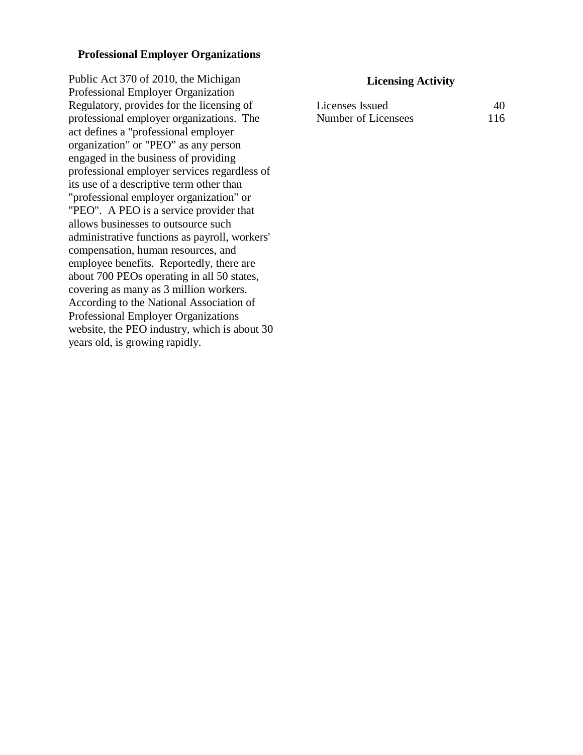## Professional Employer Organizations

Public Act 370 of 2010, the Michigan Professional Employer Organization Regulatory, provides for the licensing of professional employer organizations. The act defines a "professional employer organization" or "PEO" as any person engaged in the business of providing professional employer services regardless of its use of a descriptive term other than "professional employer organization" or "PEO". A PEO is a service provider that allows businesses to outsource such administrative functions as payroll, workers' compensation, human resources, and employee benefits. Reportedly, there are about 700 PEOs operating in all 50 states, covering as many as 3 million workers. According to the National Association of Professional Employer Organizations website, the PEO industry, which is about 30 years old, is growing rapidly.

### Licensing Activity

| | |
|---|---|
| Licenses Issued | 40 |
| Number of Licensees | 116 |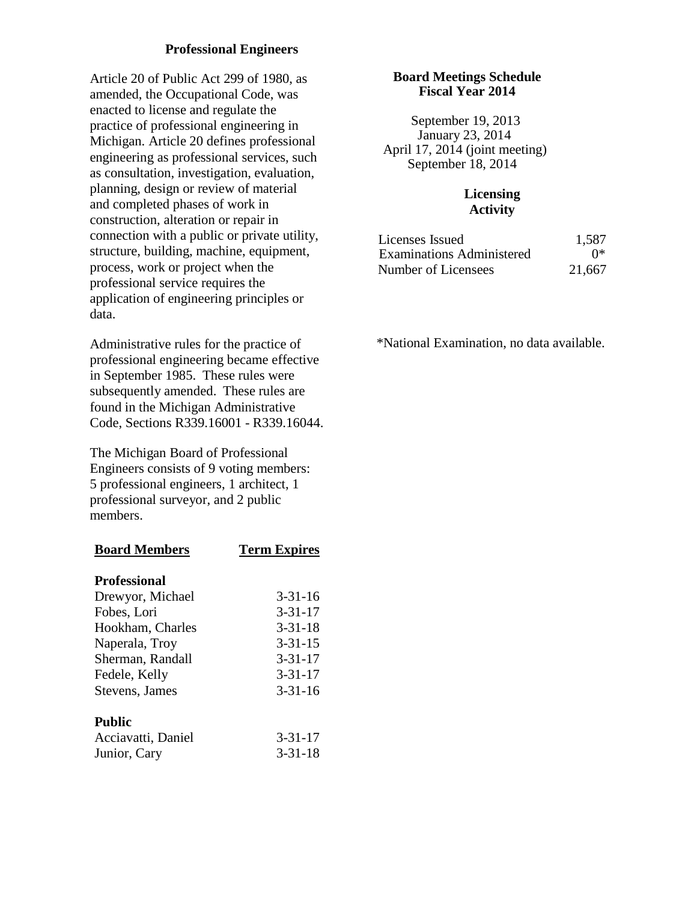## Professional Engineers

Article 20 of Public Act 299 of 1980, as amended, the Occupational Code, was enacted to license and regulate the practice of professional engineering in Michigan. Article 20 defines professional engineering as professional services, such as consultation, investigation, evaluation, planning, design or review of material and completed phases of work in construction, alteration or repair in connection with a public or private utility, structure, building, machine, equipment, process, work or project when the professional service requires the application of engineering principles or data.

Administrative rules for the practice of professional engineering became effective in September 1985. These rules were subsequently amended. These rules are found in the Michigan Administrative Code, Sections R339.16001 - R339.16044.

The Michigan Board of Professional Engineers consists of 9 voting members: 5 professional engineers, 1 architect, 1 professional surveyor, and 2 public members.

| Board Members | Term Expires |
|---|---|
| **Professional** | |
| Drewyor, Michael | 3-31-16 |
| Fobes, Lori | 3-31-17 |
| Hookham, Charles | 3-31-18 |
| Naperala, Troy | 3-31-15 |
| Sherman, Randall | 3-31-17 |
| Fedele, Kelly | 3-31-17 |
| Stevens, James | 3-31-16 |
| **Public** | |
| Acciavatti, Daniel | 3-31-17 |
| Junior, Cary | 3-31-18 |

### Board Meetings Schedule Fiscal Year 2014

September 19, 2013
January 23, 2014
April 17, 2014 (joint meeting)
September 18, 2014

### Licensing Activity

| | |
|---|---|
| Licenses Issued | 1,587 |
| Examinations Administered | 0* |
| Number of Licensees | 21,667 |

*National Examination, no data available.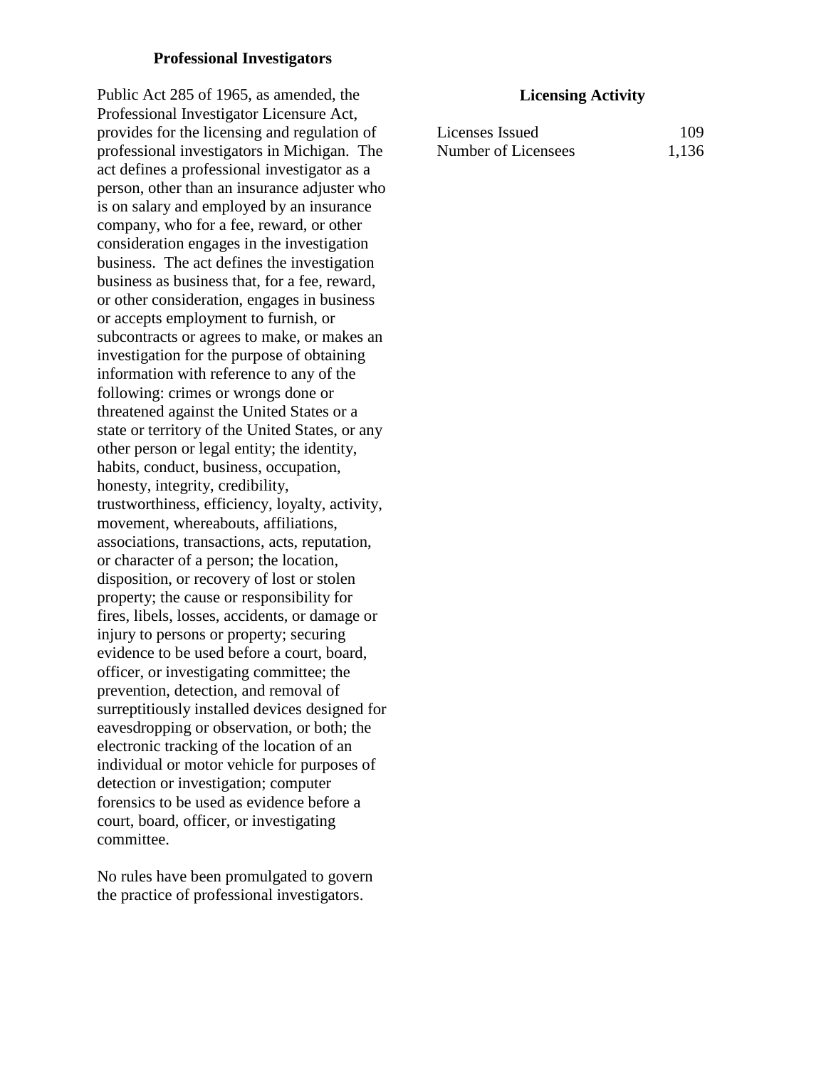## Professional Investigators

Public Act 285 of 1965, as amended, the Professional Investigator Licensure Act, provides for the licensing and regulation of professional investigators in Michigan. The act defines a professional investigator as a person, other than an insurance adjuster who is on salary and employed by an insurance company, who for a fee, reward, or other consideration engages in the investigation business. The act defines the investigation business as business that, for a fee, reward, or other consideration, engages in business or accepts employment to furnish, or subcontracts or agrees to make, or makes an investigation for the purpose of obtaining information with reference to any of the following: crimes or wrongs done or threatened against the United States or a state or territory of the United States, or any other person or legal entity; the identity, habits, conduct, business, occupation, honesty, integrity, credibility, trustworthiness, efficiency, loyalty, activity, movement, whereabouts, affiliations, associations, transactions, acts, reputation, or character of a person; the location, disposition, or recovery of lost or stolen property; the cause or responsibility for fires, libels, losses, accidents, or damage or injury to persons or property; securing evidence to be used before a court, board, officer, or investigating committee; the prevention, detection, and removal of surreptitiously installed devices designed for eavesdropping or observation, or both; the electronic tracking of the location of an individual or motor vehicle for purposes of detection or investigation; computer forensics to be used as evidence before a court, board, officer, or investigating committee.

No rules have been promulgated to govern the practice of professional investigators.

### Licensing Activity

| | |
|---|---|
| Licenses Issued | 109 |
| Number of Licensees | 1,136 |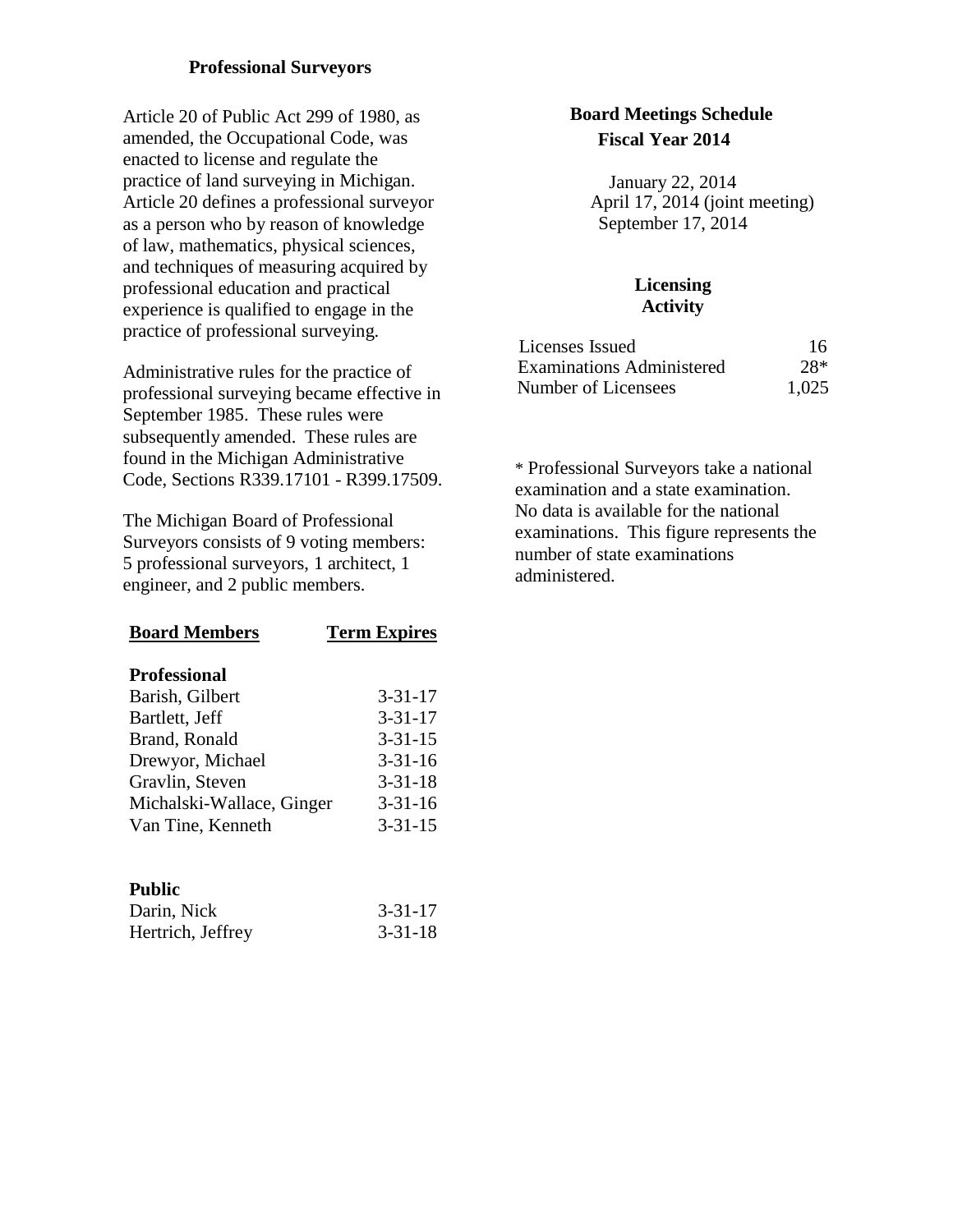## Professional Surveyors

Article 20 of Public Act 299 of 1980, as amended, the Occupational Code, was enacted to license and regulate the practice of land surveying in Michigan. Article 20 defines a professional surveyor as a person who by reason of knowledge of law, mathematics, physical sciences, and techniques of measuring acquired by professional education and practical experience is qualified to engage in the practice of professional surveying.

Administrative rules for the practice of professional surveying became effective in September 1985. These rules were subsequently amended. These rules are found in the Michigan Administrative Code, Sections R339.17101 - R399.17509.

The Michigan Board of Professional Surveyors consists of 9 voting members: 5 professional surveyors, 1 architect, 1 engineer, and 2 public members.

| Board Members | Term Expires |
|---|---|
| **Professional** | |
| Barish, Gilbert | 3-31-17 |
| Bartlett, Jeff | 3-31-17 |
| Brand, Ronald | 3-31-15 |
| Drewyor, Michael | 3-31-16 |
| Gravlin, Steven | 3-31-18 |
| Michalski-Wallace, Ginger | 3-31-16 |
| Van Tine, Kenneth | 3-31-15 |
| **Public** | |
| Darin, Nick | 3-31-17 |
| Hertrich, Jeffrey | 3-31-18 |

### Board Meetings Schedule
### Fiscal Year 2014

January 22, 2014
April 17, 2014 (joint meeting)
September 17, 2014

### Licensing Activity

| | |
|---|---|
| Licenses Issued | 16 |
| Examinations Administered | 28* |
| Number of Licensees | 1,025 |

* Professional Surveyors take a national examination and a state examination. No data is available for the national examinations. This figure represents the number of state examinations administered.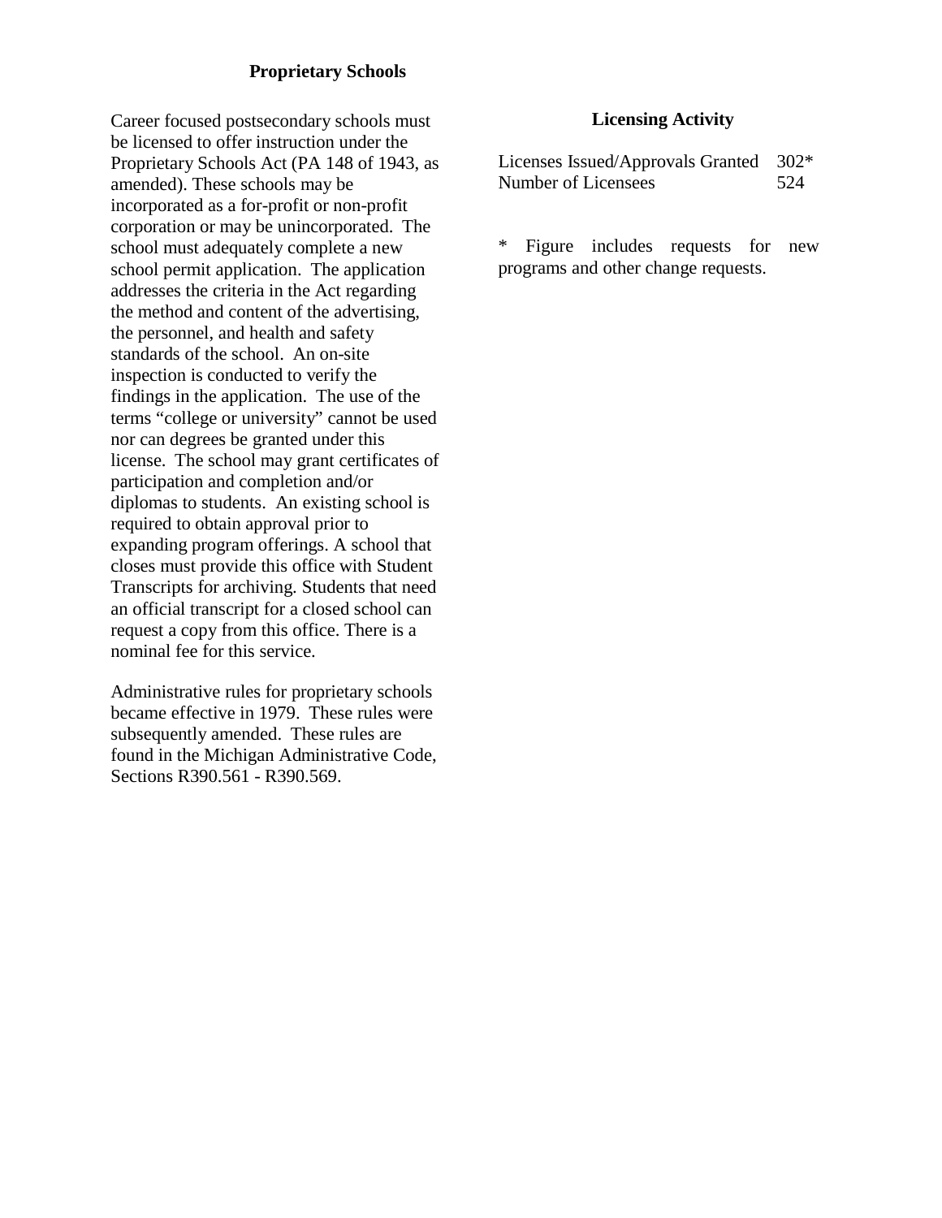## Proprietary Schools

Career focused postsecondary schools must be licensed to offer instruction under the Proprietary Schools Act (PA 148 of 1943, as amended). These schools may be incorporated as a for-profit or non-profit corporation or may be unincorporated. The school must adequately complete a new school permit application. The application addresses the criteria in the Act regarding the method and content of the advertising, the personnel, and health and safety standards of the school. An on-site inspection is conducted to verify the findings in the application. The use of the terms "college or university" cannot be used nor can degrees be granted under this license. The school may grant certificates of participation and completion and/or diplomas to students. An existing school is required to obtain approval prior to expanding program offerings. A school that closes must provide this office with Student Transcripts for archiving. Students that need an official transcript for a closed school can request a copy from this office. There is a nominal fee for this service.

Administrative rules for proprietary schools became effective in 1979. These rules were subsequently amended. These rules are found in the Michigan Administrative Code, Sections R390.561 - R390.569.

### Licensing Activity

| | |
|---|---|
| Licenses Issued/Approvals Granted | 302* |
| Number of Licensees | 524 |

* Figure includes requests for new programs and other change requests.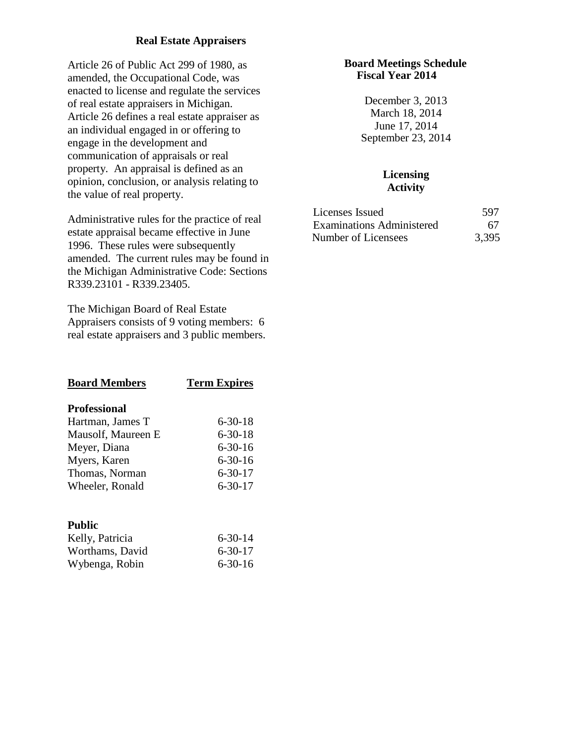## Real Estate Appraisers

Article 26 of Public Act 299 of 1980, as amended, the Occupational Code, was enacted to license and regulate the services of real estate appraisers in Michigan. Article 26 defines a real estate appraiser as an individual engaged in or offering to engage in the development and communication of appraisals or real property. An appraisal is defined as an opinion, conclusion, or analysis relating to the value of real property.

Administrative rules for the practice of real estate appraisal became effective in June 1996. These rules were subsequently amended. The current rules may be found in the Michigan Administrative Code: Sections R339.23101 - R339.23405.

The Michigan Board of Real Estate Appraisers consists of 9 voting members: 6 real estate appraisers and 3 public members.

| Board Members | Term Expires |
|---|---|
| **Professional** | |
| Hartman, James T | 6-30-18 |
| Mausolf, Maureen E | 6-30-18 |
| Meyer, Diana | 6-30-16 |
| Myers, Karen | 6-30-16 |
| Thomas, Norman | 6-30-17 |
| Wheeler, Ronald | 6-30-17 |
| **Public** | |
| Kelly, Patricia | 6-30-14 |
| Worthams, David | 6-30-17 |
| Wybenga, Robin | 6-30-16 |

### Board Meetings Schedule Fiscal Year 2014

December 3, 2013
March 18, 2014
June 17, 2014
September 23, 2014

### Licensing Activity

| | |
|---|---|
| Licenses Issued | 597 |
| Examinations Administered | 67 |
| Number of Licensees | 3,395 |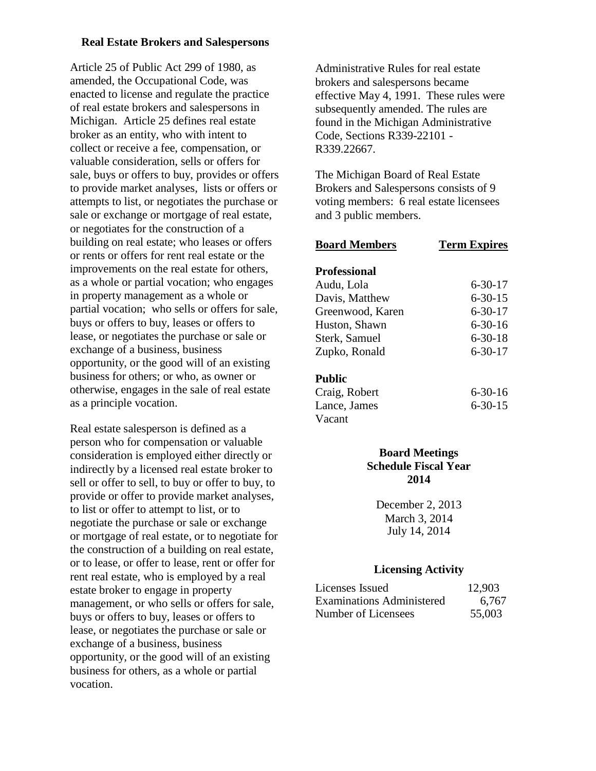### Real Estate Brokers and Salespersons

Article 25 of Public Act 299 of 1980, as amended, the Occupational Code, was enacted to license and regulate the practice of real estate brokers and salespersons in Michigan. Article 25 defines real estate broker as an entity, who with intent to collect or receive a fee, compensation, or valuable consideration, sells or offers for sale, buys or offers to buy, provides or offers to provide market analyses, lists or offers or attempts to list, or negotiates the purchase or sale or exchange or mortgage of real estate, or negotiates for the construction of a building on real estate; who leases or offers or rents or offers for rent real estate or the improvements on the real estate for others, as a whole or partial vocation; who engages in property management as a whole or partial vocation; who sells or offers for sale, buys or offers to buy, leases or offers to lease, or negotiates the purchase or sale or exchange of a business, business opportunity, or the good will of an existing business for others; or who, as owner or otherwise, engages in the sale of real estate as a principle vocation.

Real estate salesperson is defined as a person who for compensation or valuable consideration is employed either directly or indirectly by a licensed real estate broker to sell or offer to sell, to buy or offer to buy, to provide or offer to provide market analyses, to list or offer to attempt to list, or to negotiate the purchase or sale or exchange or mortgage of real estate, or to negotiate for the construction of a building on real estate, or to lease, or offer to lease, rent or offer for rent real estate, who is employed by a real estate broker to engage in property management, or who sells or offers for sale, buys or offers to buy, leases or offers to lease, or negotiates the purchase or sale or exchange of a business, business opportunity, or the good will of an existing business for others, as a whole or partial vocation.

Administrative Rules for real estate brokers and salespersons became effective May 4, 1991. These rules were subsequently amended. The rules are found in the Michigan Administrative Code, Sections R339-22101 - R339.22667.

The Michigan Board of Real Estate Brokers and Salespersons consists of 9 voting members: 6 real estate licensees and 3 public members.

| Board Members | Term Expires |
|---|---|
| **Professional** | |
| Audu, Lola | 6-30-17 |
| Davis, Matthew | 6-30-15 |
| Greenwood, Karen | 6-30-17 |
| Huston, Shawn | 6-30-16 |
| Sterk, Samuel | 6-30-18 |
| Zupko, Ronald | 6-30-17 |
| **Public** | |
| Craig, Robert | 6-30-16 |
| Lance, James | 6-30-15 |
| Vacant | |

**Board Meetings Schedule Fiscal Year 2014**

December 2, 2013
March 3, 2014
July 14, 2014

**Licensing Activity**

| | |
|---|---|
| Licenses Issued | 12,903 |
| Examinations Administered | 6,767 |
| Number of Licensees | 55,003 |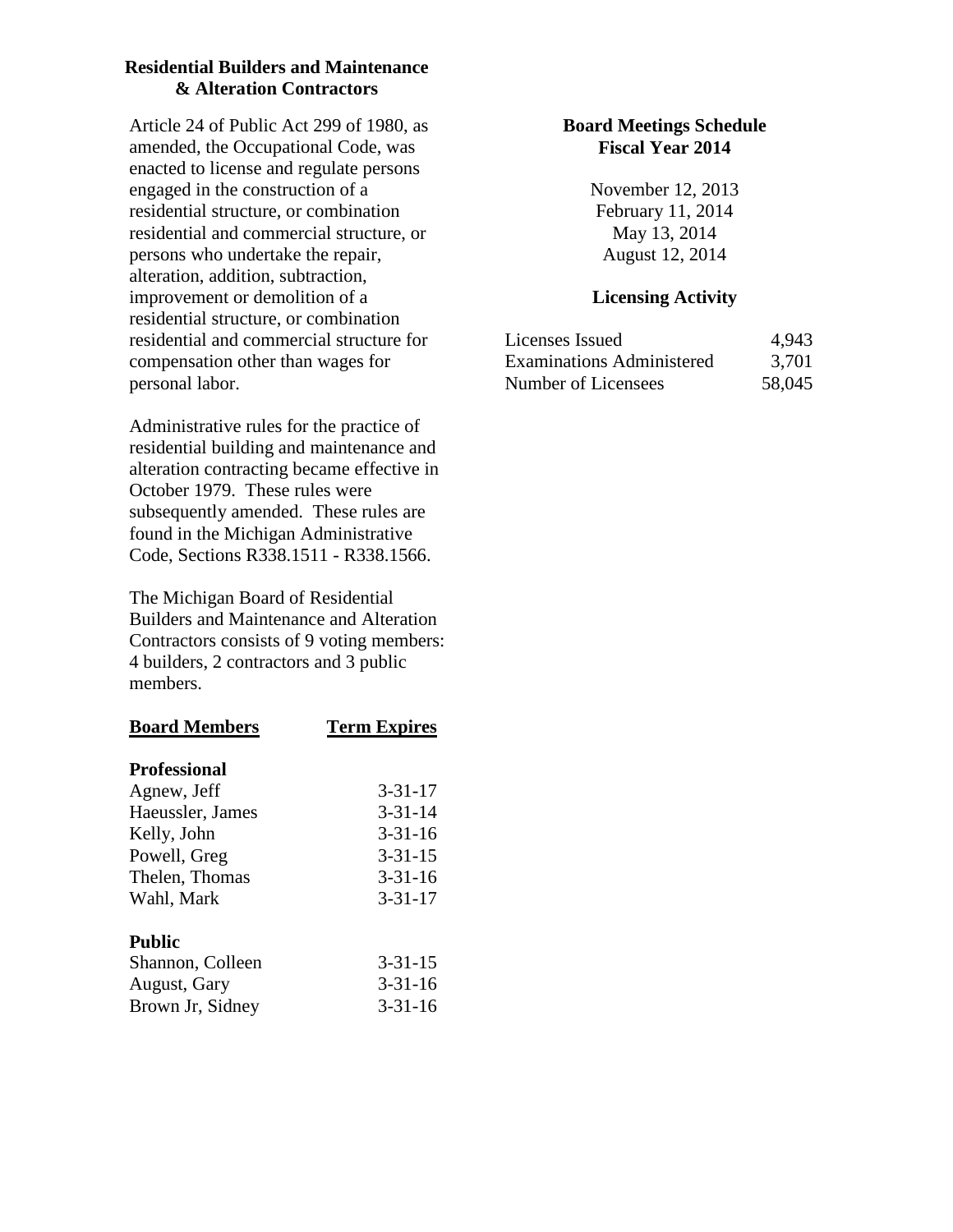## Residential Builders and Maintenance & Alteration Contractors

Article 24 of Public Act 299 of 1980, as amended, the Occupational Code, was enacted to license and regulate persons engaged in the construction of a residential structure, or combination residential and commercial structure, or persons who undertake the repair, alteration, addition, subtraction, improvement or demolition of a residential structure, or combination residential and commercial structure for compensation other than wages for personal labor.

Administrative rules for the practice of residential building and maintenance and alteration contracting became effective in October 1979. These rules were subsequently amended. These rules are found in the Michigan Administrative Code, Sections R338.1511 - R338.1566.

The Michigan Board of Residential Builders and Maintenance and Alteration Contractors consists of 9 voting members: 4 builders, 2 contractors and 3 public members.

| Board Members | Term Expires |
|---|---|
| **Professional** | |
| Agnew, Jeff | 3-31-17 |
| Haeussler, James | 3-31-14 |
| Kelly, John | 3-31-16 |
| Powell, Greg | 3-31-15 |
| Thelen, Thomas | 3-31-16 |
| Wahl, Mark | 3-31-17 |
| **Public** | |
| Shannon, Colleen | 3-31-15 |
| August, Gary | 3-31-16 |
| Brown Jr, Sidney | 3-31-16 |

### Board Meetings Schedule Fiscal Year 2014

November 12, 2013
February 11, 2014
May 13, 2014
August 12, 2014

### Licensing Activity

| | |
|---|---|
| Licenses Issued | 4,943 |
| Examinations Administered | 3,701 |
| Number of Licensees | 58,045 |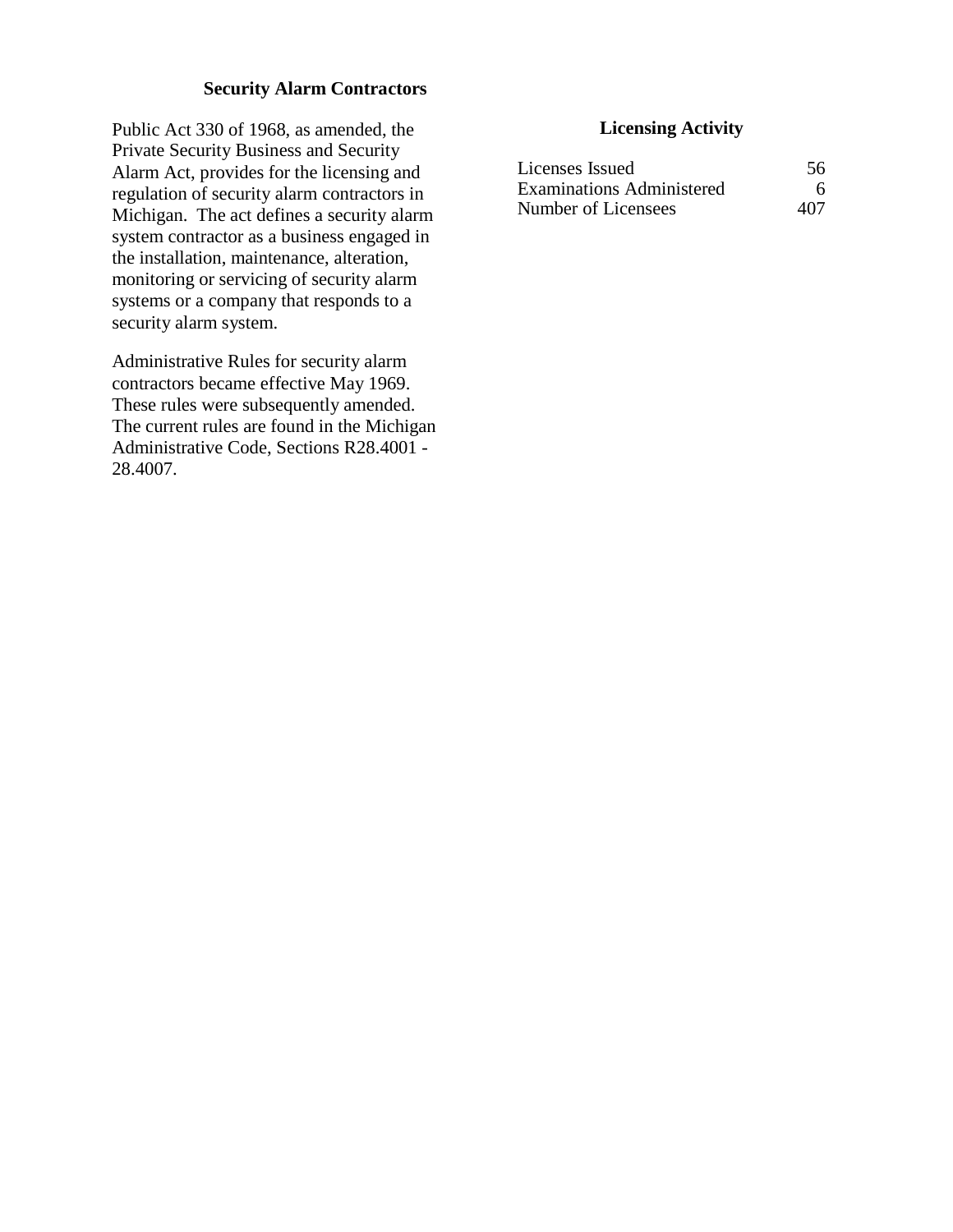## Security Alarm Contractors

Public Act 330 of 1968, as amended, the Private Security Business and Security Alarm Act, provides for the licensing and regulation of security alarm contractors in Michigan. The act defines a security alarm system contractor as a business engaged in the installation, maintenance, alteration, monitoring or servicing of security alarm systems or a company that responds to a security alarm system.

Administrative Rules for security alarm contractors became effective May 1969. These rules were subsequently amended. The current rules are found in the Michigan Administrative Code, Sections R28.4001 - 28.4007.

### Licensing Activity

| | |
|---|---|
| Licenses Issued | 56 |
| Examinations Administered | 6 |
| Number of Licensees | 407 |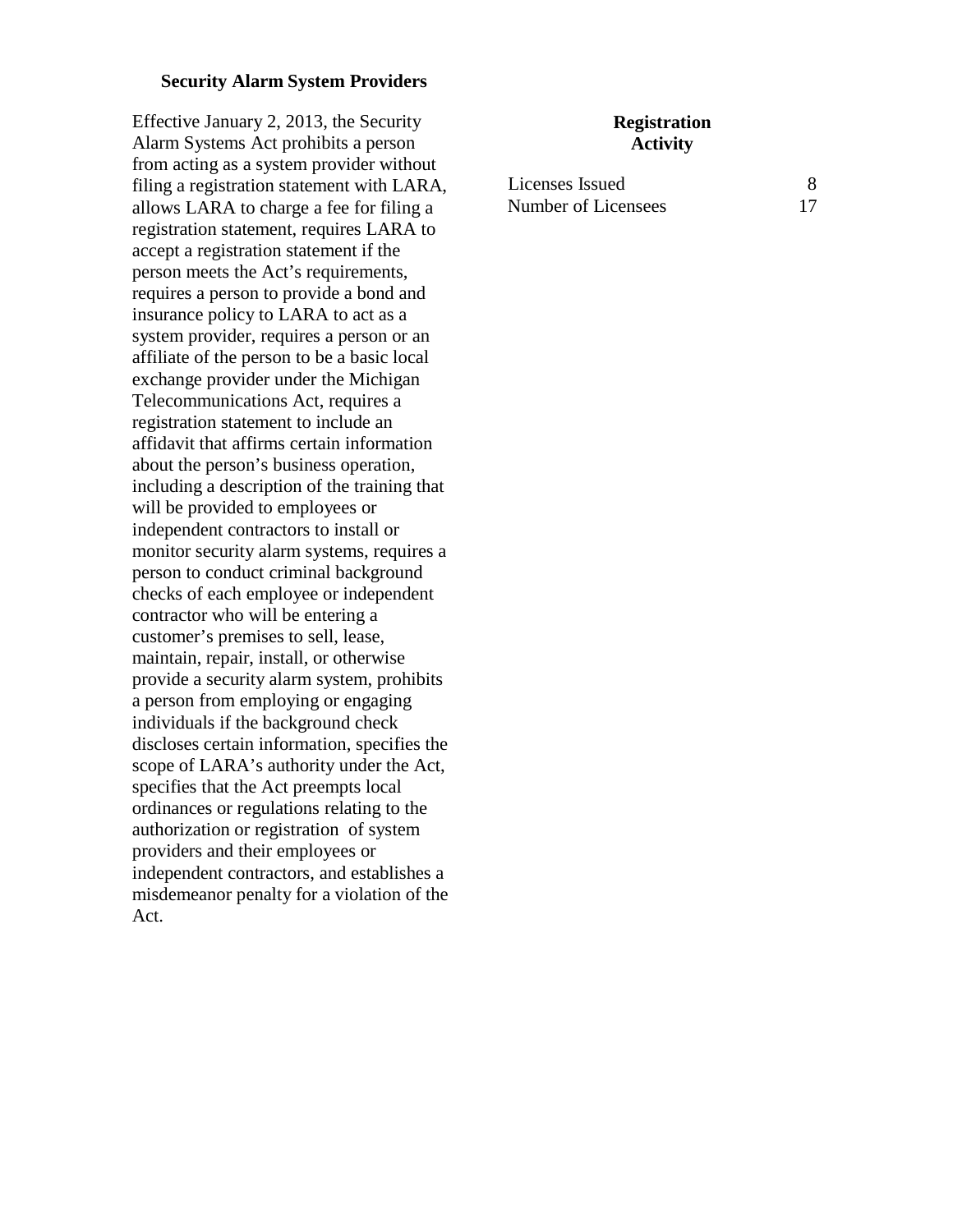## Security Alarm System Providers

Effective January 2, 2013, the Security Alarm Systems Act prohibits a person from acting as a system provider without filing a registration statement with LARA, allows LARA to charge a fee for filing a registration statement, requires LARA to accept a registration statement if the person meets the Act's requirements, requires a person to provide a bond and insurance policy to LARA to act as a system provider, requires a person or an affiliate of the person to be a basic local exchange provider under the Michigan Telecommunications Act, requires a registration statement to include an affidavit that affirms certain information about the person's business operation, including a description of the training that will be provided to employees or independent contractors to install or monitor security alarm systems, requires a person to conduct criminal background checks of each employee or independent contractor who will be entering a customer's premises to sell, lease, maintain, repair, install, or otherwise provide a security alarm system, prohibits a person from employing or engaging individuals if the background check discloses certain information, specifies the scope of LARA's authority under the Act, specifies that the Act preempts local ordinances or regulations relating to the authorization or registration of system providers and their employees or independent contractors, and establishes a misdemeanor penalty for a violation of the Act.

**Registration Activity**

| | |
|---|---|
| Licenses Issued | 8 |
| Number of Licensees | 17 |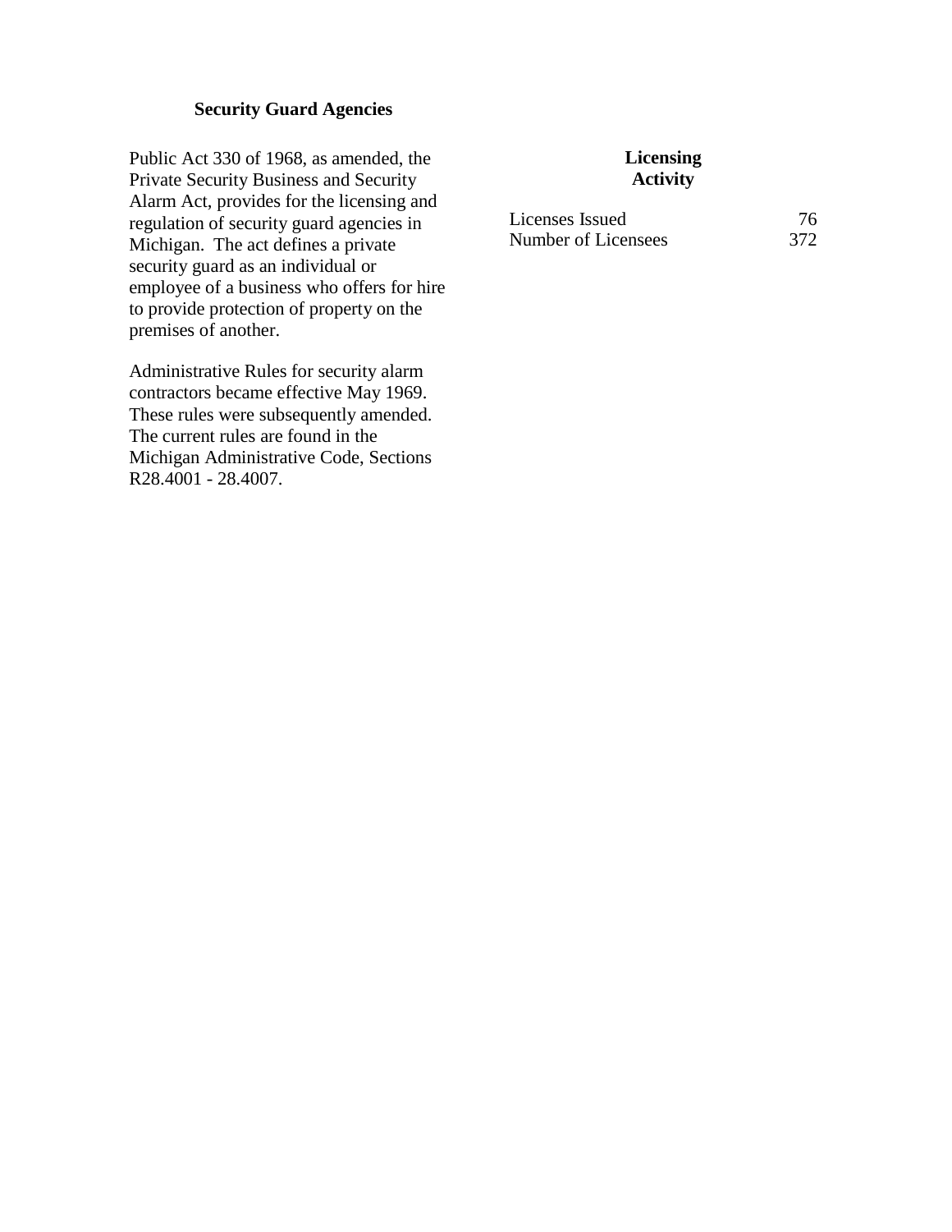### Security Guard Agencies

Public Act 330 of 1968, as amended, the Private Security Business and Security Alarm Act, provides for the licensing and regulation of security guard agencies in Michigan. The act defines a private security guard as an individual or employee of a business who offers for hire to provide protection of property on the premises of another.

Administrative Rules for security alarm contractors became effective May 1969. These rules were subsequently amended. The current rules are found in the Michigan Administrative Code, Sections R28.4001 - 28.4007.

**Licensing Activity**

| | |
|---|---|
| Licenses Issued | 76 |
| Number of Licensees | 372 |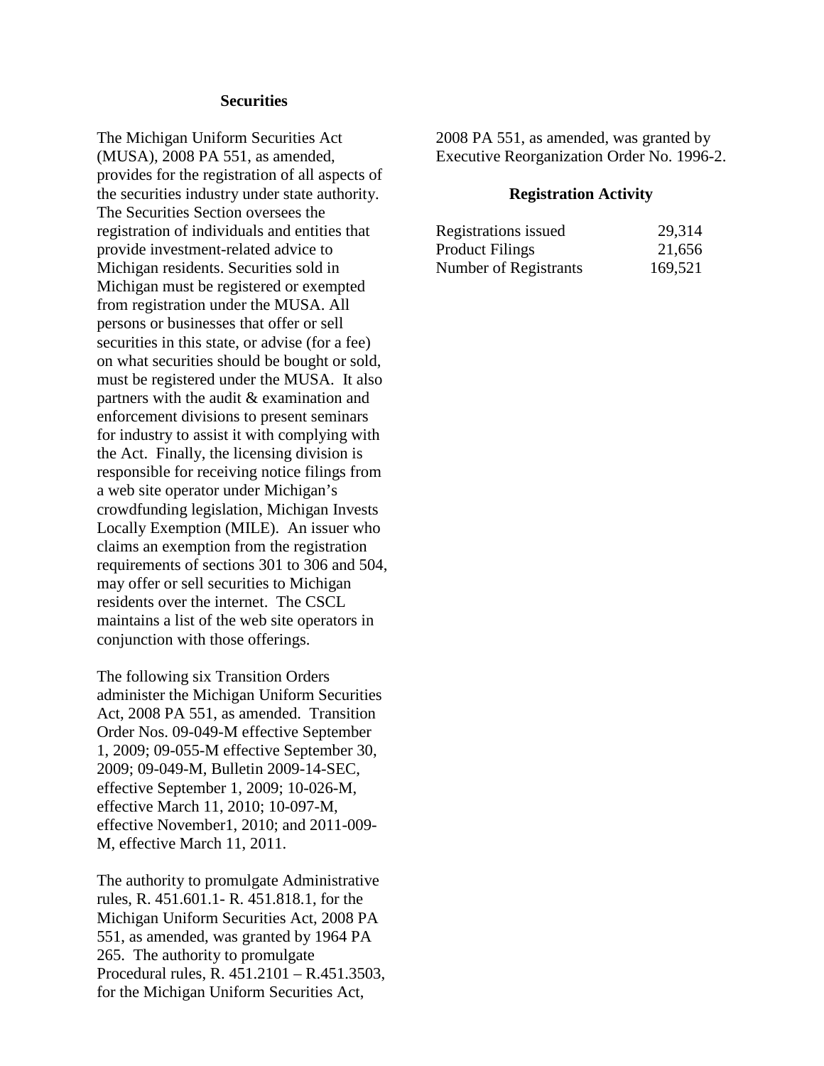### Securities

The Michigan Uniform Securities Act (MUSA), 2008 PA 551, as amended, provides for the registration of all aspects of the securities industry under state authority. The Securities Section oversees the registration of individuals and entities that provide investment-related advice to Michigan residents. Securities sold in Michigan must be registered or exempted from registration under the MUSA. All persons or businesses that offer or sell securities in this state, or advise (for a fee) on what securities should be bought or sold, must be registered under the MUSA. It also partners with the audit & examination and enforcement divisions to present seminars for industry to assist it with complying with the Act. Finally, the licensing division is responsible for receiving notice filings from a web site operator under Michigan's crowdfunding legislation, Michigan Invests Locally Exemption (MILE). An issuer who claims an exemption from the registration requirements of sections 301 to 306 and 504, may offer or sell securities to Michigan residents over the internet. The CSCL maintains a list of the web site operators in conjunction with those offerings.

The following six Transition Orders administer the Michigan Uniform Securities Act, 2008 PA 551, as amended. Transition Order Nos. 09-049-M effective September 1, 2009; 09-055-M effective September 30, 2009; 09-049-M, Bulletin 2009-14-SEC, effective September 1, 2009; 10-026-M, effective March 11, 2010; 10-097-M, effective November1, 2010; and 2011-009-M, effective March 11, 2011.

The authority to promulgate Administrative rules, R. 451.601.1- R. 451.818.1, for the Michigan Uniform Securities Act, 2008 PA 551, as amended, was granted by 1964 PA 265. The authority to promulgate Procedural rules, R. 451.2101 – R.451.3503, for the Michigan Uniform Securities Act, 2008 PA 551, as amended, was granted by Executive Reorganization Order No. 1996-2.

### Registration Activity

| | |
|---|---|
| Registrations issued | 29,314 |
| Product Filings | 21,656 |
| Number of Registrants | 169,521 |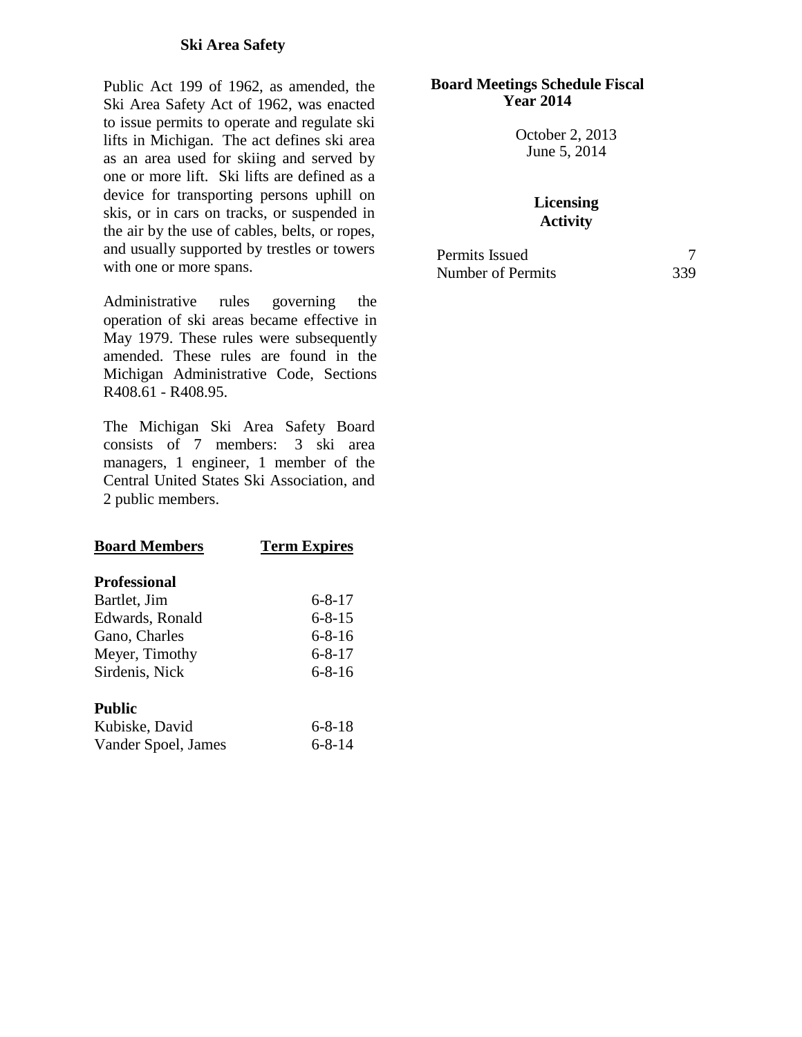## Ski Area Safety

Public Act 199 of 1962, as amended, the Ski Area Safety Act of 1962, was enacted to issue permits to operate and regulate ski lifts in Michigan. The act defines ski area as an area used for skiing and served by one or more lift. Ski lifts are defined as a device for transporting persons uphill on skis, or in cars on tracks, or suspended in the air by the use of cables, belts, or ropes, and usually supported by trestles or towers with one or more spans.

Administrative rules governing the operation of ski areas became effective in May 1979. These rules were subsequently amended. These rules are found in the Michigan Administrative Code, Sections R408.61 - R408.95.

The Michigan Ski Area Safety Board consists of 7 members: 3 ski area managers, 1 engineer, 1 member of the Central United States Ski Association, and 2 public members.

| Board Members | Term Expires |
|---|---|
| **Professional** | |
| Bartlet, Jim | 6-8-17 |
| Edwards, Ronald | 6-8-15 |
| Gano, Charles | 6-8-16 |
| Meyer, Timothy | 6-8-17 |
| Sirdenis, Nick | 6-8-16 |
| **Public** | |
| Kubiske, David | 6-8-18 |
| Vander Spoel, James | 6-8-14 |

### Board Meetings Schedule Fiscal Year 2014

October 2, 2013
June 5, 2014

### Licensing Activity

| | |
|---|---|
| Permits Issued | 7 |
| Number of Permits | 339 |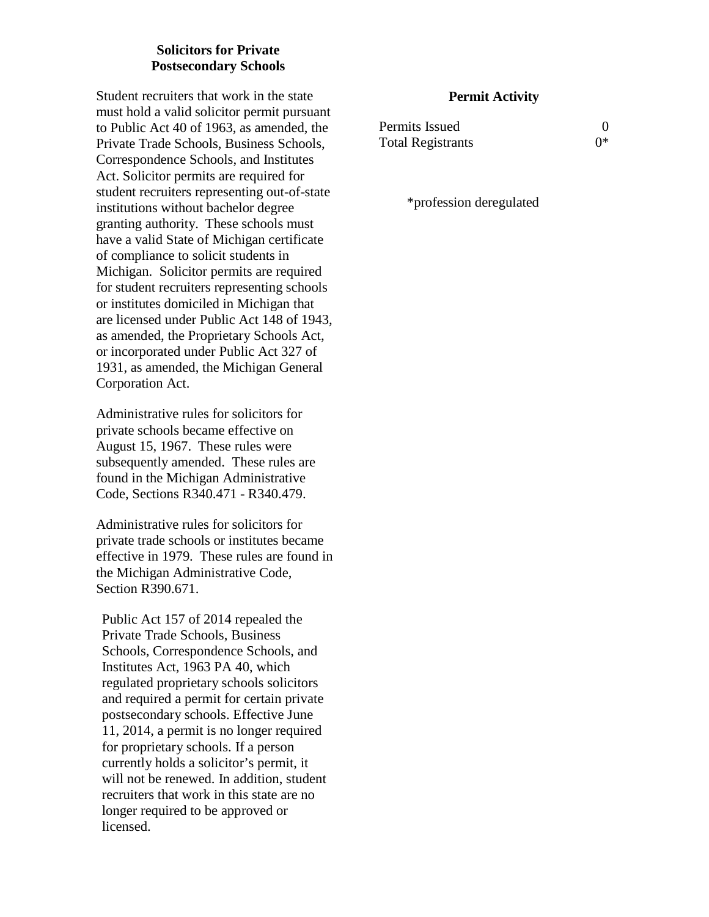## Solicitors for Private Postsecondary Schools

Student recruiters that work in the state must hold a valid solicitor permit pursuant to Public Act 40 of 1963, as amended, the Private Trade Schools, Business Schools, Correspondence Schools, and Institutes Act. Solicitor permits are required for student recruiters representing out-of-state institutions without bachelor degree granting authority. These schools must have a valid State of Michigan certificate of compliance to solicit students in Michigan. Solicitor permits are required for student recruiters representing schools or institutes domiciled in Michigan that are licensed under Public Act 148 of 1943, as amended, the Proprietary Schools Act, or incorporated under Public Act 327 of 1931, as amended, the Michigan General Corporation Act.

Administrative rules for solicitors for private schools became effective on August 15, 1967. These rules were subsequently amended. These rules are found in the Michigan Administrative Code, Sections R340.471 - R340.479.

Administrative rules for solicitors for private trade schools or institutes became effective in 1979. These rules are found in the Michigan Administrative Code, Section R390.671.

Public Act 157 of 2014 repealed the Private Trade Schools, Business Schools, Correspondence Schools, and Institutes Act, 1963 PA 40, which regulated proprietary schools solicitors and required a permit for certain private postsecondary schools. Effective June 11, 2014, a permit is no longer required for proprietary schools. If a person currently holds a solicitor's permit, it will not be renewed. In addition, student recruiters that work in this state are no longer required to be approved or licensed.

### Permit Activity

| | |
|---|---|
| Permits Issued | 0 |
| Total Registrants | 0* |

*profession deregulated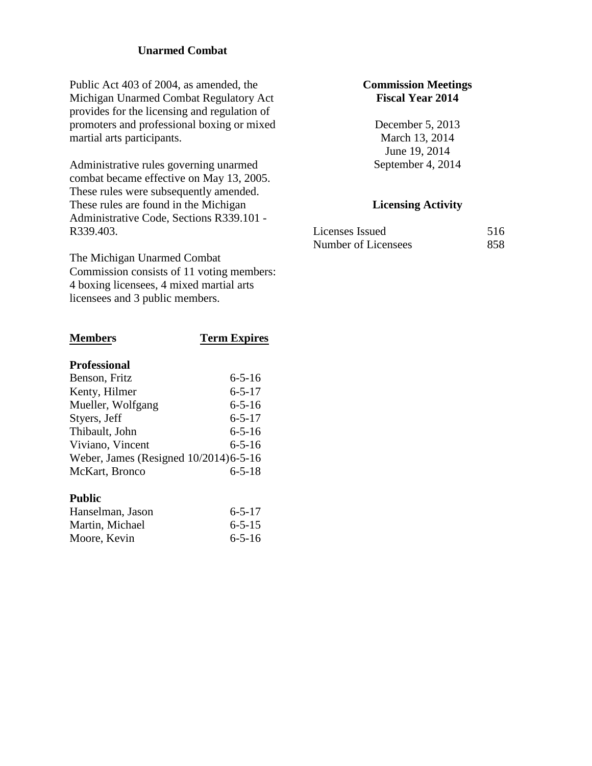## Unarmed Combat

Public Act 403 of 2004, as amended, the Michigan Unarmed Combat Regulatory Act provides for the licensing and regulation of promoters and professional boxing or mixed martial arts participants.

Administrative rules governing unarmed combat became effective on May 13, 2005. These rules were subsequently amended. These rules are found in the Michigan Administrative Code, Sections R339.101 - R339.403.

The Michigan Unarmed Combat Commission consists of 11 voting members: 4 boxing licensees, 4 mixed martial arts licensees and 3 public members.

| Members | Term Expires |
|---|---|
| **Professional** | |
| Benson, Fritz | 6-5-16 |
| Kenty, Hilmer | 6-5-17 |
| Mueller, Wolfgang | 6-5-16 |
| Styers, Jeff | 6-5-17 |
| Thibault, John | 6-5-16 |
| Viviano, Vincent | 6-5-16 |
| Weber, James (Resigned 10/2014) | 6-5-16 |
| McKart, Bronco | 6-5-18 |
| **Public** | |
| Hanselman, Jason | 6-5-17 |
| Martin, Michael | 6-5-15 |
| Moore, Kevin | 6-5-16 |

### Commission Meetings Fiscal Year 2014

December 5, 2013
March 13, 2014
June 19, 2014
September 4, 2014

### Licensing Activity

| | |
|---|---|
| Licenses Issued | 516 |
| Number of Licensees | 858 |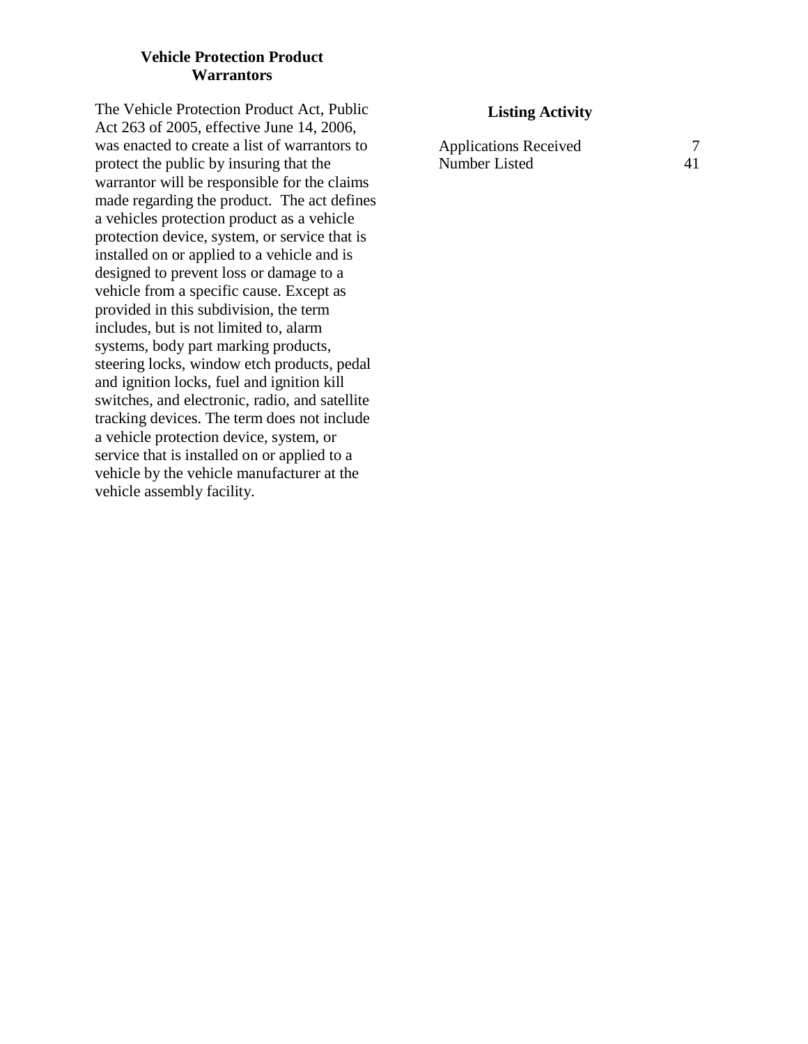## Vehicle Protection Product Warrantors

The Vehicle Protection Product Act, Public Act 263 of 2005, effective June 14, 2006, was enacted to create a list of warrantors to protect the public by insuring that the warrantor will be responsible for the claims made regarding the product. The act defines a vehicles protection product as a vehicle protection device, system, or service that is installed on or applied to a vehicle and is designed to prevent loss or damage to a vehicle from a specific cause. Except as provided in this subdivision, the term includes, but is not limited to, alarm systems, body part marking products, steering locks, window etch products, pedal and ignition locks, fuel and ignition kill switches, and electronic, radio, and satellite tracking devices. The term does not include a vehicle protection device, system, or service that is installed on or applied to a vehicle by the vehicle manufacturer at the vehicle assembly facility.

### Listing Activity

| | |
|---|---|
| Applications Received | 7 |
| Number Listed | 41 |